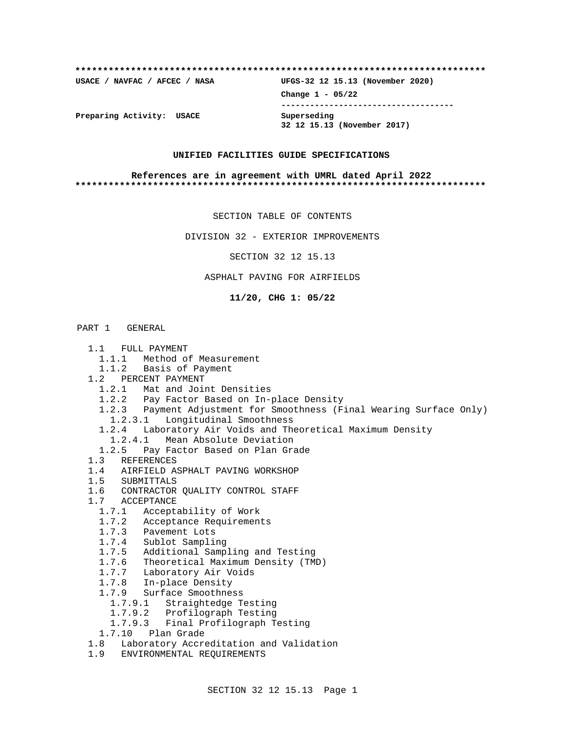**************************************************************************

**USACE / NAVFAC / AFCEC / NASA** **UFGS-32 12 15.13 (November 2020)**

**Change 1 - 05/22**

-----------------------------------

**Preparing Activity: USACE** **Superseding**
**32 12 15.13 (November 2017)**

**UNIFIED FACILITIES GUIDE SPECIFICATIONS**

**References are in agreement with UMRL dated April 2022**

**************************************************************************

SECTION TABLE OF CONTENTS

DIVISION 32 - EXTERIOR IMPROVEMENTS

SECTION 32 12 15.13

ASPHALT PAVING FOR AIRFIELDS

**11/20, CHG 1: 05/22**

PART 1 GENERAL

- 1.1 FULL PAYMENT
  - 1.1.1 Method of Measurement
  - 1.1.2 Basis of Payment
- 1.2 PERCENT PAYMENT
  - 1.2.1 Mat and Joint Densities
  - 1.2.2 Pay Factor Based on In-place Density
  - 1.2.3 Payment Adjustment for Smoothness (Final Wearing Surface Only)
    - 1.2.3.1 Longitudinal Smoothness
  - 1.2.4 Laboratory Air Voids and Theoretical Maximum Density
    - 1.2.4.1 Mean Absolute Deviation
  - 1.2.5 Pay Factor Based on Plan Grade
- 1.3 REFERENCES
- 1.4 AIRFIELD ASPHALT PAVING WORKSHOP
- 1.5 SUBMITTALS
- 1.6 CONTRACTOR QUALITY CONTROL STAFF
- 1.7 ACCEPTANCE
  - 1.7.1 Acceptability of Work
  - 1.7.2 Acceptance Requirements
  - 1.7.3 Pavement Lots
  - 1.7.4 Sublot Sampling
  - 1.7.5 Additional Sampling and Testing
  - 1.7.6 Theoretical Maximum Density (TMD)
  - 1.7.7 Laboratory Air Voids
  - 1.7.8 In-place Density
  - 1.7.9 Surface Smoothness
    - 1.7.9.1 Straightedge Testing
    - 1.7.9.2 Profilograph Testing
    - 1.7.9.3 Final Profilograph Testing
  - 1.7.10 Plan Grade
- 1.8 Laboratory Accreditation and Validation
- 1.9 ENVIRONMENTAL REQUIREMENTS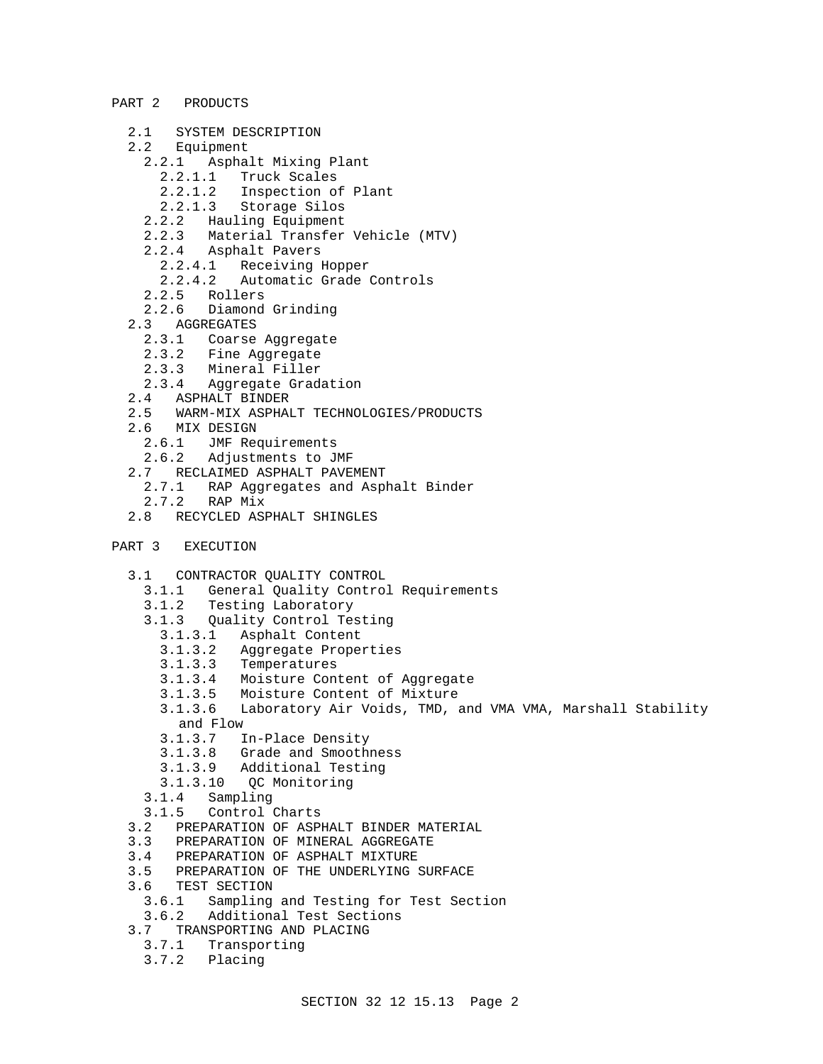PART 2 PRODUCTS

- 2.1 SYSTEM DESCRIPTION
- 2.2 Equipment
  - 2.2.1 Asphalt Mixing Plant
    - 2.2.1.1 Truck Scales
    - 2.2.1.2 Inspection of Plant
    - 2.2.1.3 Storage Silos
  - 2.2.2 Hauling Equipment
  - 2.2.3 Material Transfer Vehicle (MTV)
  - 2.2.4 Asphalt Pavers
    - 2.2.4.1 Receiving Hopper
    - 2.2.4.2 Automatic Grade Controls
  - 2.2.5 Rollers
  - 2.2.6 Diamond Grinding
- 2.3 AGGREGATES
  - 2.3.1 Coarse Aggregate
  - 2.3.2 Fine Aggregate
  - 2.3.3 Mineral Filler
  - 2.3.4 Aggregate Gradation
- 2.4 ASPHALT BINDER
- 2.5 WARM-MIX ASPHALT TECHNOLOGIES/PRODUCTS
- 2.6 MIX DESIGN
  - 2.6.1 JMF Requirements
  - 2.6.2 Adjustments to JMF
- 2.7 RECLAIMED ASPHALT PAVEMENT
  - 2.7.1 RAP Aggregates and Asphalt Binder
  - 2.7.2 RAP Mix
- 2.8 RECYCLED ASPHALT SHINGLES

PART 3 EXECUTION

- 3.1 CONTRACTOR QUALITY CONTROL
  - 3.1.1 General Quality Control Requirements
  - 3.1.2 Testing Laboratory
  - 3.1.3 Quality Control Testing
    - 3.1.3.1 Asphalt Content
    - 3.1.3.2 Aggregate Properties
    - 3.1.3.3 Temperatures
    - 3.1.3.4 Moisture Content of Aggregate
    - 3.1.3.5 Moisture Content of Mixture
    - 3.1.3.6 Laboratory Air Voids, TMD, and VMA VMA, Marshall Stability and Flow
    - 3.1.3.7 In-Place Density
    - 3.1.3.8 Grade and Smoothness
    - 3.1.3.9 Additional Testing
    - 3.1.3.10 QC Monitoring
  - 3.1.4 Sampling
  - 3.1.5 Control Charts
- 3.2 PREPARATION OF ASPHALT BINDER MATERIAL
- 3.3 PREPARATION OF MINERAL AGGREGATE
- 3.4 PREPARATION OF ASPHALT MIXTURE
- 3.5 PREPARATION OF THE UNDERLYING SURFACE
- 3.6 TEST SECTION
  - 3.6.1 Sampling and Testing for Test Section
  - 3.6.2 Additional Test Sections
- 3.7 TRANSPORTING AND PLACING
  - 3.7.1 Transporting
  - 3.7.2 Placing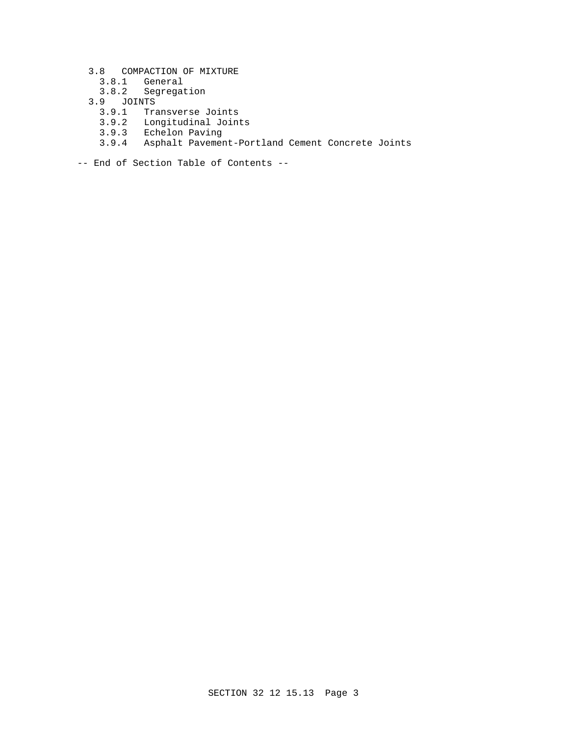3.8 COMPACTION OF MIXTURE
  3.8.1 General
  3.8.2 Segregation
3.9 JOINTS
  3.9.1 Transverse Joints
  3.9.2 Longitudinal Joints
  3.9.3 Echelon Paving
  3.9.4 Asphalt Pavement-Portland Cement Concrete Joints

-- End of Section Table of Contents --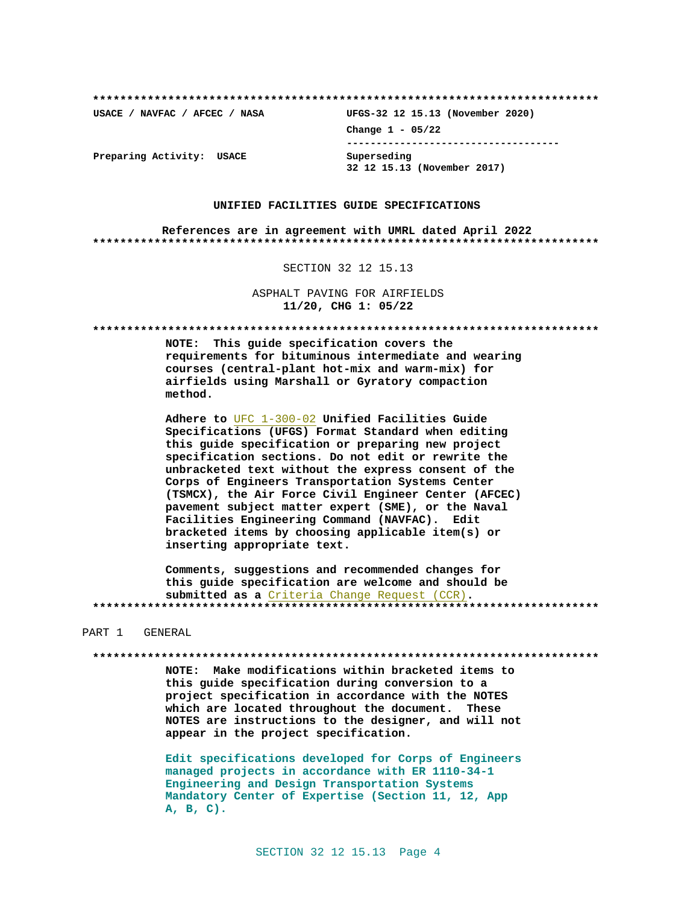**************************************************************************

**USACE / NAVFAC / AFCEC / NASA** | **UFGS-32 12 15.13 (November 2020)**

**Change 1 - 05/22**

------------------------------------

**Preparing Activity: USACE** | **Superseding 32 12 15.13 (November 2017)**

**UNIFIED FACILITIES GUIDE SPECIFICATIONS**

**References are in agreement with UMRL dated April 2022**

**************************************************************************

SECTION 32 12 15.13

ASPHALT PAVING FOR AIRFIELDS
**11/20, CHG 1: 05/22**

**************************************************************************

**NOTE: This guide specification covers the requirements for bituminous intermediate and wearing courses (central-plant hot-mix and warm-mix) for airfields using Marshall or Gyratory compaction method.**

**Adhere to UFC 1-300-02 Unified Facilities Guide Specifications (UFGS) Format Standard when editing this guide specification or preparing new project specification sections. Do not edit or rewrite the unbracketed text without the express consent of the Corps of Engineers Transportation Systems Center (TSMCX), the Air Force Civil Engineer Center (AFCEC) pavement subject matter expert (SME), or the Naval Facilities Engineering Command (NAVFAC). Edit bracketed items by choosing applicable item(s) or inserting appropriate text.**

**Comments, suggestions and recommended changes for this guide specification are welcome and should be submitted as a Criteria Change Request (CCR).**

**************************************************************************

PART 1 GENERAL

**************************************************************************

**NOTE: Make modifications within bracketed items to this guide specification during conversion to a project specification in accordance with the NOTES which are located throughout the document. These NOTES are instructions to the designer, and will not appear in the project specification.**

**Edit specifications developed for Corps of Engineers managed projects in accordance with ER 1110-34-1 Engineering and Design Transportation Systems Mandatory Center of Expertise (Section 11, 12, App A, B, C).**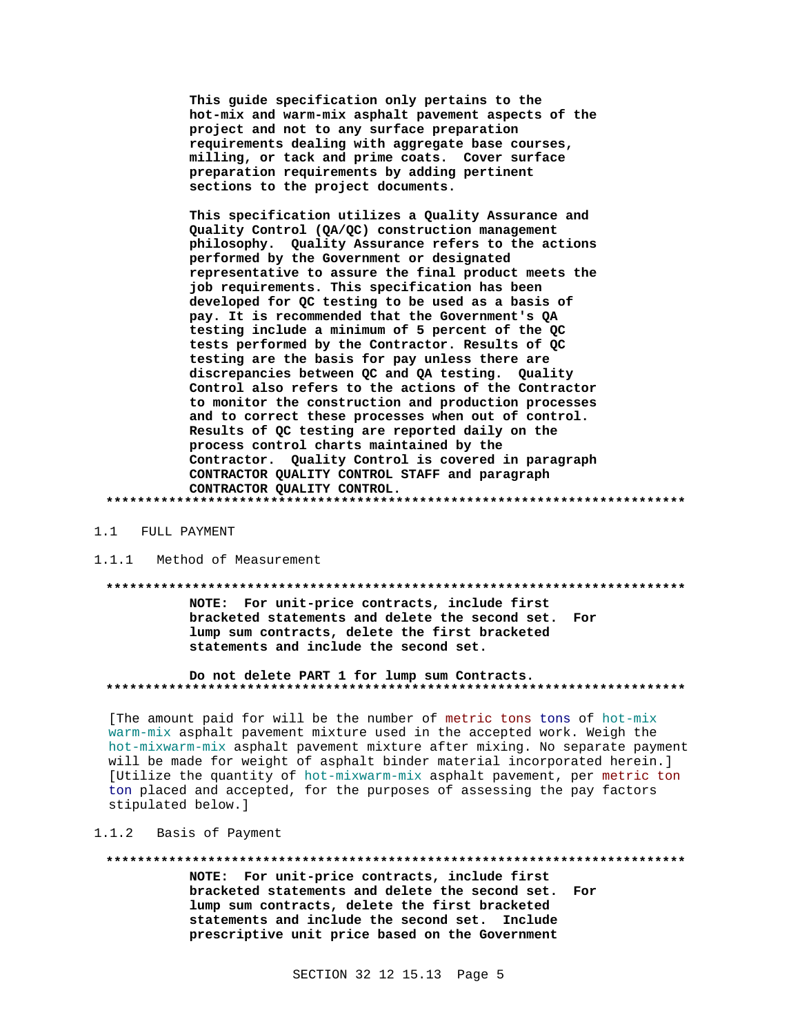**This guide specification only pertains to the hot-mix and warm-mix asphalt pavement aspects of the project and not to any surface preparation requirements dealing with aggregate base courses, milling, or tack and prime coats. Cover surface preparation requirements by adding pertinent sections to the project documents.**

**This specification utilizes a Quality Assurance and Quality Control (QA/QC) construction management philosophy. Quality Assurance refers to the actions performed by the Government or designated representative to assure the final product meets the job requirements. This specification has been developed for QC testing to be used as a basis of pay. It is recommended that the Government's QA testing include a minimum of 5 percent of the QC tests performed by the Contractor. Results of QC testing are the basis for pay unless there are discrepancies between QC and QA testing. Quality Control also refers to the actions of the Contractor to monitor the construction and production processes and to correct these processes when out of control. Results of QC testing are reported daily on the process control charts maintained by the Contractor. Quality Control is covered in paragraph CONTRACTOR QUALITY CONTROL STAFF and paragraph CONTRACTOR QUALITY CONTROL.**

**************************************************************************

## 1.1 FULL PAYMENT

### 1.1.1 Method of Measurement

**************************************************************************

**NOTE: For unit-price contracts, include first bracketed statements and delete the second set. For lump sum contracts, delete the first bracketed statements and include the second set.**

**Do not delete PART 1 for lump sum Contracts.**

**************************************************************************

[The amount paid for will be the number of metric tons tons of hot-mix warm-mix asphalt pavement mixture used in the accepted work. Weigh the hot-mixwarm-mix asphalt pavement mixture after mixing. No separate payment will be made for weight of asphalt binder material incorporated herein.] [Utilize the quantity of hot-mixwarm-mix asphalt pavement, per metric ton ton placed and accepted, for the purposes of assessing the pay factors stipulated below.]

### 1.1.2 Basis of Payment

**************************************************************************

**NOTE: For unit-price contracts, include first bracketed statements and delete the second set. For lump sum contracts, delete the first bracketed statements and include the second set. Include prescriptive unit price based on the Government**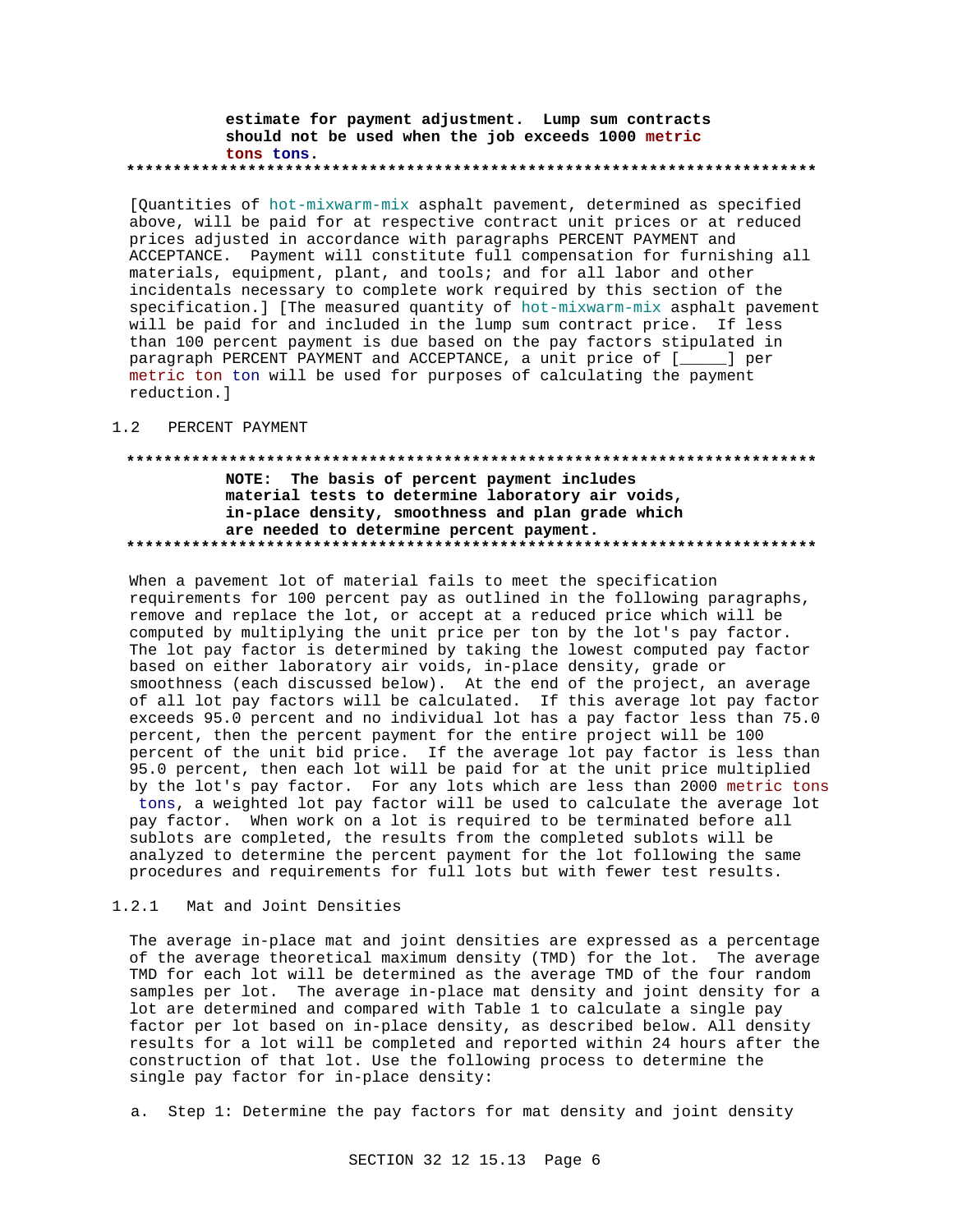**estimate for payment adjustment. Lump sum contracts should not be used when the job exceeds 1000 metric tons tons.**

**************************************************************************

[Quantities of hot-mixwarm-mix asphalt pavement, determined as specified above, will be paid for at respective contract unit prices or at reduced prices adjusted in accordance with paragraphs PERCENT PAYMENT and ACCEPTANCE. Payment will constitute full compensation for furnishing all materials, equipment, plant, and tools; and for all labor and other incidentals necessary to complete work required by this section of the specification.] [The measured quantity of hot-mixwarm-mix asphalt pavement will be paid for and included in the lump sum contract price. If less than 100 percent payment is due based on the pay factors stipulated in paragraph PERCENT PAYMENT and ACCEPTANCE, a unit price of [_____] per metric ton ton will be used for purposes of calculating the payment reduction.]

## 1.2 PERCENT PAYMENT

**************************************************************************

**NOTE: The basis of percent payment includes material tests to determine laboratory air voids, in-place density, smoothness and plan grade which are needed to determine percent payment.**

**************************************************************************

When a pavement lot of material fails to meet the specification requirements for 100 percent pay as outlined in the following paragraphs, remove and replace the lot, or accept at a reduced price which will be computed by multiplying the unit price per ton by the lot's pay factor. The lot pay factor is determined by taking the lowest computed pay factor based on either laboratory air voids, in-place density, grade or smoothness (each discussed below). At the end of the project, an average of all lot pay factors will be calculated. If this average lot pay factor exceeds 95.0 percent and no individual lot has a pay factor less than 75.0 percent, then the percent payment for the entire project will be 100 percent of the unit bid price. If the average lot pay factor is less than 95.0 percent, then each lot will be paid for at the unit price multiplied by the lot's pay factor. For any lots which are less than 2000 metric tons tons, a weighted lot pay factor will be used to calculate the average lot pay factor. When work on a lot is required to be terminated before all sublots are completed, the results from the completed sublots will be analyzed to determine the percent payment for the lot following the same procedures and requirements for full lots but with fewer test results.

### 1.2.1 Mat and Joint Densities

The average in-place mat and joint densities are expressed as a percentage of the average theoretical maximum density (TMD) for the lot. The average TMD for each lot will be determined as the average TMD of the four random samples per lot. The average in-place mat density and joint density for a lot are determined and compared with Table 1 to calculate a single pay factor per lot based on in-place density, as described below. All density results for a lot will be completed and reported within 24 hours after the construction of that lot. Use the following process to determine the single pay factor for in-place density:

a. Step 1: Determine the pay factors for mat density and joint density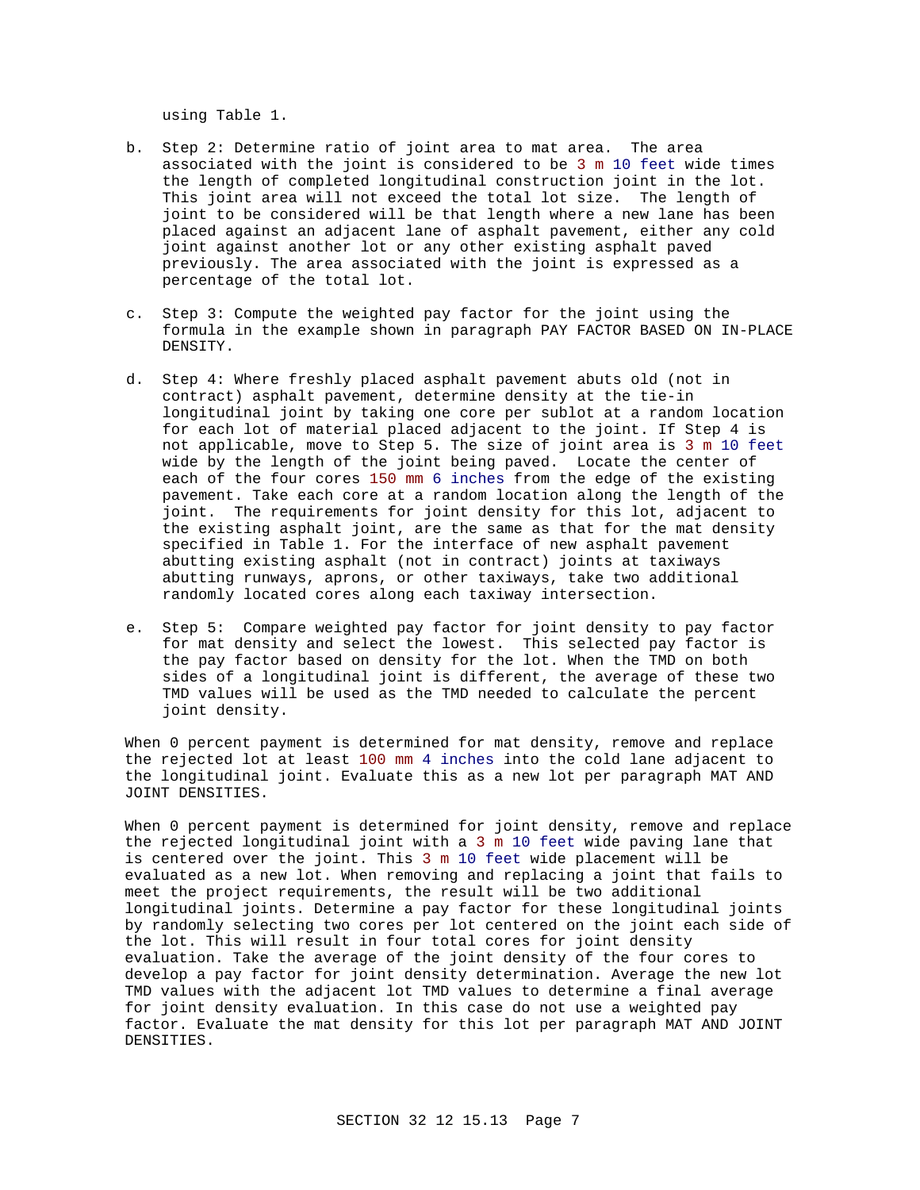using Table 1.

b. Step 2: Determine ratio of joint area to mat area. The area associated with the joint is considered to be 3 m 10 feet wide times the length of completed longitudinal construction joint in the lot. This joint area will not exceed the total lot size. The length of joint to be considered will be that length where a new lane has been placed against an adjacent lane of asphalt pavement, either any cold joint against another lot or any other existing asphalt paved previously. The area associated with the joint is expressed as a percentage of the total lot.

c. Step 3: Compute the weighted pay factor for the joint using the formula in the example shown in paragraph PAY FACTOR BASED ON IN-PLACE DENSITY.

d. Step 4: Where freshly placed asphalt pavement abuts old (not in contract) asphalt pavement, determine density at the tie-in longitudinal joint by taking one core per sublot at a random location for each lot of material placed adjacent to the joint. If Step 4 is not applicable, move to Step 5. The size of joint area is 3 m 10 feet wide by the length of the joint being paved. Locate the center of each of the four cores 150 mm 6 inches from the edge of the existing pavement. Take each core at a random location along the length of the joint. The requirements for joint density for this lot, adjacent to the existing asphalt joint, are the same as that for the mat density specified in Table 1. For the interface of new asphalt pavement abutting existing asphalt (not in contract) joints at taxiways abutting runways, aprons, or other taxiways, take two additional randomly located cores along each taxiway intersection.

e. Step 5: Compare weighted pay factor for joint density to pay factor for mat density and select the lowest. This selected pay factor is the pay factor based on density for the lot. When the TMD on both sides of a longitudinal joint is different, the average of these two TMD values will be used as the TMD needed to calculate the percent joint density.

When 0 percent payment is determined for mat density, remove and replace the rejected lot at least 100 mm 4 inches into the cold lane adjacent to the longitudinal joint. Evaluate this as a new lot per paragraph MAT AND JOINT DENSITIES.

When 0 percent payment is determined for joint density, remove and replace the rejected longitudinal joint with a 3 m 10 feet wide paving lane that is centered over the joint. This 3 m 10 feet wide placement will be evaluated as a new lot. When removing and replacing a joint that fails to meet the project requirements, the result will be two additional longitudinal joints. Determine a pay factor for these longitudinal joints by randomly selecting two cores per lot centered on the joint each side of the lot. This will result in four total cores for joint density evaluation. Take the average of the joint density of the four cores to develop a pay factor for joint density determination. Average the new lot TMD values with the adjacent lot TMD values to determine a final average for joint density evaluation. In this case do not use a weighted pay factor. Evaluate the mat density for this lot per paragraph MAT AND JOINT DENSITIES.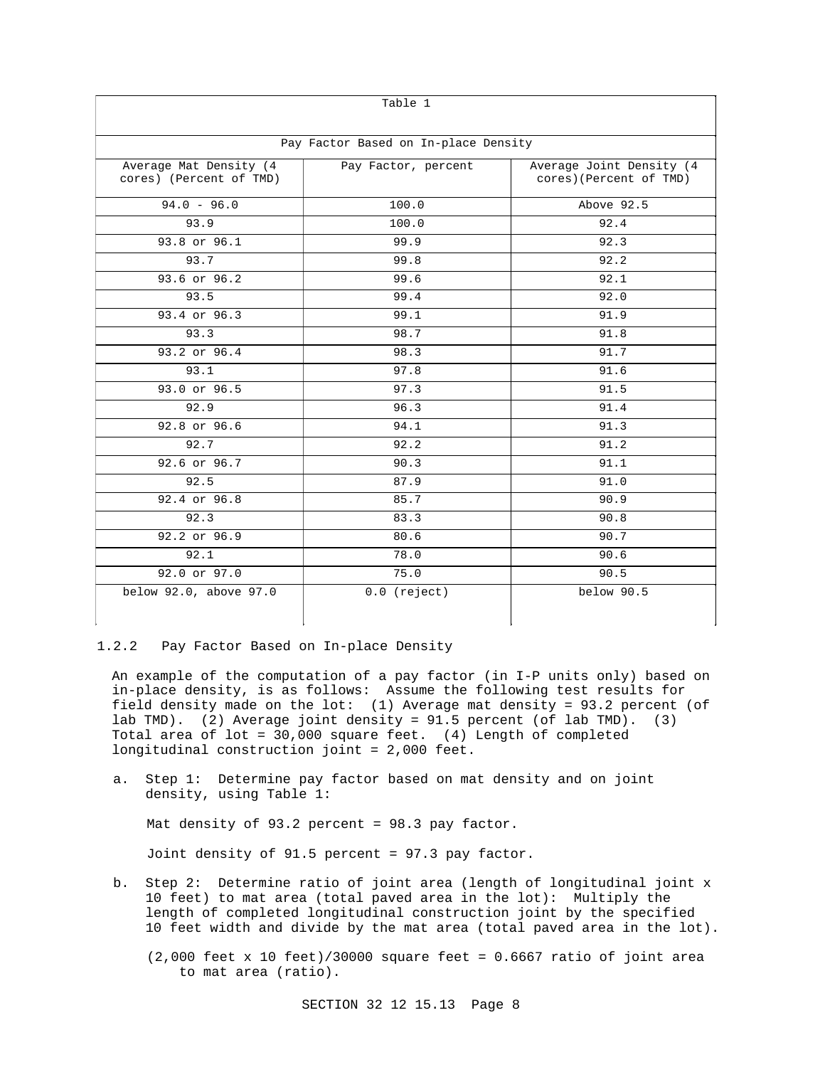| Table 1 | | |
|---|---|---|
| Pay Factor Based on In-place Density | | |
| Average Mat Density (4 cores) (Percent of TMD) | Pay Factor, percent | Average Joint Density (4 cores)(Percent of TMD) |
| 94.0 - 96.0 | 100.0 | Above 92.5 |
| 93.9 | 100.0 | 92.4 |
| 93.8 or 96.1 | 99.9 | 92.3 |
| 93.7 | 99.8 | 92.2 |
| 93.6 or 96.2 | 99.6 | 92.1 |
| 93.5 | 99.4 | 92.0 |
| 93.4 or 96.3 | 99.1 | 91.9 |
| 93.3 | 98.7 | 91.8 |
| 93.2 or 96.4 | 98.3 | 91.7 |
| 93.1 | 97.8 | 91.6 |
| 93.0 or 96.5 | 97.3 | 91.5 |
| 92.9 | 96.3 | 91.4 |
| 92.8 or 96.6 | 94.1 | 91.3 |
| 92.7 | 92.2 | 91.2 |
| 92.6 or 96.7 | 90.3 | 91.1 |
| 92.5 | 87.9 | 91.0 |
| 92.4 or 96.8 | 85.7 | 90.9 |
| 92.3 | 83.3 | 90.8 |
| 92.2 or 96.9 | 80.6 | 90.7 |
| 92.1 | 78.0 | 90.6 |
| 92.0 or 97.0 | 75.0 | 90.5 |
| below 92.0, above 97.0 | 0.0 (reject) | below 90.5 |

### 1.2.2 Pay Factor Based on In-place Density

An example of the computation of a pay factor (in I-P units only) based on in-place density, is as follows: Assume the following test results for field density made on the lot: (1) Average mat density = 93.2 percent (of lab TMD). (2) Average joint density = 91.5 percent (of lab TMD). (3) Total area of lot = 30,000 square feet. (4) Length of completed longitudinal construction joint = 2,000 feet.

a. Step 1: Determine pay factor based on mat density and on joint density, using Table 1:

   Mat density of 93.2 percent = 98.3 pay factor.

   Joint density of 91.5 percent = 97.3 pay factor.

b. Step 2: Determine ratio of joint area (length of longitudinal joint x 10 feet) to mat area (total paved area in the lot): Multiply the length of completed longitudinal construction joint by the specified 10 feet width and divide by the mat area (total paved area in the lot).

   (2,000 feet x 10 feet)/30000 square feet = 0.6667 ratio of joint area to mat area (ratio).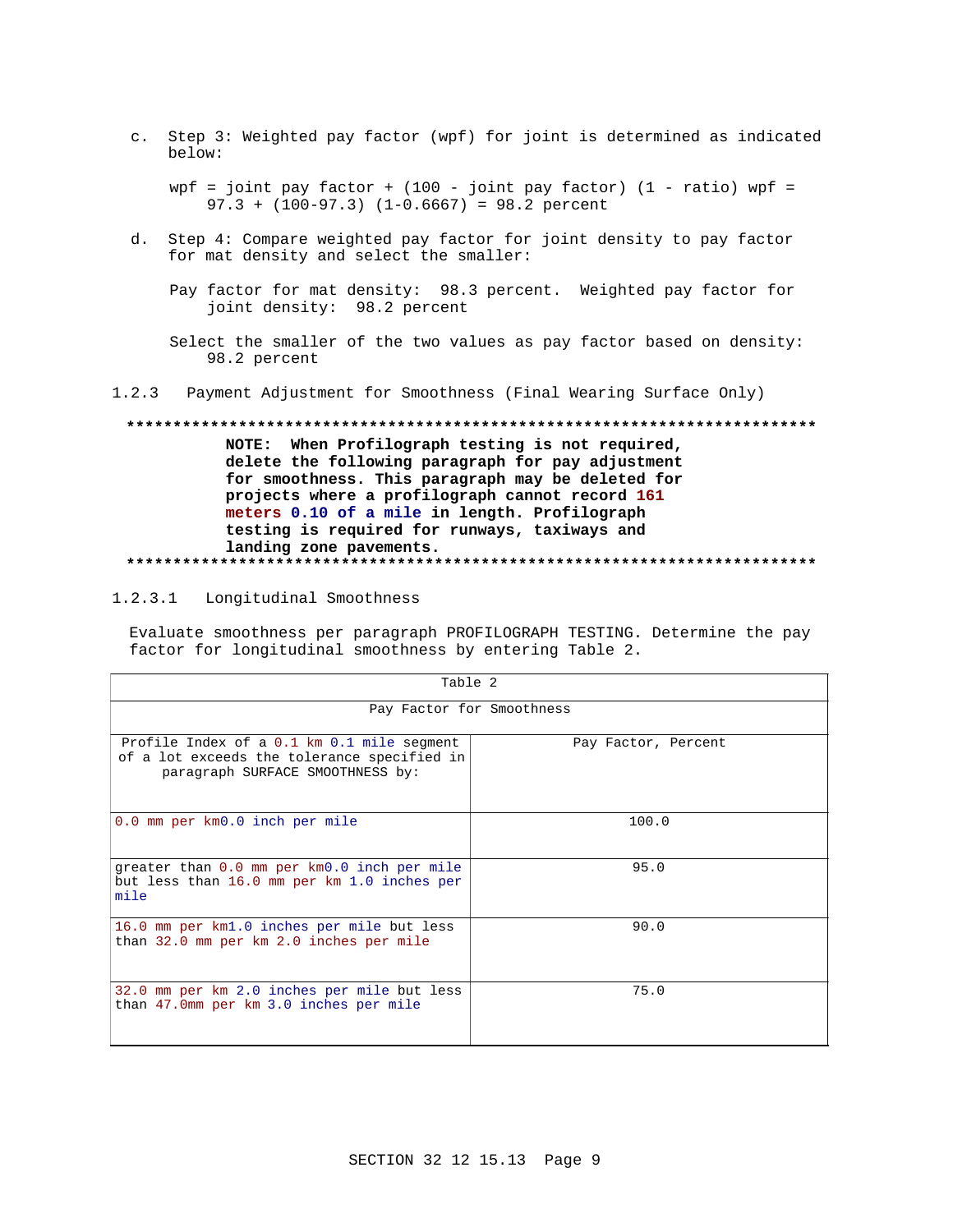c. Step 3: Weighted pay factor (wpf) for joint is determined as indicated below:

wpf = joint pay factor + (100 - joint pay factor) (1 - ratio) wpf = 97.3 + (100-97.3) (1-0.6667) = 98.2 percent

d. Step 4: Compare weighted pay factor for joint density to pay factor for mat density and select the smaller:

Pay factor for mat density: 98.3 percent. Weighted pay factor for joint density: 98.2 percent

Select the smaller of the two values as pay factor based on density: 98.2 percent

#### 1.2.3 Payment Adjustment for Smoothness (Final Wearing Surface Only)

**************************************************************************

**NOTE: When Profilograph testing is not required, delete the following paragraph for pay adjustment for smoothness. This paragraph may be deleted for projects where a profilograph cannot record 161 meters 0.10 of a mile in length. Profilograph testing is required for runways, taxiways and landing zone pavements.**

**************************************************************************

##### 1.2.3.1 Longitudinal Smoothness

Evaluate smoothness per paragraph PROFILOGRAPH TESTING. Determine the pay factor for longitudinal smoothness by entering Table 2.

| Table 2 | |
|---|---|
| Pay Factor for Smoothness | |
| Profile Index of a 0.1 km 0.1 mile segment of a lot exceeds the tolerance specified in paragraph SURFACE SMOOTHNESS by: | Pay Factor, Percent |
| 0.0 mm per km0.0 inch per mile | 100.0 |
| greater than 0.0 mm per km0.0 inch per mile but less than 16.0 mm per km 1.0 inches per mile | 95.0 |
| 16.0 mm per km1.0 inches per mile but less than 32.0 mm per km 2.0 inches per mile | 90.0 |
| 32.0 mm per km 2.0 inches per mile but less than 47.0mm per km 3.0 inches per mile | 75.0 |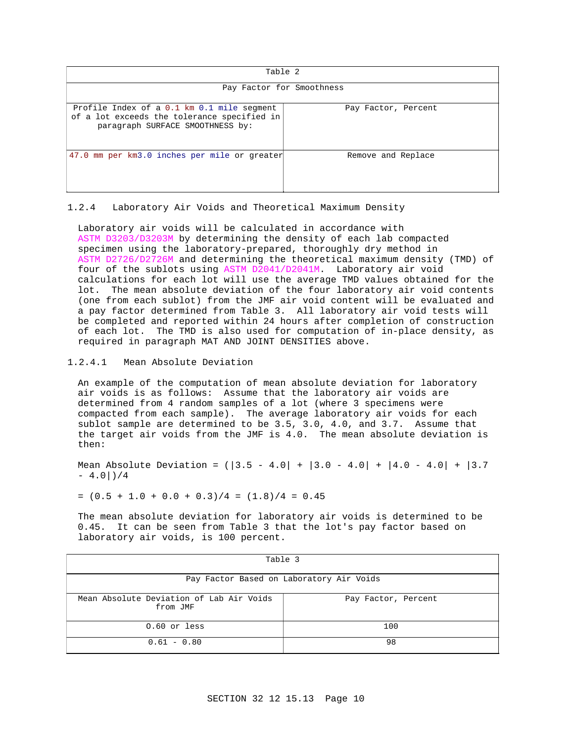| Table 2 | |
|---|---|
| Pay Factor for Smoothness | |
| Profile Index of a 0.1 km 0.1 mile segment of a lot exceeds the tolerance specified in paragraph SURFACE SMOOTHNESS by: | Pay Factor, Percent |
| 47.0 mm per km3.0 inches per mile or greater | Remove and Replace |

### 1.2.4 Laboratory Air Voids and Theoretical Maximum Density

Laboratory air voids will be calculated in accordance with ASTM D3203/D3203M by determining the density of each lab compacted specimen using the laboratory-prepared, thoroughly dry method in ASTM D2726/D2726M and determining the theoretical maximum density (TMD) of four of the sublots using ASTM D2041/D2041M. Laboratory air void calculations for each lot will use the average TMD values obtained for the lot. The mean absolute deviation of the four laboratory air void contents (one from each sublot) from the JMF air void content will be evaluated and a pay factor determined from Table 3. All laboratory air void tests will be completed and reported within 24 hours after completion of construction of each lot. The TMD is also used for computation of in-place density, as required in paragraph MAT AND JOINT DENSITIES above.

#### 1.2.4.1 Mean Absolute Deviation

An example of the computation of mean absolute deviation for laboratory air voids is as follows: Assume that the laboratory air voids are determined from 4 random samples of a lot (where 3 specimens were compacted from each sample). The average laboratory air voids for each sublot sample are determined to be 3.5, 3.0, 4.0, and 3.7. Assume that the target air voids from the JMF is 4.0. The mean absolute deviation is then:

$$\text{Mean Absolute Deviation} = (|3.5 - 4.0| + |3.0 - 4.0| + |4.0 - 4.0| + |3.7 - 4.0|)/4$$

$$= (0.5 + 1.0 + 0.0 + 0.3)/4 = (1.8)/4 = 0.45$$

The mean absolute deviation for laboratory air voids is determined to be 0.45. It can be seen from Table 3 that the lot's pay factor based on laboratory air voids, is 100 percent.

| Table 3 | |
|---|---|
| Pay Factor Based on Laboratory Air Voids | |
| Mean Absolute Deviation of Lab Air Voids from JMF | Pay Factor, Percent |
| 0.60 or less | 100 |
| 0.61 - 0.80 | 98 |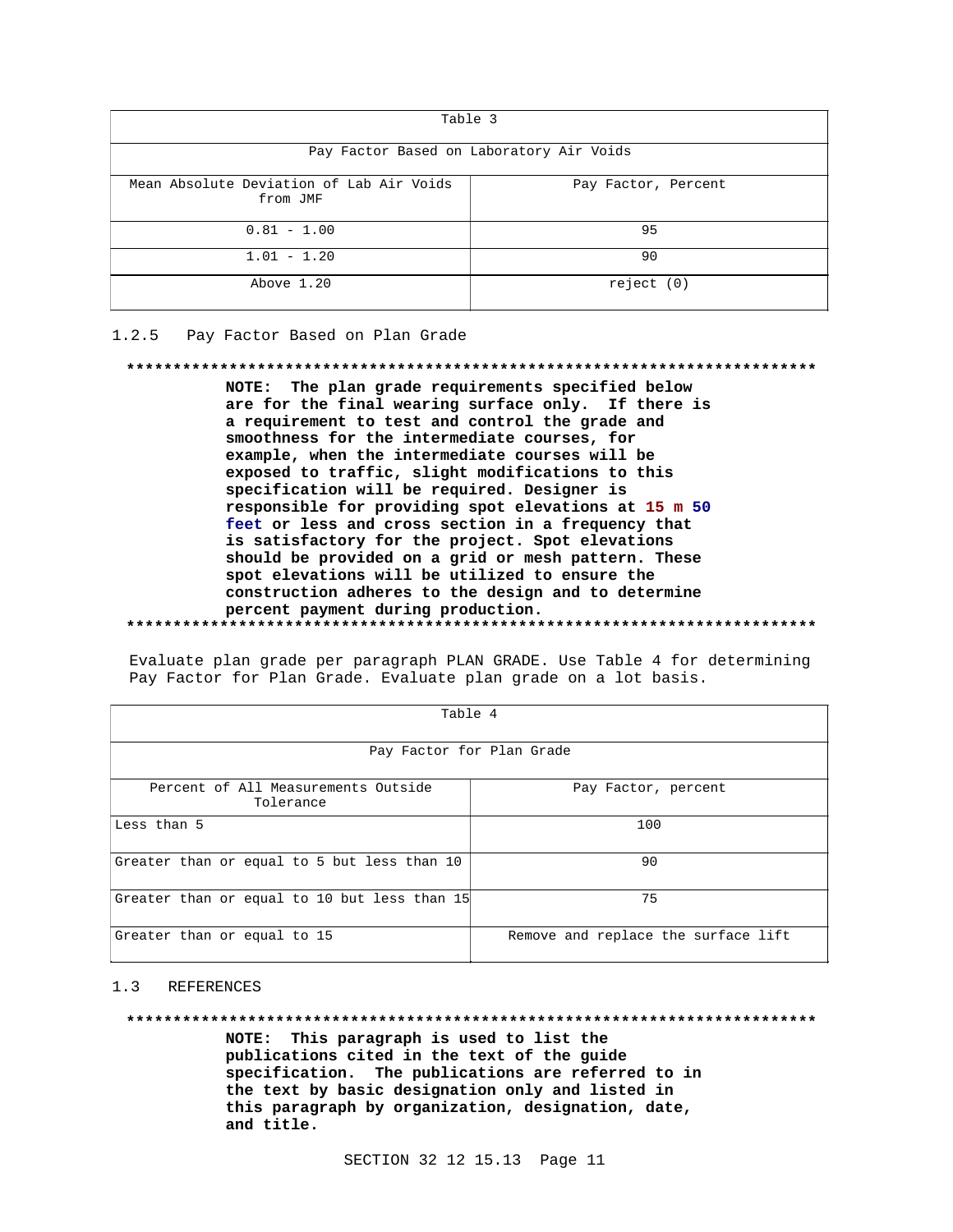| Table 3 | |
|---|---|
| Pay Factor Based on Laboratory Air Voids | |
| Mean Absolute Deviation of Lab Air Voids from JMF | Pay Factor, Percent |
| 0.81 - 1.00 | 95 |
| 1.01 - 1.20 | 90 |
| Above 1.20 | reject (0) |

### 1.2.5 Pay Factor Based on Plan Grade

**************************************************************************

**NOTE: The plan grade requirements specified below are for the final wearing surface only. If there is a requirement to test and control the grade and smoothness for the intermediate courses, for example, when the intermediate courses will be exposed to traffic, slight modifications to this specification will be required. Designer is responsible for providing spot elevations at 15 m 50 feet or less and cross section in a frequency that is satisfactory for the project. Spot elevations should be provided on a grid or mesh pattern. These spot elevations will be utilized to ensure the construction adheres to the design and to determine percent payment during production.**

**************************************************************************

Evaluate plan grade per paragraph PLAN GRADE. Use Table 4 for determining Pay Factor for Plan Grade. Evaluate plan grade on a lot basis.

| Table 4 | |
|---|---|
| Pay Factor for Plan Grade | |
| Percent of All Measurements Outside Tolerance | Pay Factor, percent |
| Less than 5 | 100 |
| Greater than or equal to 5 but less than 10 | 90 |
| Greater than or equal to 10 but less than 15 | 75 |
| Greater than or equal to 15 | Remove and replace the surface lift |

## 1.3 REFERENCES

**************************************************************************

**NOTE: This paragraph is used to list the publications cited in the text of the guide specification. The publications are referred to in the text by basic designation only and listed in this paragraph by organization, designation, date, and title.**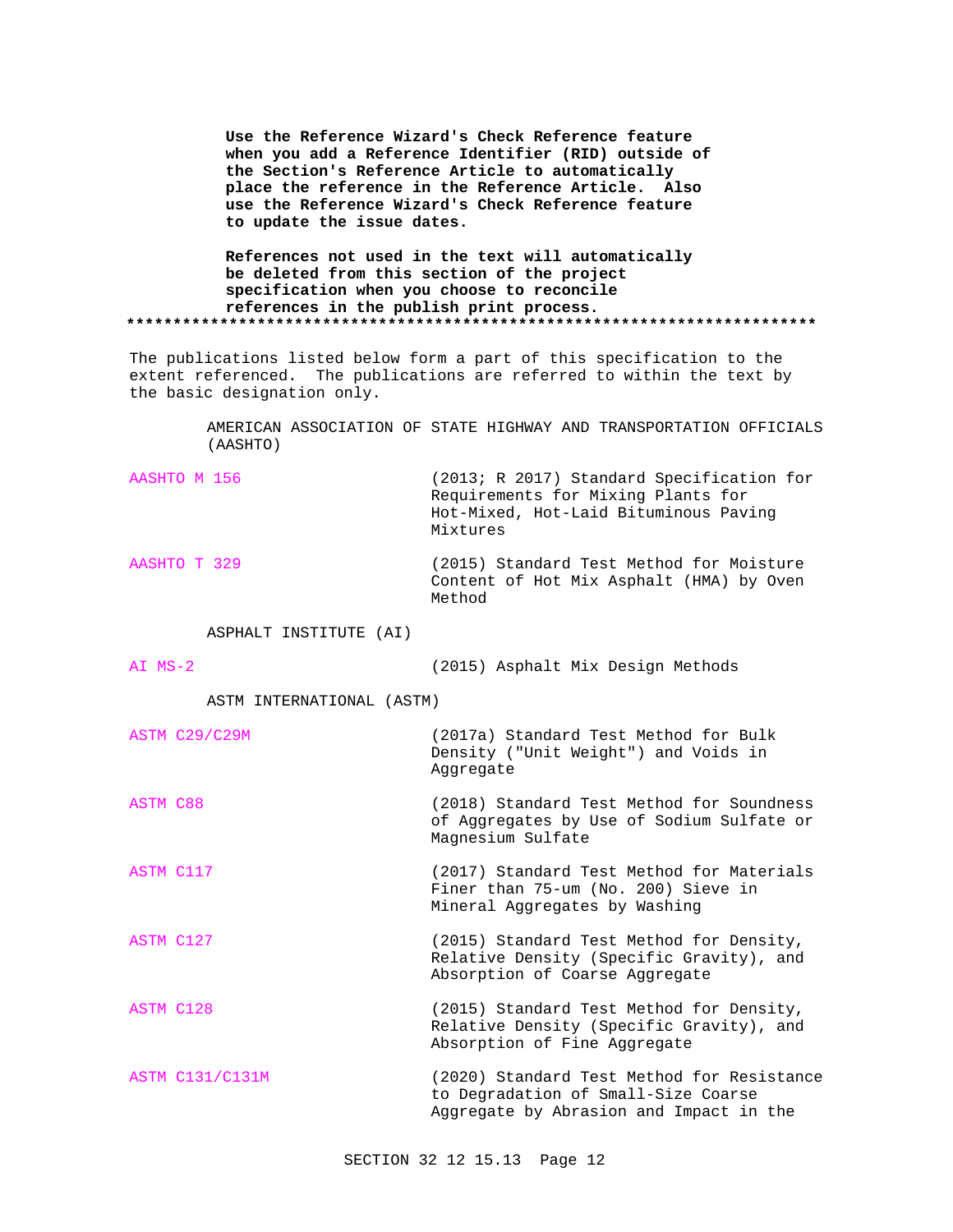**Use the Reference Wizard's Check Reference feature when you add a Reference Identifier (RID) outside of the Section's Reference Article to automatically place the reference in the Reference Article. Also use the Reference Wizard's Check Reference feature to update the issue dates.**

**References not used in the text will automatically be deleted from this section of the project specification when you choose to reconcile references in the publish print process.**
**************************************************************************

The publications listed below form a part of this specification to the extent referenced. The publications are referred to within the text by the basic designation only.

AMERICAN ASSOCIATION OF STATE HIGHWAY AND TRANSPORTATION OFFICIALS (AASHTO)

| | |
|---|---|
| AASHTO M 156 | (2013; R 2017) Standard Specification for Requirements for Mixing Plants for Hot-Mixed, Hot-Laid Bituminous Paving Mixtures |
| AASHTO T 329 | (2015) Standard Test Method for Moisture Content of Hot Mix Asphalt (HMA) by Oven Method |

ASPHALT INSTITUTE (AI)

| | |
|---|---|
| AI MS-2 | (2015) Asphalt Mix Design Methods |

ASTM INTERNATIONAL (ASTM)

| | |
|---|---|
| ASTM C29/C29M | (2017a) Standard Test Method for Bulk Density ("Unit Weight") and Voids in Aggregate |
| ASTM C88 | (2018) Standard Test Method for Soundness of Aggregates by Use of Sodium Sulfate or Magnesium Sulfate |
| ASTM C117 | (2017) Standard Test Method for Materials Finer than 75-um (No. 200) Sieve in Mineral Aggregates by Washing |
| ASTM C127 | (2015) Standard Test Method for Density, Relative Density (Specific Gravity), and Absorption of Coarse Aggregate |
| ASTM C128 | (2015) Standard Test Method for Density, Relative Density (Specific Gravity), and Absorption of Fine Aggregate |
| ASTM C131/C131M | (2020) Standard Test Method for Resistance to Degradation of Small-Size Coarse Aggregate by Abrasion and Impact in the |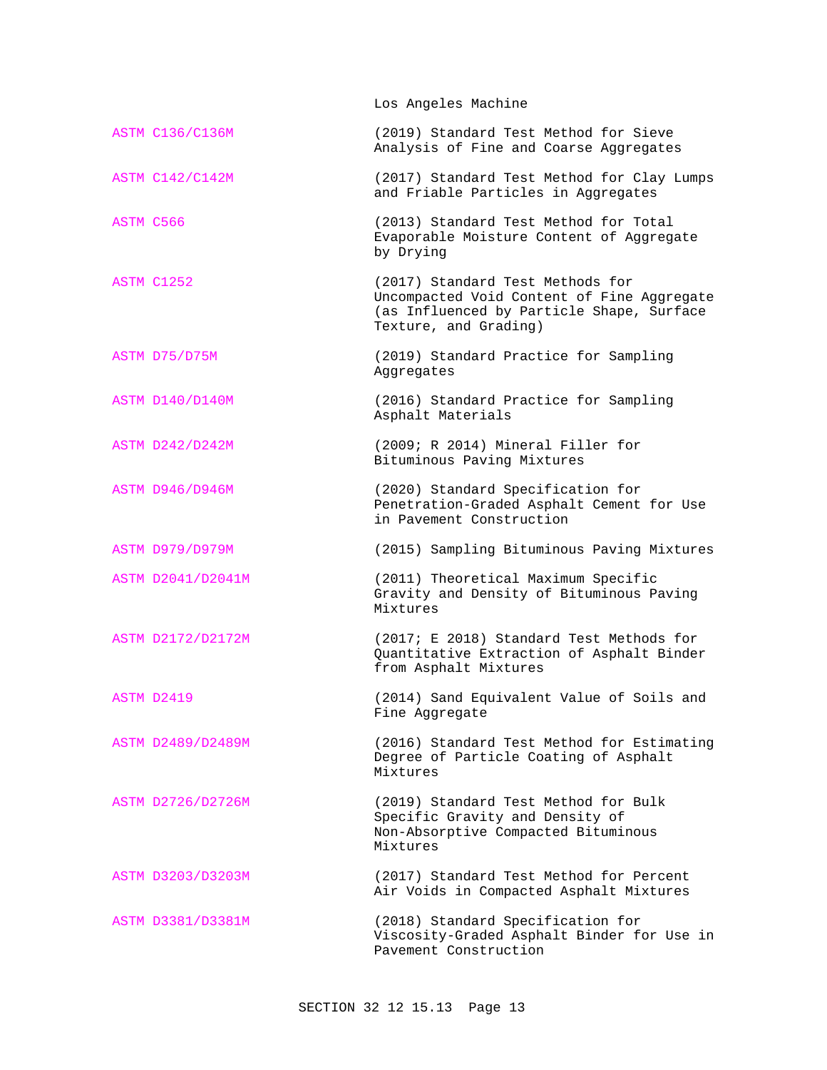Los Angeles Machine

ASTM C136/C136M (2019) Standard Test Method for Sieve Analysis of Fine and Coarse Aggregates

ASTM C142/C142M (2017) Standard Test Method for Clay Lumps and Friable Particles in Aggregates

ASTM C566 (2013) Standard Test Method for Total Evaporable Moisture Content of Aggregate by Drying

ASTM C1252 (2017) Standard Test Methods for Uncompacted Void Content of Fine Aggregate (as Influenced by Particle Shape, Surface Texture, and Grading)

ASTM D75/D75M (2019) Standard Practice for Sampling Aggregates

ASTM D140/D140M (2016) Standard Practice for Sampling Asphalt Materials

ASTM D242/D242M (2009; R 2014) Mineral Filler for Bituminous Paving Mixtures

ASTM D946/D946M (2020) Standard Specification for Penetration-Graded Asphalt Cement for Use in Pavement Construction

ASTM D979/D979M (2015) Sampling Bituminous Paving Mixtures

ASTM D2041/D2041M (2011) Theoretical Maximum Specific Gravity and Density of Bituminous Paving Mixtures

ASTM D2172/D2172M (2017; E 2018) Standard Test Methods for Quantitative Extraction of Asphalt Binder from Asphalt Mixtures

ASTM D2419 (2014) Sand Equivalent Value of Soils and Fine Aggregate

ASTM D2489/D2489M (2016) Standard Test Method for Estimating Degree of Particle Coating of Asphalt Mixtures

ASTM D2726/D2726M (2019) Standard Test Method for Bulk Specific Gravity and Density of Non-Absorptive Compacted Bituminous Mixtures

ASTM D3203/D3203M (2017) Standard Test Method for Percent Air Voids in Compacted Asphalt Mixtures

ASTM D3381/D3381M (2018) Standard Specification for Viscosity-Graded Asphalt Binder for Use in Pavement Construction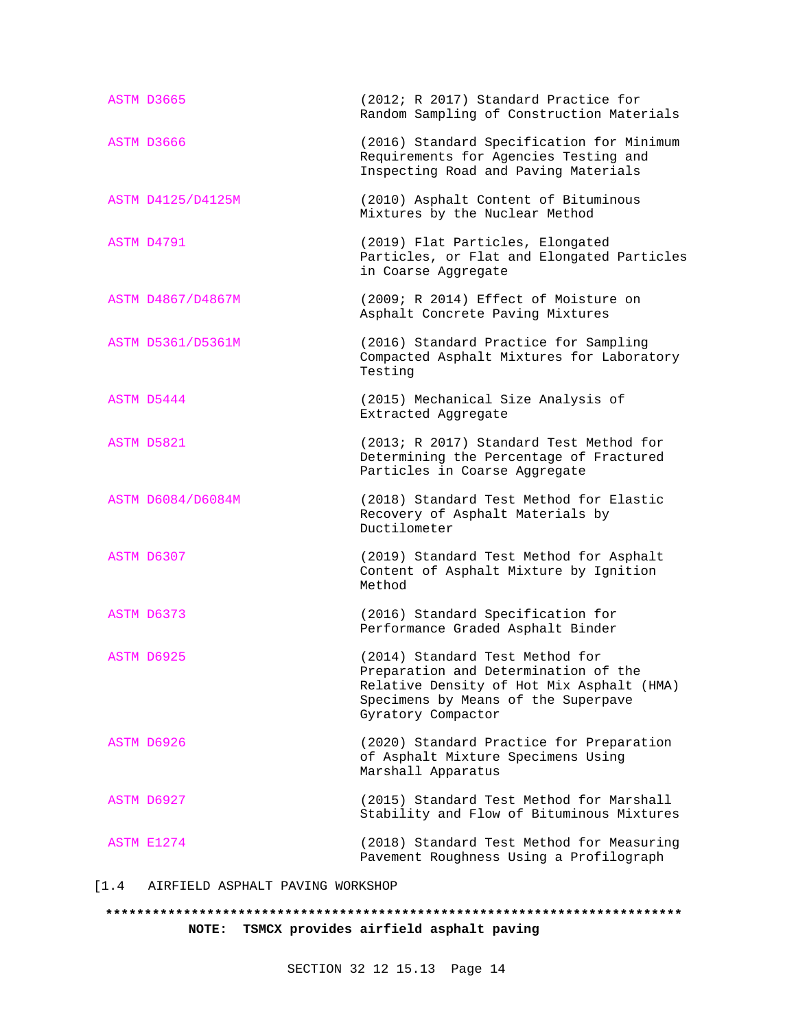| | |
|---|---|
| ASTM D3665 | (2012; R 2017) Standard Practice for Random Sampling of Construction Materials |
| ASTM D3666 | (2016) Standard Specification for Minimum Requirements for Agencies Testing and Inspecting Road and Paving Materials |
| ASTM D4125/D4125M | (2010) Asphalt Content of Bituminous Mixtures by the Nuclear Method |
| ASTM D4791 | (2019) Flat Particles, Elongated Particles, or Flat and Elongated Particles in Coarse Aggregate |
| ASTM D4867/D4867M | (2009; R 2014) Effect of Moisture on Asphalt Concrete Paving Mixtures |
| ASTM D5361/D5361M | (2016) Standard Practice for Sampling Compacted Asphalt Mixtures for Laboratory Testing |
| ASTM D5444 | (2015) Mechanical Size Analysis of Extracted Aggregate |
| ASTM D5821 | (2013; R 2017) Standard Test Method for Determining the Percentage of Fractured Particles in Coarse Aggregate |
| ASTM D6084/D6084M | (2018) Standard Test Method for Elastic Recovery of Asphalt Materials by Ductilometer |
| ASTM D6307 | (2019) Standard Test Method for Asphalt Content of Asphalt Mixture by Ignition Method |
| ASTM D6373 | (2016) Standard Specification for Performance Graded Asphalt Binder |
| ASTM D6925 | (2014) Standard Test Method for Preparation and Determination of the Relative Density of Hot Mix Asphalt (HMA) Specimens by Means of the Superpave Gyratory Compactor |
| ASTM D6926 | (2020) Standard Practice for Preparation of Asphalt Mixture Specimens Using Marshall Apparatus |
| ASTM D6927 | (2015) Standard Test Method for Marshall Stability and Flow of Bituminous Mixtures |
| ASTM E1274 | (2018) Standard Test Method for Measuring Pavement Roughness Using a Profilograph |

[1.4 AIRFIELD ASPHALT PAVING WORKSHOP

**************************************************************************

**NOTE: TSMCX provides airfield asphalt paving**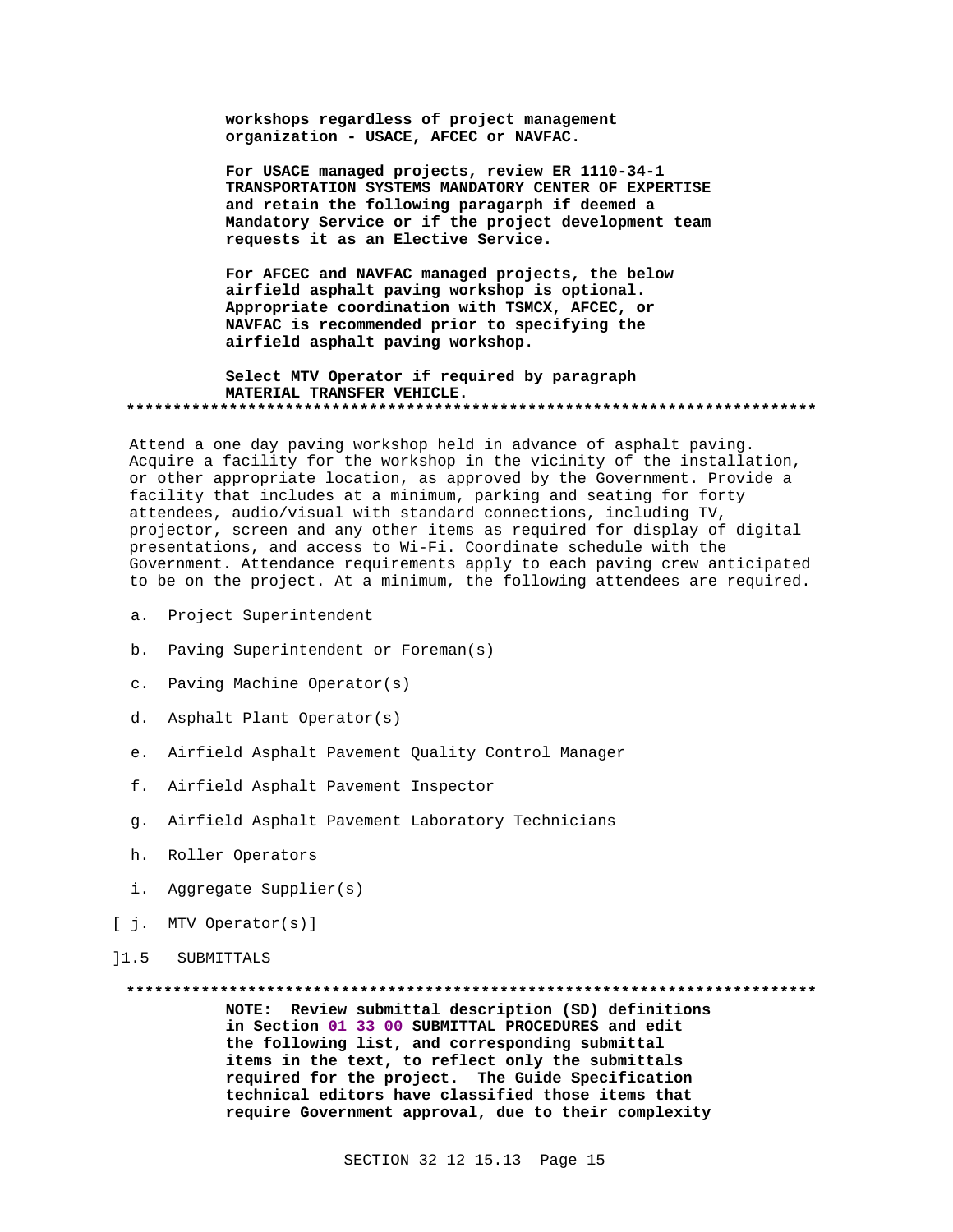**workshops regardless of project management organization - USACE, AFCEC or NAVFAC.**

**For USACE managed projects, review ER 1110-34-1 TRANSPORTATION SYSTEMS MANDATORY CENTER OF EXPERTISE and retain the following paragarph if deemed a Mandatory Service or if the project development team requests it as an Elective Service.**

**For AFCEC and NAVFAC managed projects, the below airfield asphalt paving workshop is optional. Appropriate coordination with TSMCX, AFCEC, or NAVFAC is recommended prior to specifying the airfield asphalt paving workshop.**

**Select MTV Operator if required by paragraph MATERIAL TRANSFER VEHICLE.**

**************************************************************************

Attend a one day paving workshop held in advance of asphalt paving. Acquire a facility for the workshop in the vicinity of the installation, or other appropriate location, as approved by the Government. Provide a facility that includes at a minimum, parking and seating for forty attendees, audio/visual with standard connections, including TV, projector, screen and any other items as required for display of digital presentations, and access to Wi-Fi. Coordinate schedule with the Government. Attendance requirements apply to each paving crew anticipated to be on the project. At a minimum, the following attendees are required.

a. Project Superintendent

b. Paving Superintendent or Foreman(s)

c. Paving Machine Operator(s)

d. Asphalt Plant Operator(s)

e. Airfield Asphalt Pavement Quality Control Manager

f. Airfield Asphalt Pavement Inspector

g. Airfield Asphalt Pavement Laboratory Technicians

h. Roller Operators

i. Aggregate Supplier(s)

[ j. MTV Operator(s)]

]1.5 SUBMITTALS

**************************************************************************

**NOTE: Review submittal description (SD) definitions in Section 01 33 00 SUBMITTAL PROCEDURES and edit the following list, and corresponding submittal items in the text, to reflect only the submittals required for the project. The Guide Specification technical editors have classified those items that require Government approval, due to their complexity**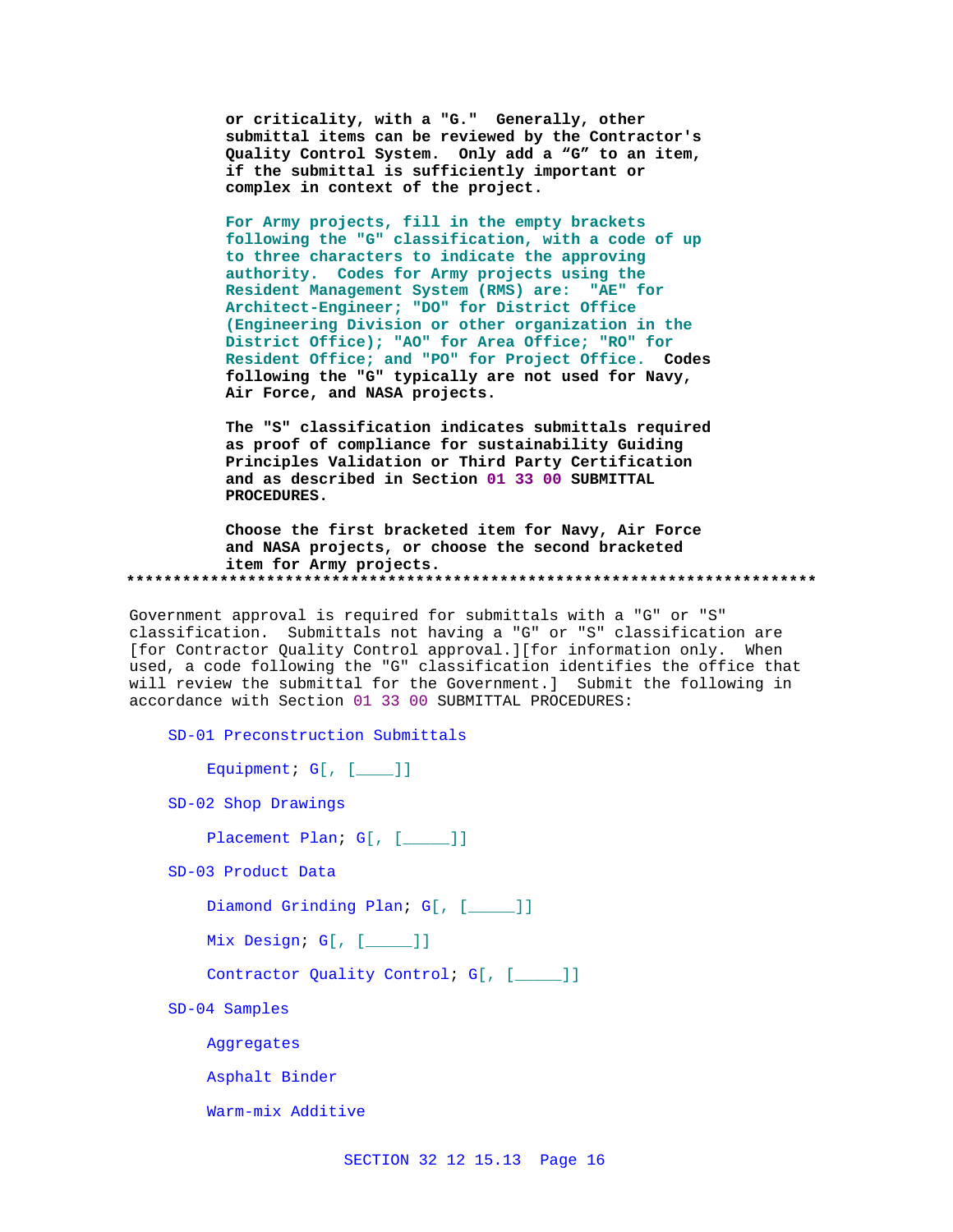or criticality, with a "G." Generally, other submittal items can be reviewed by the Contractor's Quality Control System. Only add a "G" to an item, if the submittal is sufficiently important or complex in context of the project.

For Army projects, fill in the empty brackets following the "G" classification, with a code of up to three characters to indicate the approving authority. Codes for Army projects using the Resident Management System (RMS) are: "AE" for Architect-Engineer; "DO" for District Office (Engineering Division or other organization in the District Office); "AO" for Area Office; "RO" for Resident Office; and "PO" for Project Office. Codes following the "G" typically are not used for Navy, Air Force, and NASA projects.

The "S" classification indicates submittals required as proof of compliance for sustainability Guiding Principles Validation or Third Party Certification and as described in Section 01 33 00 SUBMITTAL PROCEDURES.

Choose the first bracketed item for Navy, Air Force and NASA projects, or choose the second bracketed item for Army projects.

**************************************************************************

Government approval is required for submittals with a "G" or "S" classification. Submittals not having a "G" or "S" classification are [for Contractor Quality Control approval.][for information only. When used, a code following the "G" classification identifies the office that will review the submittal for the Government.] Submit the following in accordance with Section 01 33 00 SUBMITTAL PROCEDURES:

SD-01 Preconstruction Submittals

Equipment; G[, [____]]

SD-02 Shop Drawings

Placement Plan; G[, [_____]]

SD-03 Product Data

Diamond Grinding Plan; G[, [_____]]

Mix Design; G[, [_____]]

Contractor Quality Control; G[, [_____]]

SD-04 Samples

Aggregates

Asphalt Binder

Warm-mix Additive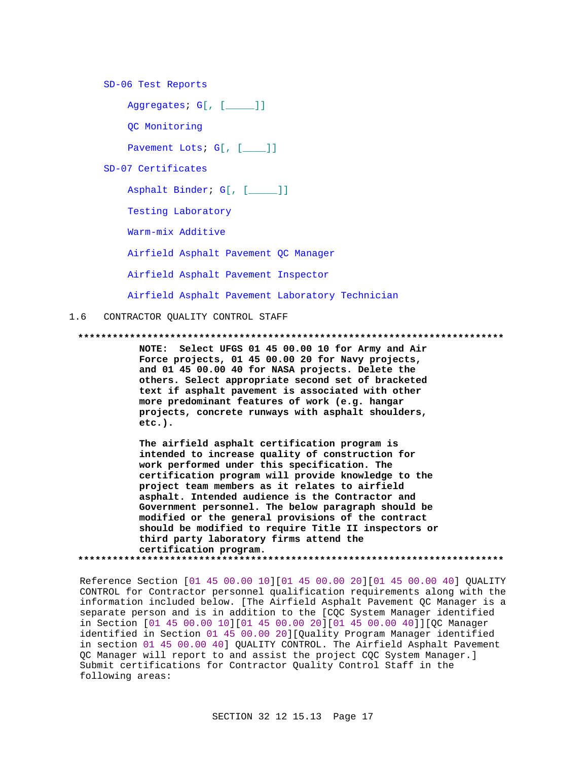SD-06 Test Reports

Aggregates; G[, [_____]]

QC Monitoring

Pavement Lots; G[, [____]]

SD-07 Certificates

Asphalt Binder; G[, [_____]]

Testing Laboratory

Warm-mix Additive

Airfield Asphalt Pavement QC Manager

Airfield Asphalt Pavement Inspector

Airfield Asphalt Pavement Laboratory Technician

## 1.6 CONTRACTOR QUALITY CONTROL STAFF

**************************************************************************

**NOTE: Select UFGS 01 45 00.00 10 for Army and Air Force projects, 01 45 00.00 20 for Navy projects, and 01 45 00.00 40 for NASA projects. Delete the others. Select appropriate second set of bracketed text if asphalt pavement is associated with other more predominant features of work (e.g. hangar projects, concrete runways with asphalt shoulders, etc.).**

**The airfield asphalt certification program is intended to increase quality of construction for work performed under this specification. The certification program will provide knowledge to the project team members as it relates to airfield asphalt. Intended audience is the Contractor and Government personnel. The below paragraph should be modified or the general provisions of the contract should be modified to require Title II inspectors or third party laboratory firms attend the certification program.**

**************************************************************************

Reference Section [01 45 00.00 10][01 45 00.00 20][01 45 00.00 40] QUALITY CONTROL for Contractor personnel qualification requirements along with the information included below. [The Airfield Asphalt Pavement QC Manager is a separate person and is in addition to the [CQC System Manager identified in Section [01 45 00.00 10][01 45 00.00 20][01 45 00.00 40]][QC Manager identified in Section 01 45 00.00 20][Quality Program Manager identified in section 01 45 00.00 40] QUALITY CONTROL. The Airfield Asphalt Pavement QC Manager will report to and assist the project CQC System Manager.] Submit certifications for Contractor Quality Control Staff in the following areas: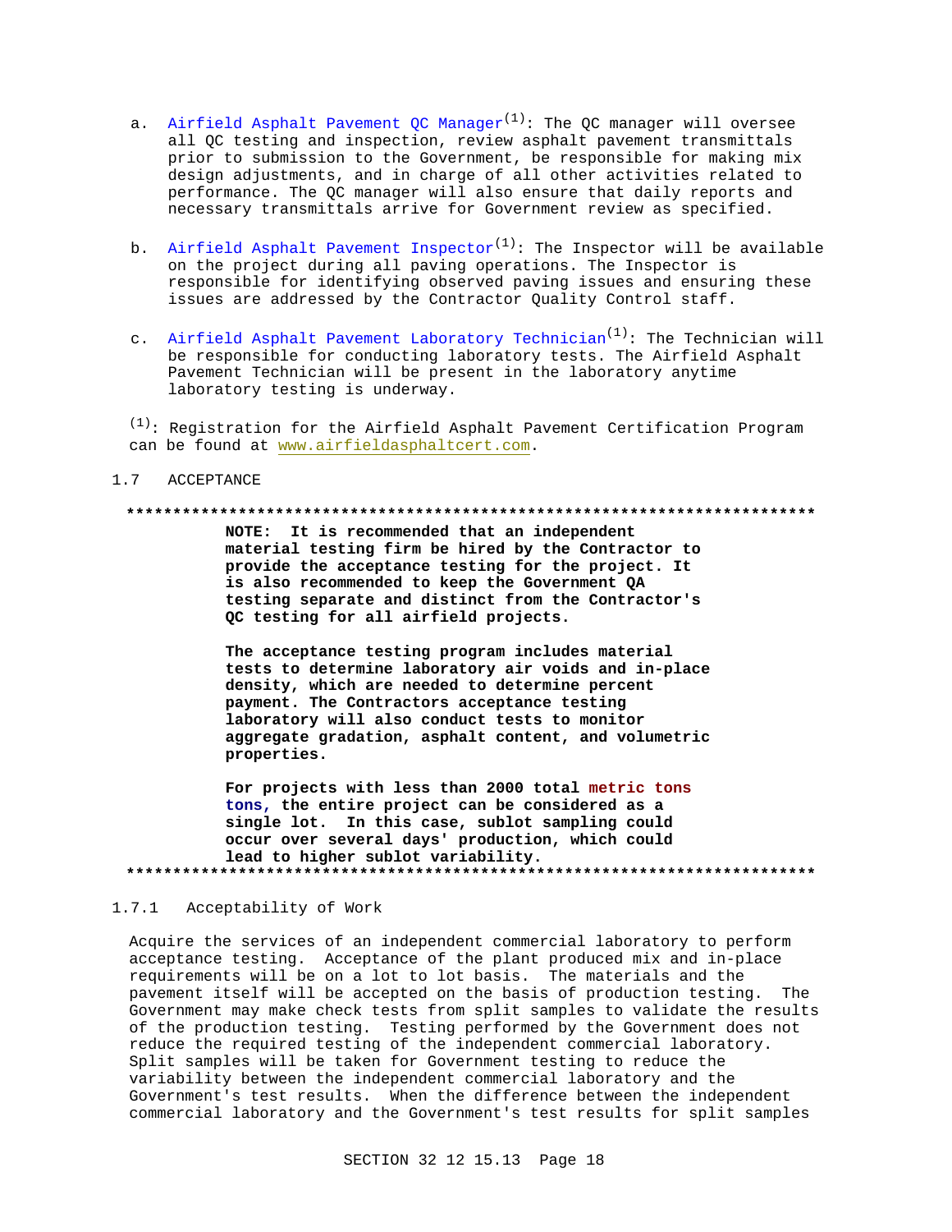a. Airfield Asphalt Pavement QC Manager[1]: The QC manager will oversee all QC testing and inspection, review asphalt pavement transmittals prior to submission to the Government, be responsible for making mix design adjustments, and in charge of all other activities related to performance. The QC manager will also ensure that daily reports and necessary transmittals arrive for Government review as specified.

b. Airfield Asphalt Pavement Inspector[1]: The Inspector will be available on the project during all paving operations. The Inspector is responsible for identifying observed paving issues and ensuring these issues are addressed by the Contractor Quality Control staff.

c. Airfield Asphalt Pavement Laboratory Technician[1]: The Technician will be responsible for conducting laboratory tests. The Airfield Asphalt Pavement Technician will be present in the laboratory anytime laboratory testing is underway.

[1]: Registration for the Airfield Asphalt Pavement Certification Program can be found at www.airfieldasphaltcert.com.

## 1.7 ACCEPTANCE

**************************************************************************

**NOTE: It is recommended that an independent material testing firm be hired by the Contractor to provide the acceptance testing for the project. It is also recommended to keep the Government QA testing separate and distinct from the Contractor's QC testing for all airfield projects.**

**The acceptance testing program includes material tests to determine laboratory air voids and in-place density, which are needed to determine percent payment. The Contractors acceptance testing laboratory will also conduct tests to monitor aggregate gradation, asphalt content, and volumetric properties.**

**For projects with less than 2000 total metric tons tons, the entire project can be considered as a single lot. In this case, sublot sampling could occur over several days' production, which could lead to higher sublot variability.**

**************************************************************************

### 1.7.1 Acceptability of Work

Acquire the services of an independent commercial laboratory to perform acceptance testing. Acceptance of the plant produced mix and in-place requirements will be on a lot to lot basis. The materials and the pavement itself will be accepted on the basis of production testing. The Government may make check tests from split samples to validate the results of the production testing. Testing performed by the Government does not reduce the required testing of the independent commercial laboratory. Split samples will be taken for Government testing to reduce the variability between the independent commercial laboratory and the Government's test results. When the difference between the independent commercial laboratory and the Government's test results for split samples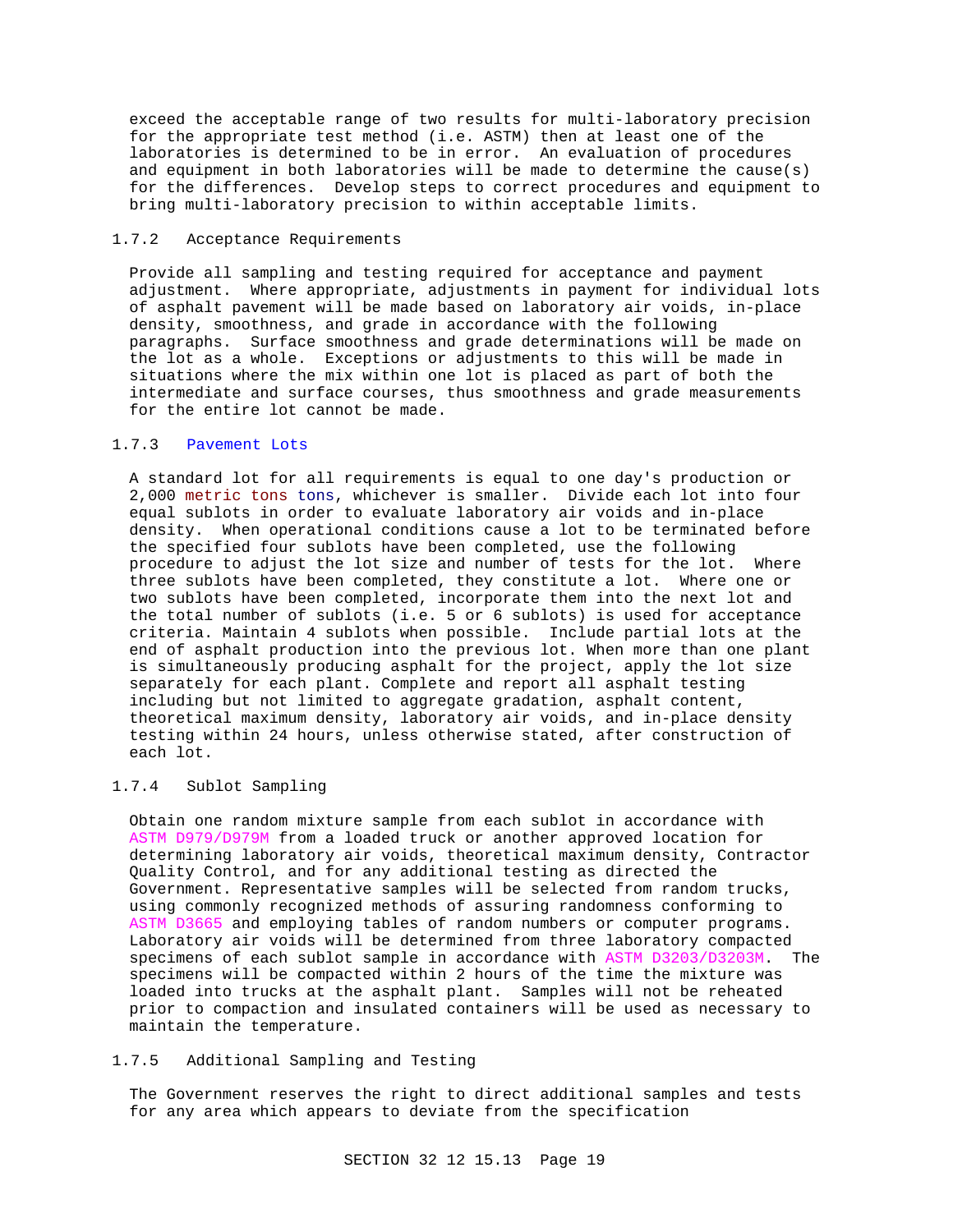exceed the acceptable range of two results for multi-laboratory precision for the appropriate test method (i.e. ASTM) then at least one of the laboratories is determined to be in error. An evaluation of procedures and equipment in both laboratories will be made to determine the cause(s) for the differences. Develop steps to correct procedures and equipment to bring multi-laboratory precision to within acceptable limits.

### 1.7.2 Acceptance Requirements

Provide all sampling and testing required for acceptance and payment adjustment. Where appropriate, adjustments in payment for individual lots of asphalt pavement will be made based on laboratory air voids, in-place density, smoothness, and grade in accordance with the following paragraphs. Surface smoothness and grade determinations will be made on the lot as a whole. Exceptions or adjustments to this will be made in situations where the mix within one lot is placed as part of both the intermediate and surface courses, thus smoothness and grade measurements for the entire lot cannot be made.

### 1.7.3 Pavement Lots

A standard lot for all requirements is equal to one day's production or 2,000 metric tons tons, whichever is smaller. Divide each lot into four equal sublots in order to evaluate laboratory air voids and in-place density. When operational conditions cause a lot to be terminated before the specified four sublots have been completed, use the following procedure to adjust the lot size and number of tests for the lot. Where three sublots have been completed, they constitute a lot. Where one or two sublots have been completed, incorporate them into the next lot and the total number of sublots (i.e. 5 or 6 sublots) is used for acceptance criteria. Maintain 4 sublots when possible. Include partial lots at the end of asphalt production into the previous lot. When more than one plant is simultaneously producing asphalt for the project, apply the lot size separately for each plant. Complete and report all asphalt testing including but not limited to aggregate gradation, asphalt content, theoretical maximum density, laboratory air voids, and in-place density testing within 24 hours, unless otherwise stated, after construction of each lot.

### 1.7.4 Sublot Sampling

Obtain one random mixture sample from each sublot in accordance with ASTM D979/D979M from a loaded truck or another approved location for determining laboratory air voids, theoretical maximum density, Contractor Quality Control, and for any additional testing as directed the Government. Representative samples will be selected from random trucks, using commonly recognized methods of assuring randomness conforming to ASTM D3665 and employing tables of random numbers or computer programs. Laboratory air voids will be determined from three laboratory compacted specimens of each sublot sample in accordance with ASTM D3203/D3203M. The specimens will be compacted within 2 hours of the time the mixture was loaded into trucks at the asphalt plant. Samples will not be reheated prior to compaction and insulated containers will be used as necessary to maintain the temperature.

### 1.7.5 Additional Sampling and Testing

The Government reserves the right to direct additional samples and tests for any area which appears to deviate from the specification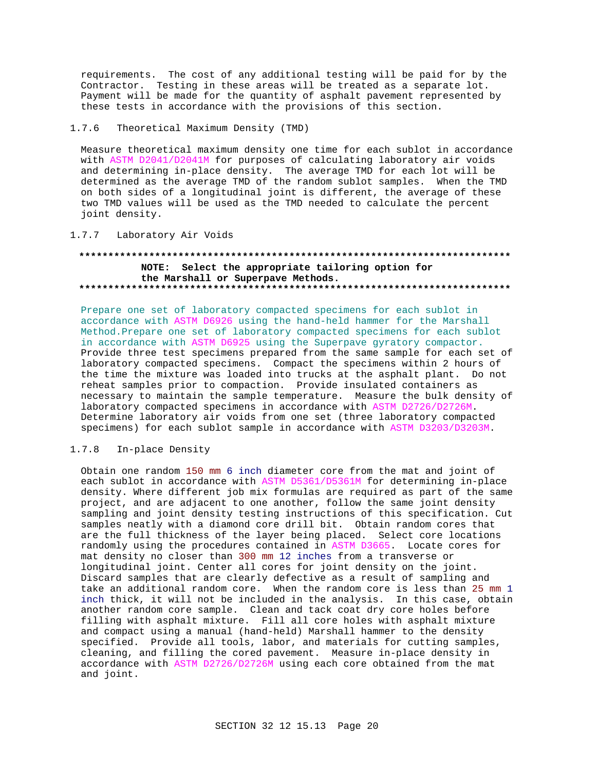requirements. The cost of any additional testing will be paid for by the Contractor. Testing in these areas will be treated as a separate lot. Payment will be made for the quantity of asphalt pavement represented by these tests in accordance with the provisions of this section.

### 1.7.6 Theoretical Maximum Density (TMD)

Measure theoretical maximum density one time for each sublot in accordance with ASTM D2041/D2041M for purposes of calculating laboratory air voids and determining in-place density. The average TMD for each lot will be determined as the average TMD of the random sublot samples. When the TMD on both sides of a longitudinal joint is different, the average of these two TMD values will be used as the TMD needed to calculate the percent joint density.

### 1.7.7 Laboratory Air Voids

**NOTE: Select the appropriate tailoring option for the Marshall or Superpave Methods.**

Prepare one set of laboratory compacted specimens for each sublot in accordance with ASTM D6926 using the hand-held hammer for the Marshall Method.Prepare one set of laboratory compacted specimens for each sublot in accordance with ASTM D6925 using the Superpave gyratory compactor. Provide three test specimens prepared from the same sample for each set of laboratory compacted specimens. Compact the specimens within 2 hours of the time the mixture was loaded into trucks at the asphalt plant. Do not reheat samples prior to compaction. Provide insulated containers as necessary to maintain the sample temperature. Measure the bulk density of laboratory compacted specimens in accordance with ASTM D2726/D2726M. Determine laboratory air voids from one set (three laboratory compacted specimens) for each sublot sample in accordance with ASTM D3203/D3203M.

### 1.7.8 In-place Density

Obtain one random 150 mm 6 inch diameter core from the mat and joint of each sublot in accordance with ASTM D5361/D5361M for determining in-place density. Where different job mix formulas are required as part of the same project, and are adjacent to one another, follow the same joint density sampling and joint density testing instructions of this specification. Cut samples neatly with a diamond core drill bit. Obtain random cores that are the full thickness of the layer being placed. Select core locations randomly using the procedures contained in ASTM D3665. Locate cores for mat density no closer than 300 mm 12 inches from a transverse or longitudinal joint. Center all cores for joint density on the joint. Discard samples that are clearly defective as a result of sampling and take an additional random core. When the random core is less than 25 mm 1 inch thick, it will not be included in the analysis. In this case, obtain another random core sample. Clean and tack coat dry core holes before filling with asphalt mixture. Fill all core holes with asphalt mixture and compact using a manual (hand-held) Marshall hammer to the density specified. Provide all tools, labor, and materials for cutting samples, cleaning, and filling the cored pavement. Measure in-place density in accordance with ASTM D2726/D2726M using each core obtained from the mat and joint.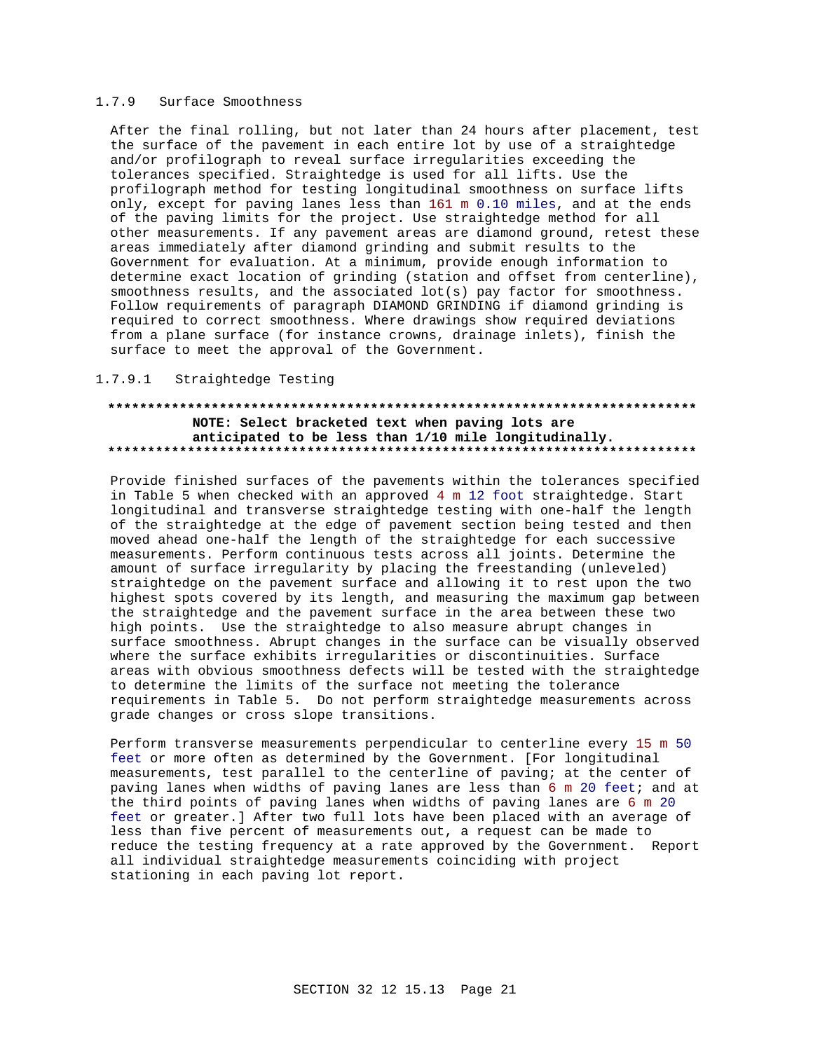### 1.7.9 Surface Smoothness

After the final rolling, but not later than 24 hours after placement, test the surface of the pavement in each entire lot by use of a straightedge and/or profilograph to reveal surface irregularities exceeding the tolerances specified. Straightedge is used for all lifts. Use the profilograph method for testing longitudinal smoothness on surface lifts only, except for paving lanes less than 161 m 0.10 miles, and at the ends of the paving limits for the project. Use straightedge method for all other measurements. If any pavement areas are diamond ground, retest these areas immediately after diamond grinding and submit results to the Government for evaluation. At a minimum, provide enough information to determine exact location of grinding (station and offset from centerline), smoothness results, and the associated lot(s) pay factor for smoothness. Follow requirements of paragraph DIAMOND GRINDING if diamond grinding is required to correct smoothness. Where drawings show required deviations from a plane surface (for instance crowns, drainage inlets), finish the surface to meet the approval of the Government.

#### 1.7.9.1 Straightedge Testing

**************************************************************************

**NOTE: Select bracketed text when paving lots are anticipated to be less than 1/10 mile longitudinally.**

**************************************************************************

Provide finished surfaces of the pavements within the tolerances specified in Table 5 when checked with an approved 4 m 12 foot straightedge. Start longitudinal and transverse straightedge testing with one-half the length of the straightedge at the edge of pavement section being tested and then moved ahead one-half the length of the straightedge for each successive measurements. Perform continuous tests across all joints. Determine the amount of surface irregularity by placing the freestanding (unleveled) straightedge on the pavement surface and allowing it to rest upon the two highest spots covered by its length, and measuring the maximum gap between the straightedge and the pavement surface in the area between these two high points. Use the straightedge to also measure abrupt changes in surface smoothness. Abrupt changes in the surface can be visually observed where the surface exhibits irregularities or discontinuities. Surface areas with obvious smoothness defects will be tested with the straightedge to determine the limits of the surface not meeting the tolerance requirements in Table 5. Do not perform straightedge measurements across grade changes or cross slope transitions.

Perform transverse measurements perpendicular to centerline every 15 m 50 feet or more often as determined by the Government. [For longitudinal measurements, test parallel to the centerline of paving; at the center of paving lanes when widths of paving lanes are less than 6 m 20 feet; and at the third points of paving lanes when widths of paving lanes are 6 m 20 feet or greater.] After two full lots have been placed with an average of less than five percent of measurements out, a request can be made to reduce the testing frequency at a rate approved by the Government. Report all individual straightedge measurements coinciding with project stationing in each paving lot report.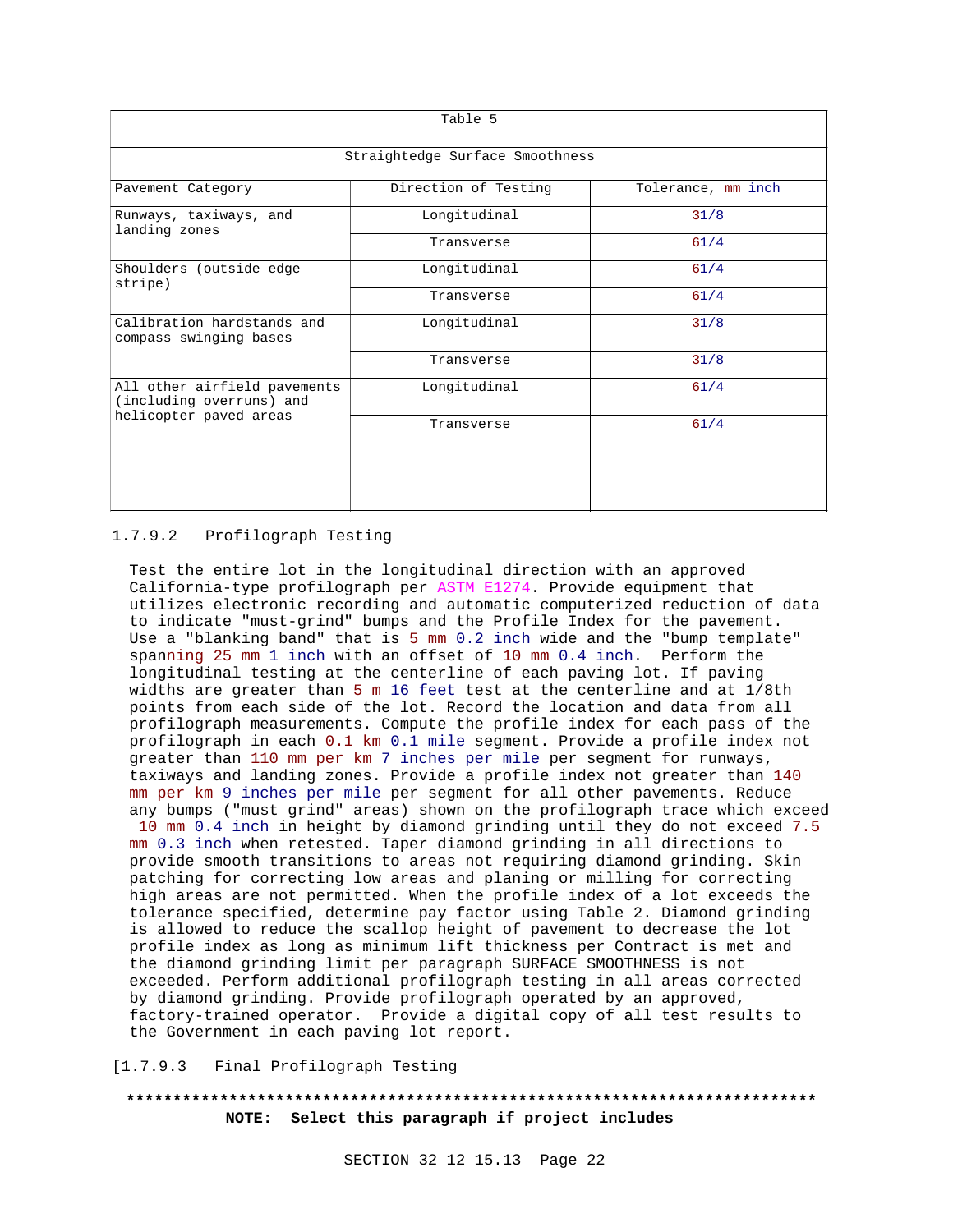| Table 5 | | |
|---|---|---|
| Straightedge Surface Smoothness | | |
| Pavement Category | Direction of Testing | Tolerance, mm inch |
| Runways, taxiways, and landing zones | Longitudinal | 31/8 |
| | Transverse | 61/4 |
| Shoulders (outside edge stripe) | Longitudinal | 61/4 |
| | Transverse | 61/4 |
| Calibration hardstands and compass swinging bases | Longitudinal | 31/8 |
| | Transverse | 31/8 |
| All other airfield pavements (including overruns) and helicopter paved areas | Longitudinal | 61/4 |
| | Transverse | 61/4 |

1.7.9.2 Profilograph Testing

Test the entire lot in the longitudinal direction with an approved California-type profilograph per ASTM E1274. Provide equipment that utilizes electronic recording and automatic computerized reduction of data to indicate "must-grind" bumps and the Profile Index for the pavement. Use a "blanking band" that is 5 mm 0.2 inch wide and the "bump template" spanning 25 mm 1 inch with an offset of 10 mm 0.4 inch. Perform the longitudinal testing at the centerline of each paving lot. If paving widths are greater than 5 m 16 feet test at the centerline and at 1/8th points from each side of the lot. Record the location and data from all profilograph measurements. Compute the profile index for each pass of the profilograph in each 0.1 km 0.1 mile segment. Provide a profile index not greater than 110 mm per km 7 inches per mile per segment for runways, taxiways and landing zones. Provide a profile index not greater than 140 mm per km 9 inches per mile per segment for all other pavements. Reduce any bumps ("must grind" areas) shown on the profilograph trace which exceed 10 mm 0.4 inch in height by diamond grinding until they do not exceed 7.5 mm 0.3 inch when retested. Taper diamond grinding in all directions to provide smooth transitions to areas not requiring diamond grinding. Skin patching for correcting low areas and planing or milling for correcting high areas are not permitted. When the profile index of a lot exceeds the tolerance specified, determine pay factor using Table 2. Diamond grinding is allowed to reduce the scallop height of pavement to decrease the lot profile index as long as minimum lift thickness per Contract is met and the diamond grinding limit per paragraph SURFACE SMOOTHNESS is not exceeded. Perform additional profilograph testing in all areas corrected by diamond grinding. Provide profilograph operated by an approved, factory-trained operator. Provide a digital copy of all test results to the Government in each paving lot report.

[1.7.9.3 Final Profilograph Testing

**************************************************************************

**NOTE: Select this paragraph if project includes**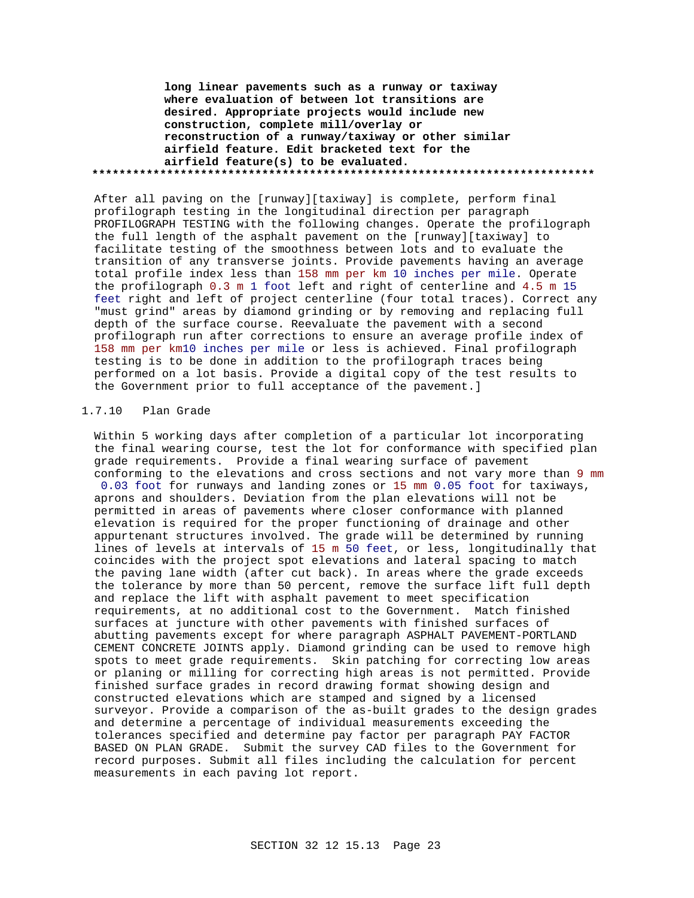**long linear pavements such as a runway or taxiway where evaluation of between lot transitions are desired. Appropriate projects would include new construction, complete mill/overlay or reconstruction of a runway/taxiway or other similar airfield feature. Edit bracketed text for the airfield feature(s) to be evaluated.**
**************************************************************************

After all paving on the [runway][taxiway] is complete, perform final profilograph testing in the longitudinal direction per paragraph PROFILOGRAPH TESTING with the following changes. Operate the profilograph the full length of the asphalt pavement on the [runway][taxiway] to facilitate testing of the smoothness between lots and to evaluate the transition of any transverse joints. Provide pavements having an average total profile index less than 158 mm per km 10 inches per mile. Operate the profilograph 0.3 m 1 foot left and right of centerline and 4.5 m 15 feet right and left of project centerline (four total traces). Correct any "must grind" areas by diamond grinding or by removing and replacing full depth of the surface course. Reevaluate the pavement with a second profilograph run after corrections to ensure an average profile index of 158 mm per km10 inches per mile or less is achieved. Final profilograph testing is to be done in addition to the profilograph traces being performed on a lot basis. Provide a digital copy of the test results to the Government prior to full acceptance of the pavement.]

### 1.7.10 Plan Grade

Within 5 working days after completion of a particular lot incorporating the final wearing course, test the lot for conformance with specified plan grade requirements. Provide a final wearing surface of pavement conforming to the elevations and cross sections and not vary more than 9 mm 0.03 foot for runways and landing zones or 15 mm 0.05 foot for taxiways, aprons and shoulders. Deviation from the plan elevations will not be permitted in areas of pavements where closer conformance with planned elevation is required for the proper functioning of drainage and other appurtenant structures involved. The grade will be determined by running lines of levels at intervals of 15 m 50 feet, or less, longitudinally that coincides with the project spot elevations and lateral spacing to match the paving lane width (after cut back). In areas where the grade exceeds the tolerance by more than 50 percent, remove the surface lift full depth and replace the lift with asphalt pavement to meet specification requirements, at no additional cost to the Government. Match finished surfaces at juncture with other pavements with finished surfaces of abutting pavements except for where paragraph ASPHALT PAVEMENT-PORTLAND CEMENT CONCRETE JOINTS apply. Diamond grinding can be used to remove high spots to meet grade requirements. Skin patching for correcting low areas or planing or milling for correcting high areas is not permitted. Provide finished surface grades in record drawing format showing design and constructed elevations which are stamped and signed by a licensed surveyor. Provide a comparison of the as-built grades to the design grades and determine a percentage of individual measurements exceeding the tolerances specified and determine pay factor per paragraph PAY FACTOR BASED ON PLAN GRADE. Submit the survey CAD files to the Government for record purposes. Submit all files including the calculation for percent measurements in each paving lot report.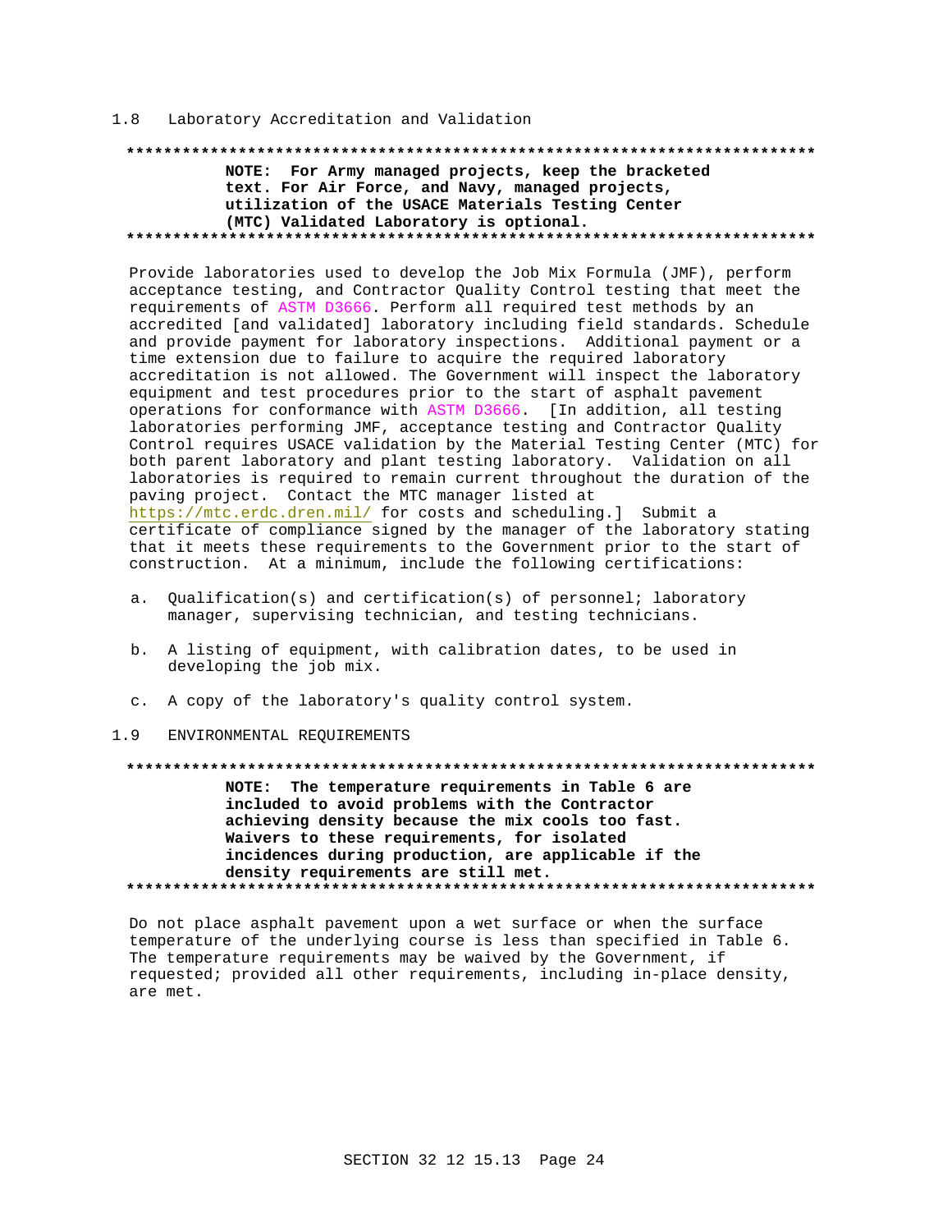## 1.8 Laboratory Accreditation and Validation

**************************************************************************

**NOTE: For Army managed projects, keep the bracketed text. For Air Force, and Navy, managed projects, utilization of the USACE Materials Testing Center (MTC) Validated Laboratory is optional.**

**************************************************************************

Provide laboratories used to develop the Job Mix Formula (JMF), perform acceptance testing, and Contractor Quality Control testing that meet the requirements of ASTM D3666. Perform all required test methods by an accredited [and validated] laboratory including field standards. Schedule and provide payment for laboratory inspections. Additional payment or a time extension due to failure to acquire the required laboratory accreditation is not allowed. The Government will inspect the laboratory equipment and test procedures prior to the start of asphalt pavement operations for conformance with ASTM D3666. [In addition, all testing laboratories performing JMF, acceptance testing and Contractor Quality Control requires USACE validation by the Material Testing Center (MTC) for both parent laboratory and plant testing laboratory. Validation on all laboratories is required to remain current throughout the duration of the paving project. Contact the MTC manager listed at https://mtc.erdc.dren.mil/ for costs and scheduling.] Submit a certificate of compliance signed by the manager of the laboratory stating that it meets these requirements to the Government prior to the start of construction. At a minimum, include the following certifications:

a. Qualification(s) and certification(s) of personnel; laboratory manager, supervising technician, and testing technicians.

b. A listing of equipment, with calibration dates, to be used in developing the job mix.

c. A copy of the laboratory's quality control system.

## 1.9 ENVIRONMENTAL REQUIREMENTS

**************************************************************************

**NOTE: The temperature requirements in Table 6 are included to avoid problems with the Contractor achieving density because the mix cools too fast. Waivers to these requirements, for isolated incidences during production, are applicable if the density requirements are still met.**

**************************************************************************

Do not place asphalt pavement upon a wet surface or when the surface temperature of the underlying course is less than specified in Table 6. The temperature requirements may be waived by the Government, if requested; provided all other requirements, including in-place density, are met.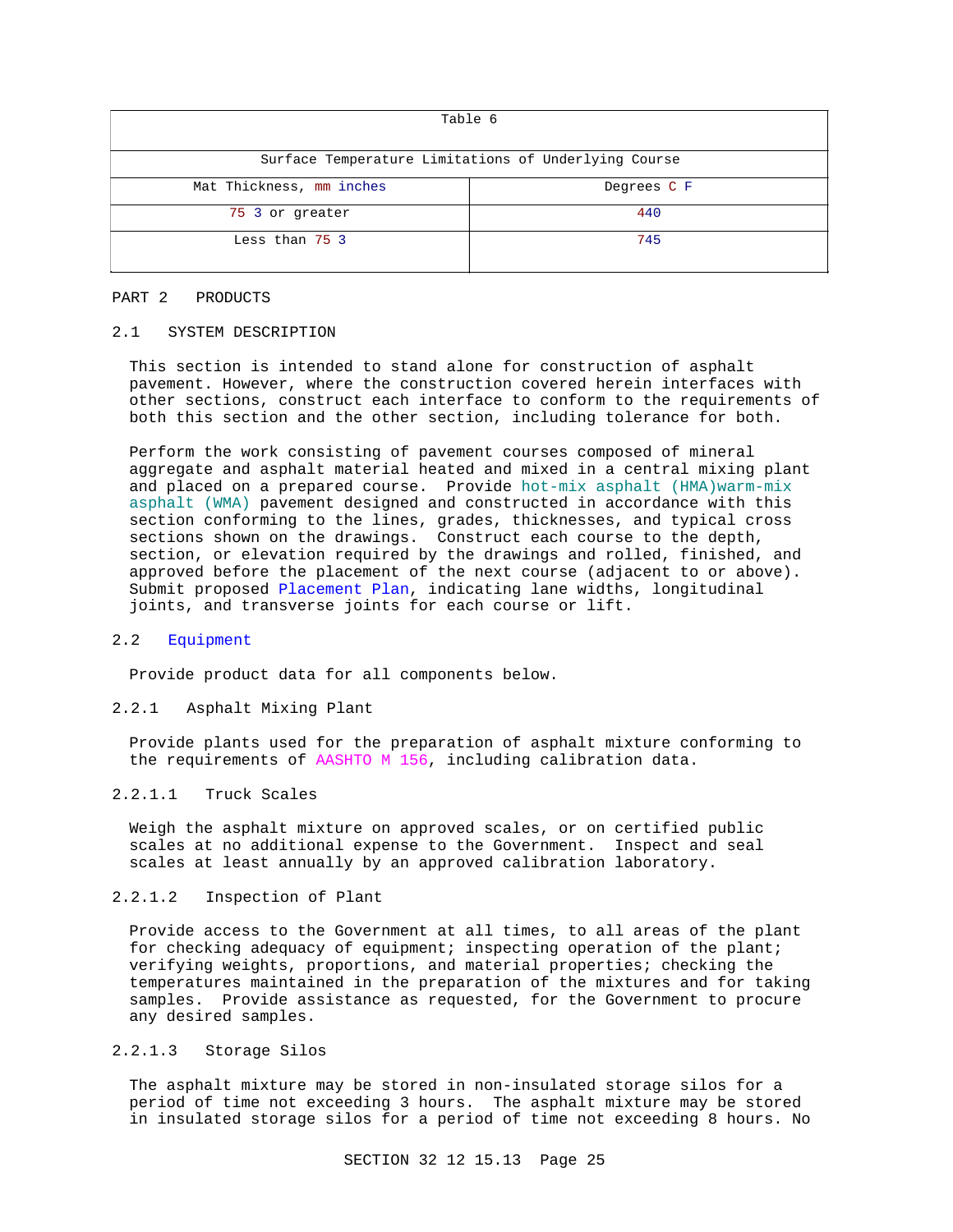| Table 6 | |
|---|---|
| Surface Temperature Limitations of Underlying Course | |
| Mat Thickness, mm inches | Degrees C F |
| 75 3 or greater | 440 |
| Less than 75 3 | 745 |

## PART 2 PRODUCTS

### 2.1 SYSTEM DESCRIPTION

This section is intended to stand alone for construction of asphalt pavement. However, where the construction covered herein interfaces with other sections, construct each interface to conform to the requirements of both this section and the other section, including tolerance for both.

Perform the work consisting of pavement courses composed of mineral aggregate and asphalt material heated and mixed in a central mixing plant and placed on a prepared course. Provide hot-mix asphalt (HMA)warm-mix asphalt (WMA) pavement designed and constructed in accordance with this section conforming to the lines, grades, thicknesses, and typical cross sections shown on the drawings. Construct each course to the depth, section, or elevation required by the drawings and rolled, finished, and approved before the placement of the next course (adjacent to or above). Submit proposed Placement Plan, indicating lane widths, longitudinal joints, and transverse joints for each course or lift.

### 2.2 Equipment

Provide product data for all components below.

#### 2.2.1 Asphalt Mixing Plant

Provide plants used for the preparation of asphalt mixture conforming to the requirements of AASHTO M 156, including calibration data.

##### 2.2.1.1 Truck Scales

Weigh the asphalt mixture on approved scales, or on certified public scales at no additional expense to the Government. Inspect and seal scales at least annually by an approved calibration laboratory.

##### 2.2.1.2 Inspection of Plant

Provide access to the Government at all times, to all areas of the plant for checking adequacy of equipment; inspecting operation of the plant; verifying weights, proportions, and material properties; checking the temperatures maintained in the preparation of the mixtures and for taking samples. Provide assistance as requested, for the Government to procure any desired samples.

##### 2.2.1.3 Storage Silos

The asphalt mixture may be stored in non-insulated storage silos for a period of time not exceeding 3 hours. The asphalt mixture may be stored in insulated storage silos for a period of time not exceeding 8 hours. No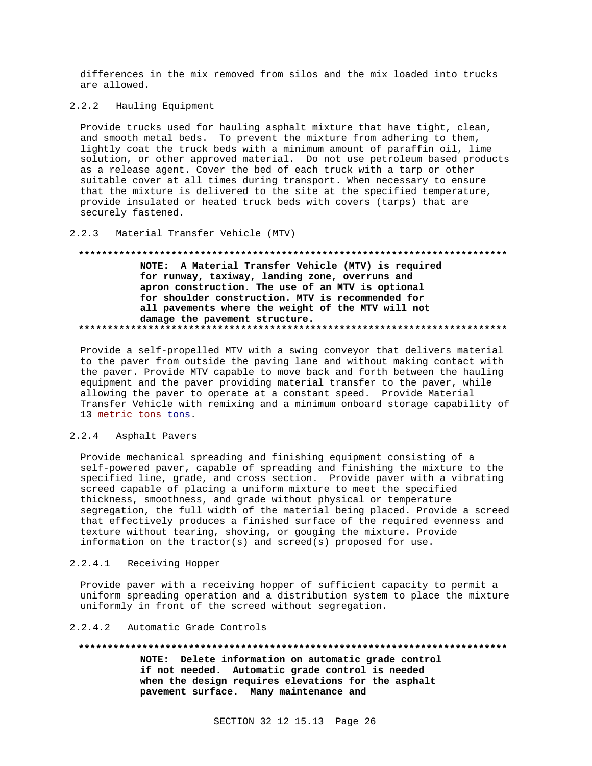differences in the mix removed from silos and the mix loaded into trucks are allowed.

#### 2.2.2 Hauling Equipment

Provide trucks used for hauling asphalt mixture that have tight, clean, and smooth metal beds. To prevent the mixture from adhering to them, lightly coat the truck beds with a minimum amount of paraffin oil, lime solution, or other approved material. Do not use petroleum based products as a release agent. Cover the bed of each truck with a tarp or other suitable cover at all times during transport. When necessary to ensure that the mixture is delivered to the site at the specified temperature, provide insulated or heated truck beds with covers (tarps) that are securely fastened.

#### 2.2.3 Material Transfer Vehicle (MTV)

**************************************************************************

**NOTE: A Material Transfer Vehicle (MTV) is required for runway, taxiway, landing zone, overruns and apron construction. The use of an MTV is optional for shoulder construction. MTV is recommended for all pavements where the weight of the MTV will not damage the pavement structure.**

**************************************************************************

Provide a self-propelled MTV with a swing conveyor that delivers material to the paver from outside the paving lane and without making contact with the paver. Provide MTV capable to move back and forth between the hauling equipment and the paver providing material transfer to the paver, while allowing the paver to operate at a constant speed. Provide Material Transfer Vehicle with remixing and a minimum onboard storage capability of 13 metric tons tons.

#### 2.2.4 Asphalt Pavers

Provide mechanical spreading and finishing equipment consisting of a self-powered paver, capable of spreading and finishing the mixture to the specified line, grade, and cross section. Provide paver with a vibrating screed capable of placing a uniform mixture to meet the specified thickness, smoothness, and grade without physical or temperature segregation, the full width of the material being placed. Provide a screed that effectively produces a finished surface of the required evenness and texture without tearing, shoving, or gouging the mixture. Provide information on the tractor(s) and screed(s) proposed for use.

##### 2.2.4.1 Receiving Hopper

Provide paver with a receiving hopper of sufficient capacity to permit a uniform spreading operation and a distribution system to place the mixture uniformly in front of the screed without segregation.

##### 2.2.4.2 Automatic Grade Controls

**************************************************************************

**NOTE: Delete information on automatic grade control if not needed. Automatic grade control is needed when the design requires elevations for the asphalt pavement surface. Many maintenance and**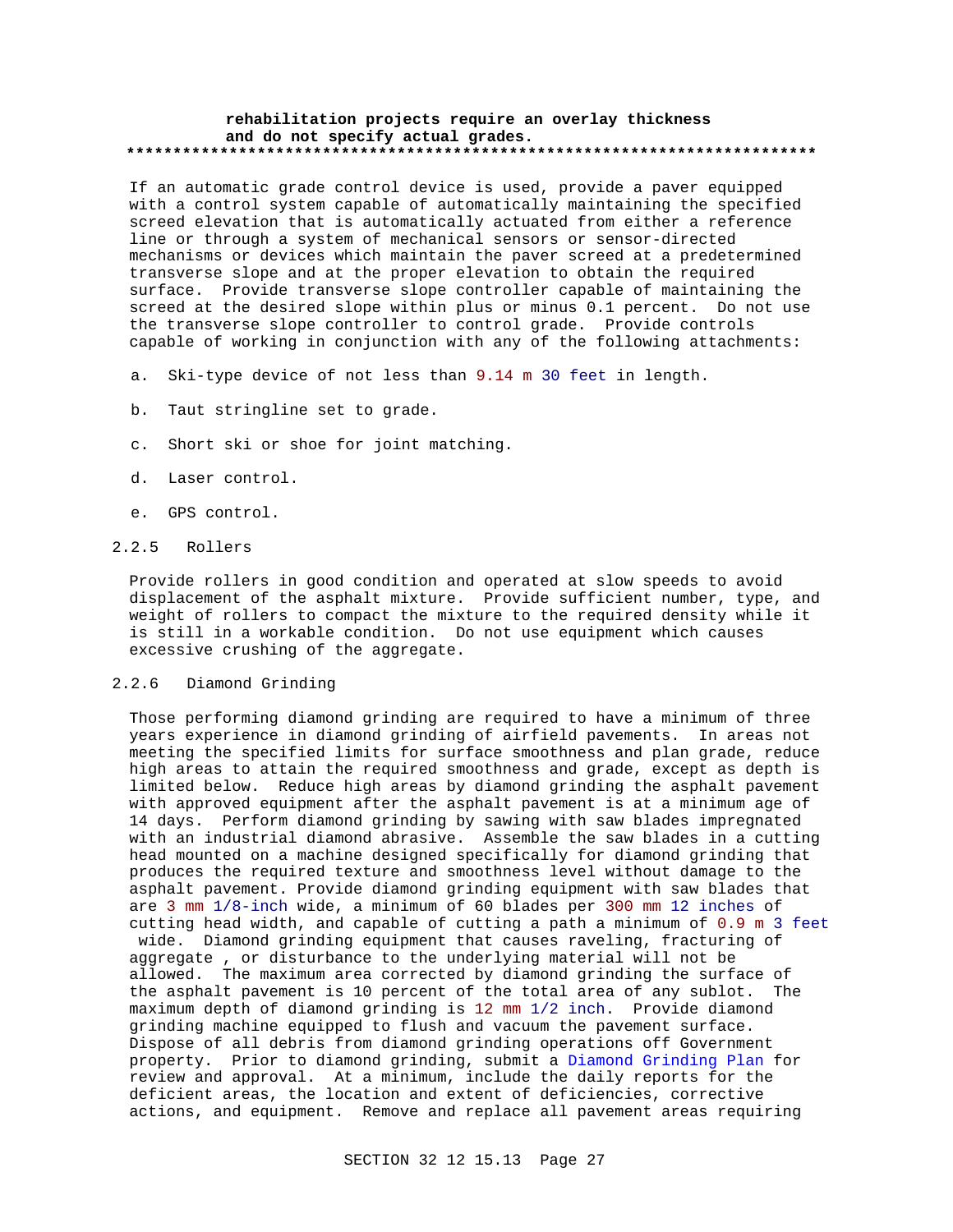**rehabilitation projects require an overlay thickness and do not specify actual grades.**

**************************************************************************

If an automatic grade control device is used, provide a paver equipped with a control system capable of automatically maintaining the specified screed elevation that is automatically actuated from either a reference line or through a system of mechanical sensors or sensor-directed mechanisms or devices which maintain the paver screed at a predetermined transverse slope and at the proper elevation to obtain the required surface. Provide transverse slope controller capable of maintaining the screed at the desired slope within plus or minus 0.1 percent. Do not use the transverse slope controller to control grade. Provide controls capable of working in conjunction with any of the following attachments:

a. Ski-type device of not less than 9.14 m 30 feet in length.

b. Taut stringline set to grade.

c. Short ski or shoe for joint matching.

d. Laser control.

e. GPS control.

### 2.2.5 Rollers

Provide rollers in good condition and operated at slow speeds to avoid displacement of the asphalt mixture. Provide sufficient number, type, and weight of rollers to compact the mixture to the required density while it is still in a workable condition. Do not use equipment which causes excessive crushing of the aggregate.

### 2.2.6 Diamond Grinding

Those performing diamond grinding are required to have a minimum of three years experience in diamond grinding of airfield pavements. In areas not meeting the specified limits for surface smoothness and plan grade, reduce high areas to attain the required smoothness and grade, except as depth is limited below. Reduce high areas by diamond grinding the asphalt pavement with approved equipment after the asphalt pavement is at a minimum age of 14 days. Perform diamond grinding by sawing with saw blades impregnated with an industrial diamond abrasive. Assemble the saw blades in a cutting head mounted on a machine designed specifically for diamond grinding that produces the required texture and smoothness level without damage to the asphalt pavement. Provide diamond grinding equipment with saw blades that are 3 mm 1/8-inch wide, a minimum of 60 blades per 300 mm 12 inches of cutting head width, and capable of cutting a path a minimum of 0.9 m 3 feet wide. Diamond grinding equipment that causes raveling, fracturing of aggregate , or disturbance to the underlying material will not be allowed. The maximum area corrected by diamond grinding the surface of the asphalt pavement is 10 percent of the total area of any sublot. The maximum depth of diamond grinding is 12 mm 1/2 inch. Provide diamond grinding machine equipped to flush and vacuum the pavement surface. Dispose of all debris from diamond grinding operations off Government property. Prior to diamond grinding, submit a Diamond Grinding Plan for review and approval. At a minimum, include the daily reports for the deficient areas, the location and extent of deficiencies, corrective actions, and equipment. Remove and replace all pavement areas requiring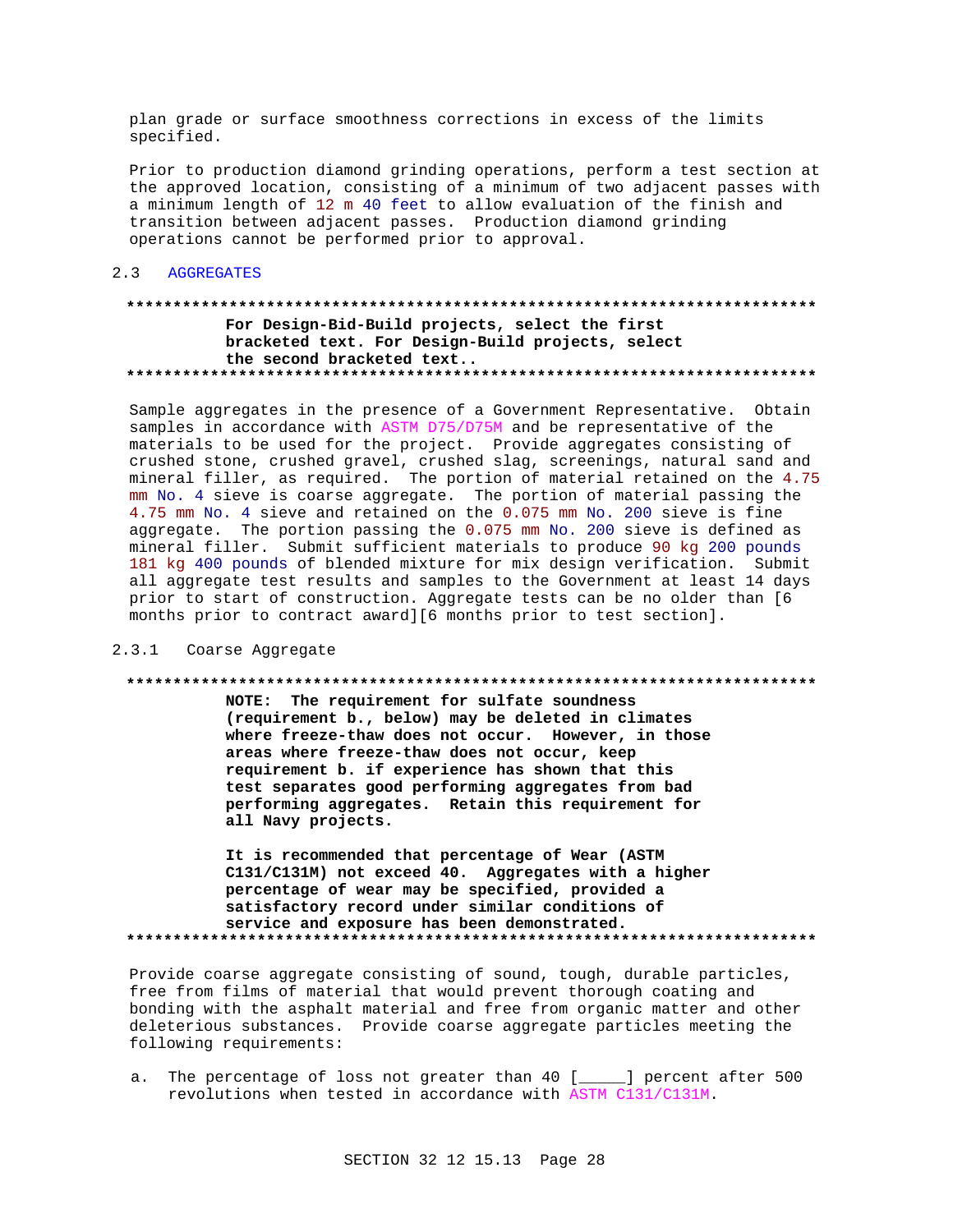plan grade or surface smoothness corrections in excess of the limits specified.

Prior to production diamond grinding operations, perform a test section at the approved location, consisting of a minimum of two adjacent passes with a minimum length of 12 m 40 feet to allow evaluation of the finish and transition between adjacent passes. Production diamond grinding operations cannot be performed prior to approval.

## 2.3 AGGREGATES

**************************************************************************

**For Design-Bid-Build projects, select the first bracketed text. For Design-Build projects, select the second bracketed text..**

**************************************************************************

Sample aggregates in the presence of a Government Representative. Obtain samples in accordance with ASTM D75/D75M and be representative of the materials to be used for the project. Provide aggregates consisting of crushed stone, crushed gravel, crushed slag, screenings, natural sand and mineral filler, as required. The portion of material retained on the 4.75 mm No. 4 sieve is coarse aggregate. The portion of material passing the 4.75 mm No. 4 sieve and retained on the 0.075 mm No. 200 sieve is fine aggregate. The portion passing the 0.075 mm No. 200 sieve is defined as mineral filler. Submit sufficient materials to produce 90 kg 200 pounds 181 kg 400 pounds of blended mixture for mix design verification. Submit all aggregate test results and samples to the Government at least 14 days prior to start of construction. Aggregate tests can be no older than [6 months prior to contract award][6 months prior to test section].

### 2.3.1 Coarse Aggregate

**************************************************************************

**NOTE: The requirement for sulfate soundness (requirement b., below) may be deleted in climates where freeze-thaw does not occur. However, in those areas where freeze-thaw does not occur, keep requirement b. if experience has shown that this test separates good performing aggregates from bad performing aggregates. Retain this requirement for all Navy projects.**

**It is recommended that percentage of Wear (ASTM C131/C131M) not exceed 40. Aggregates with a higher percentage of wear may be specified, provided a satisfactory record under similar conditions of service and exposure has been demonstrated.**

**************************************************************************

Provide coarse aggregate consisting of sound, tough, durable particles, free from films of material that would prevent thorough coating and bonding with the asphalt material and free from organic matter and other deleterious substances. Provide coarse aggregate particles meeting the following requirements:

a. The percentage of loss not greater than 40 [_____] percent after 500 revolutions when tested in accordance with ASTM C131/C131M.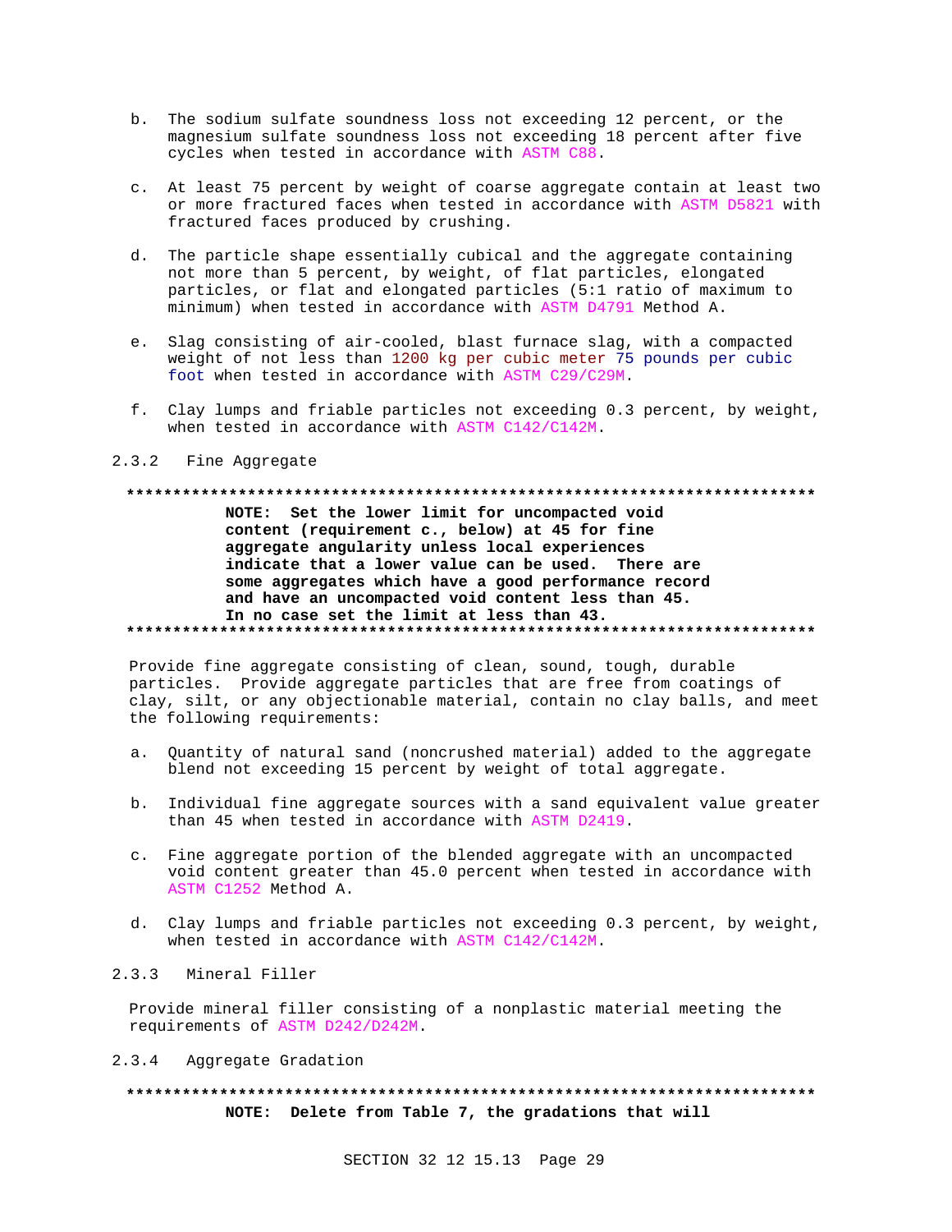b. The sodium sulfate soundness loss not exceeding 12 percent, or the magnesium sulfate soundness loss not exceeding 18 percent after five cycles when tested in accordance with ASTM C88.

c. At least 75 percent by weight of coarse aggregate contain at least two or more fractured faces when tested in accordance with ASTM D5821 with fractured faces produced by crushing.

d. The particle shape essentially cubical and the aggregate containing not more than 5 percent, by weight, of flat particles, elongated particles, or flat and elongated particles (5:1 ratio of maximum to minimum) when tested in accordance with ASTM D4791 Method A.

e. Slag consisting of air-cooled, blast furnace slag, with a compacted weight of not less than 1200 kg per cubic meter 75 pounds per cubic foot when tested in accordance with ASTM C29/C29M.

f. Clay lumps and friable particles not exceeding 0.3 percent, by weight, when tested in accordance with ASTM C142/C142M.

### 2.3.2 Fine Aggregate

**************************************************************************

**NOTE: Set the lower limit for uncompacted void content (requirement c., below) at 45 for fine aggregate angularity unless local experiences indicate that a lower value can be used. There are some aggregates which have a good performance record and have an uncompacted void content less than 45. In no case set the limit at less than 43.**

**************************************************************************

Provide fine aggregate consisting of clean, sound, tough, durable particles. Provide aggregate particles that are free from coatings of clay, silt, or any objectionable material, contain no clay balls, and meet the following requirements:

a. Quantity of natural sand (noncrushed material) added to the aggregate blend not exceeding 15 percent by weight of total aggregate.

b. Individual fine aggregate sources with a sand equivalent value greater than 45 when tested in accordance with ASTM D2419.

c. Fine aggregate portion of the blended aggregate with an uncompacted void content greater than 45.0 percent when tested in accordance with ASTM C1252 Method A.

d. Clay lumps and friable particles not exceeding 0.3 percent, by weight, when tested in accordance with ASTM C142/C142M.

### 2.3.3 Mineral Filler

Provide mineral filler consisting of a nonplastic material meeting the requirements of ASTM D242/D242M.

### 2.3.4 Aggregate Gradation

**************************************************************************

**NOTE: Delete from Table 7, the gradations that will**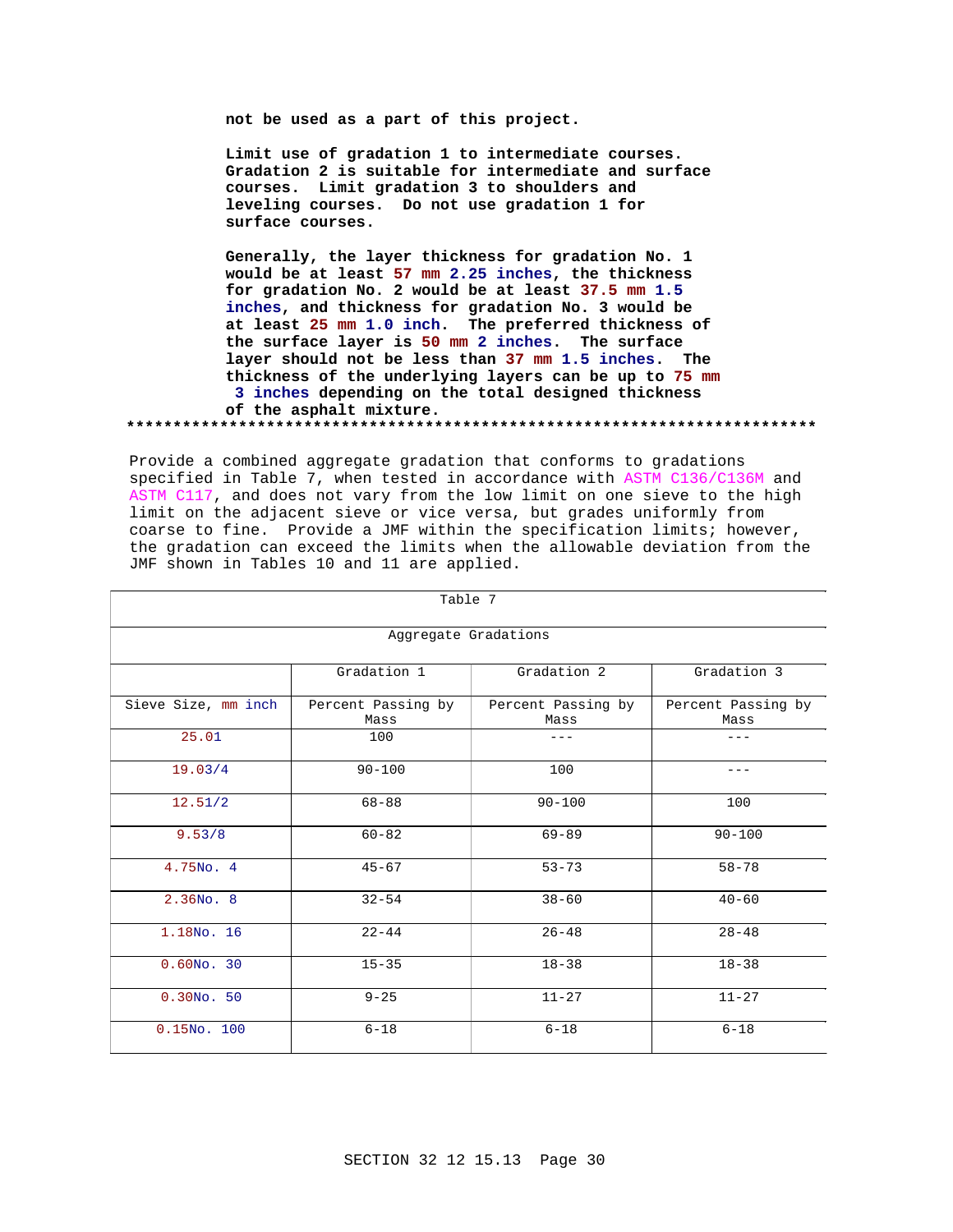**not be used as a part of this project.**

**Limit use of gradation 1 to intermediate courses. Gradation 2 is suitable for intermediate and surface courses. Limit gradation 3 to shoulders and leveling courses. Do not use gradation 1 for surface courses.**

**Generally, the layer thickness for gradation No. 1 would be at least 57 mm 2.25 inches, the thickness for gradation No. 2 would be at least 37.5 mm 1.5 inches, and thickness for gradation No. 3 would be at least 25 mm 1.0 inch. The preferred thickness of the surface layer is 50 mm 2 inches. The surface layer should not be less than 37 mm 1.5 inches. The thickness of the underlying layers can be up to 75 mm 3 inches depending on the total designed thickness of the asphalt mixture.**

**************************************************************************

Provide a combined aggregate gradation that conforms to gradations specified in Table 7, when tested in accordance with ASTM C136/C136M and ASTM C117, and does not vary from the low limit on one sieve to the high limit on the adjacent sieve or vice versa, but grades uniformly from coarse to fine. Provide a JMF within the specification limits; however, the gradation can exceed the limits when the allowable deviation from the JMF shown in Tables 10 and 11 are applied.

Table 7

Aggregate Gradations

| | Gradation 1 | Gradation 2 | Gradation 3 |
|---|---|---|---|
| Sieve Size, mm inch | Percent Passing by Mass | Percent Passing by Mass | Percent Passing by Mass |
| 25.01 | 100 | --- | --- |
| 19.03/4 | 90-100 | 100 | --- |
| 12.51/2 | 68-88 | 90-100 | 100 |
| 9.53/8 | 60-82 | 69-89 | 90-100 |
| 4.75No. 4 | 45-67 | 53-73 | 58-78 |
| 2.36No. 8 | 32-54 | 38-60 | 40-60 |
| 1.18No. 16 | 22-44 | 26-48 | 28-48 |
| 0.60No. 30 | 15-35 | 18-38 | 18-38 |
| 0.30No. 50 | 9-25 | 11-27 | 11-27 |
| 0.15No. 100 | 6-18 | 6-18 | 6-18 |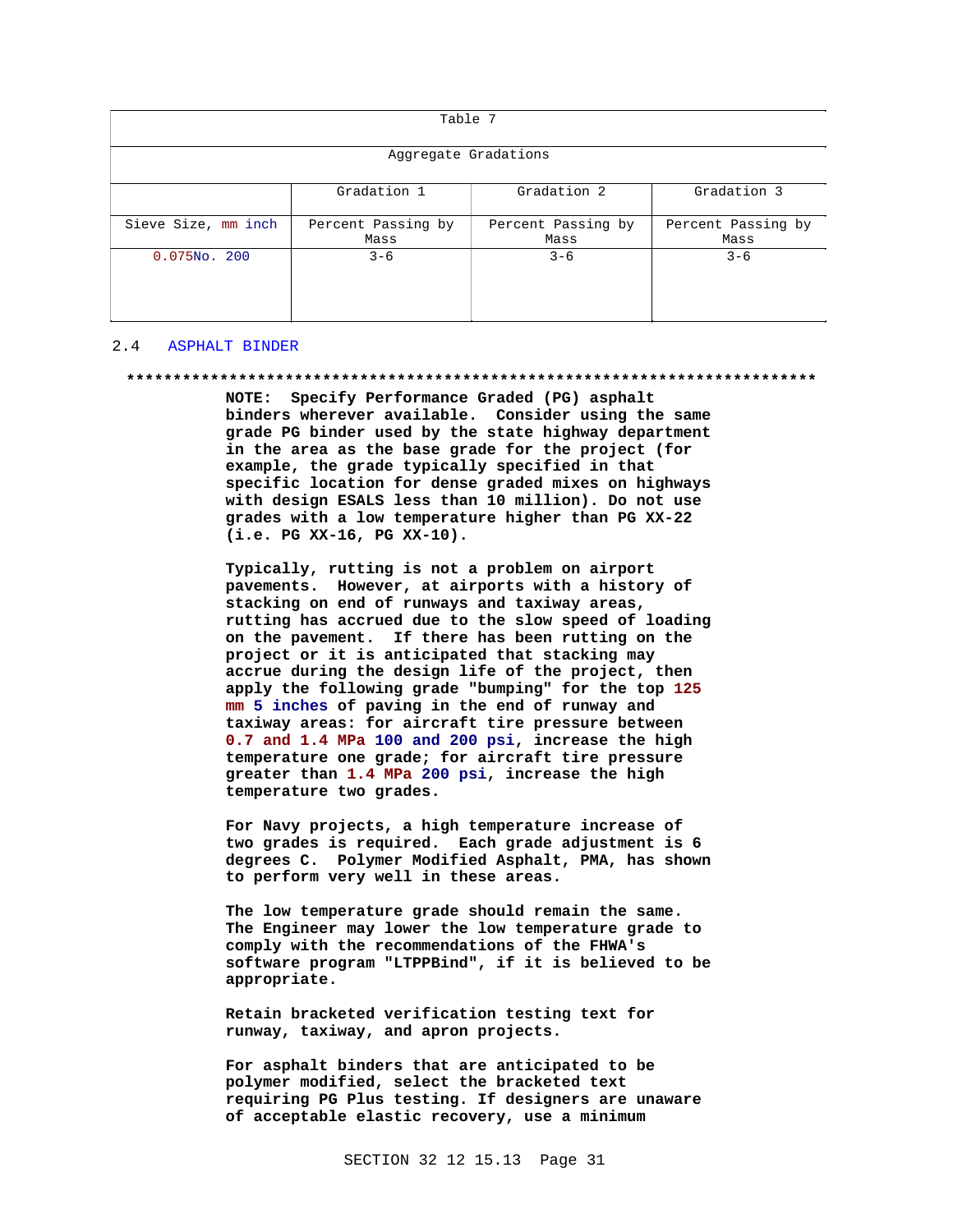| Table 7 | | | |
|---|---|---|---|
| Aggregate Gradations | | | |
| | Gradation 1 | Gradation 2 | Gradation 3 |
| Sieve Size, mm inch | Percent Passing by Mass | Percent Passing by Mass | Percent Passing by Mass |
| 0.075No. 200 | 3-6 | 3-6 | 3-6 |

## 2.4 ASPHALT BINDER

**************************************************************************

**NOTE: Specify Performance Graded (PG) asphalt binders wherever available. Consider using the same grade PG binder used by the state highway department in the area as the base grade for the project (for example, the grade typically specified in that specific location for dense graded mixes on highways with design ESALS less than 10 million). Do not use grades with a low temperature higher than PG XX-22 (i.e. PG XX-16, PG XX-10).**

**Typically, rutting is not a problem on airport pavements. However, at airports with a history of stacking on end of runways and taxiway areas, rutting has accrued due to the slow speed of loading on the pavement. If there has been rutting on the project or it is anticipated that stacking may accrue during the design life of the project, then apply the following grade "bumping" for the top 125 mm 5 inches of paving in the end of runway and taxiway areas: for aircraft tire pressure between 0.7 and 1.4 MPa 100 and 200 psi, increase the high temperature one grade; for aircraft tire pressure greater than 1.4 MPa 200 psi, increase the high temperature two grades.**

**For Navy projects, a high temperature increase of two grades is required. Each grade adjustment is 6 degrees C. Polymer Modified Asphalt, PMA, has shown to perform very well in these areas.**

**The low temperature grade should remain the same. The Engineer may lower the low temperature grade to comply with the recommendations of the FHWA's software program "LTPPBind", if it is believed to be appropriate.**

**Retain bracketed verification testing text for runway, taxiway, and apron projects.**

**For asphalt binders that are anticipated to be polymer modified, select the bracketed text requiring PG Plus testing. If designers are unaware of acceptable elastic recovery, use a minimum**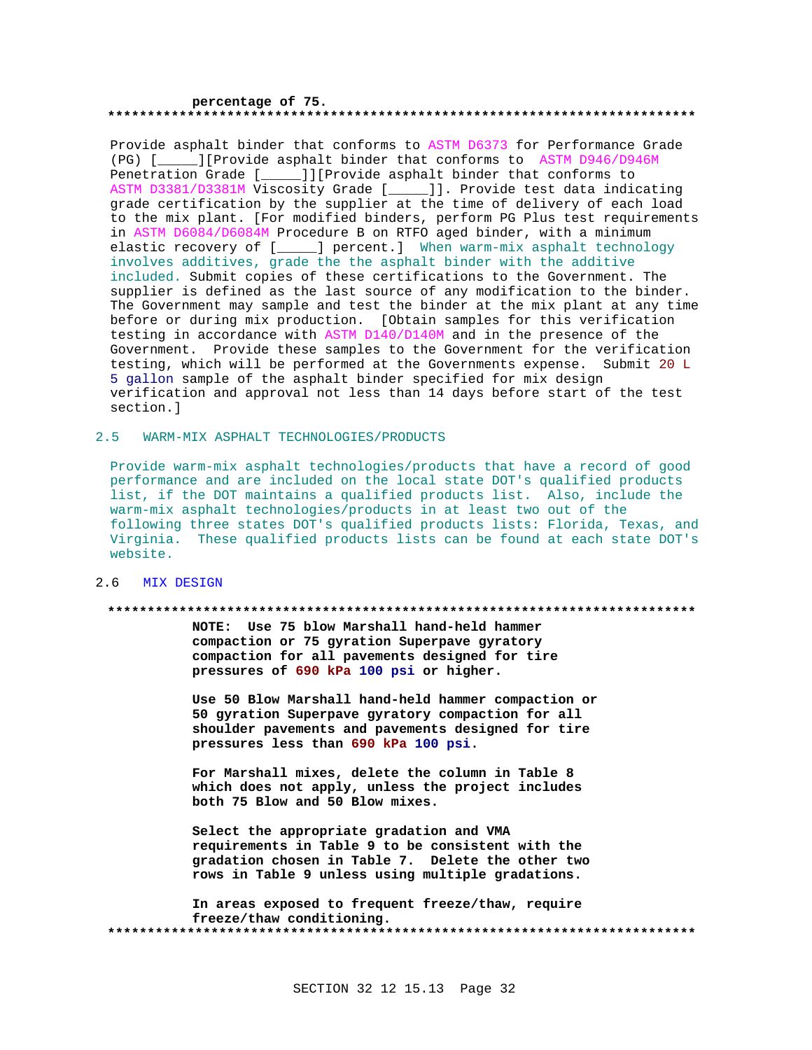**percentage of 75.**

**************************************************************************

Provide asphalt binder that conforms to ASTM D6373 for Performance Grade (PG) [_____][Provide asphalt binder that conforms to ASTM D946/D946M Penetration Grade [_____]][Provide asphalt binder that conforms to ASTM D3381/D3381M Viscosity Grade [_____]]. Provide test data indicating grade certification by the supplier at the time of delivery of each load to the mix plant. [For modified binders, perform PG Plus test requirements in ASTM D6084/D6084M Procedure B on RTFO aged binder, with a minimum elastic recovery of [_____] percent.] When warm-mix asphalt technology involves additives, grade the the asphalt binder with the additive included. Submit copies of these certifications to the Government. The supplier is defined as the last source of any modification to the binder. The Government may sample and test the binder at the mix plant at any time before or during mix production. [Obtain samples for this verification testing in accordance with ASTM D140/D140M and in the presence of the Government. Provide these samples to the Government for the verification testing, which will be performed at the Governments expense. Submit 20 L 5 gallon sample of the asphalt binder specified for mix design verification and approval not less than 14 days before start of the test section.]

## 2.5 WARM-MIX ASPHALT TECHNOLOGIES/PRODUCTS

Provide warm-mix asphalt technologies/products that have a record of good performance and are included on the local state DOT's qualified products list, if the DOT maintains a qualified products list. Also, include the warm-mix asphalt technologies/products in at least two out of the following three states DOT's qualified products lists: Florida, Texas, and Virginia. These qualified products lists can be found at each state DOT's website.

## 2.6 MIX DESIGN

**************************************************************************

**NOTE: Use 75 blow Marshall hand-held hammer compaction or 75 gyration Superpave gyratory compaction for all pavements designed for tire pressures of 690 kPa 100 psi or higher.**

**Use 50 Blow Marshall hand-held hammer compaction or 50 gyration Superpave gyratory compaction for all shoulder pavements and pavements designed for tire pressures less than 690 kPa 100 psi.**

**For Marshall mixes, delete the column in Table 8 which does not apply, unless the project includes both 75 Blow and 50 Blow mixes.**

**Select the appropriate gradation and VMA requirements in Table 9 to be consistent with the gradation chosen in Table 7. Delete the other two rows in Table 9 unless using multiple gradations.**

**In areas exposed to frequent freeze/thaw, require freeze/thaw conditioning.**

**************************************************************************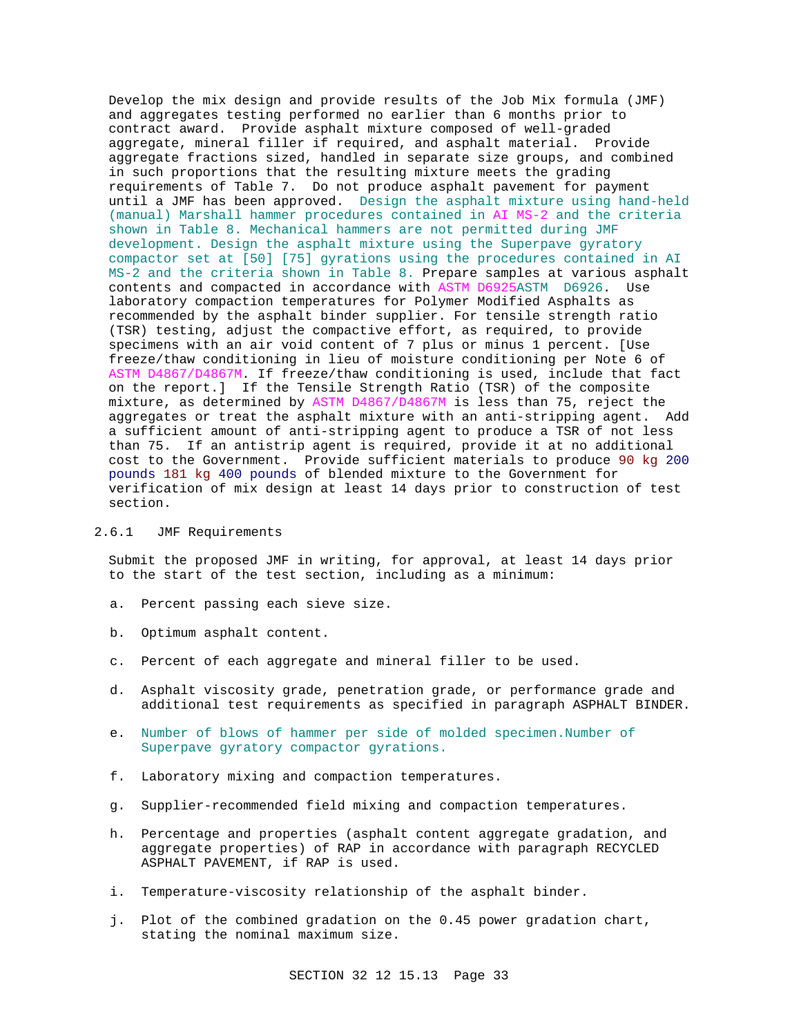Develop the mix design and provide results of the Job Mix formula (JMF) and aggregates testing performed no earlier than 6 months prior to contract award. Provide asphalt mixture composed of well-graded aggregate, mineral filler if required, and asphalt material. Provide aggregate fractions sized, handled in separate size groups, and combined in such proportions that the resulting mixture meets the grading requirements of Table 7. Do not produce asphalt pavement for payment until a JMF has been approved. Design the asphalt mixture using hand-held (manual) Marshall hammer procedures contained in AI MS-2 and the criteria shown in Table 8. Mechanical hammers are not permitted during JMF development. Design the asphalt mixture using the Superpave gyratory compactor set at [50] [75] gyrations using the procedures contained in AI MS-2 and the criteria shown in Table 8. Prepare samples at various asphalt contents and compacted in accordance with ASTM D6925ASTM D6926. Use laboratory compaction temperatures for Polymer Modified Asphalts as recommended by the asphalt binder supplier. For tensile strength ratio (TSR) testing, adjust the compactive effort, as required, to provide specimens with an air void content of 7 plus or minus 1 percent. [Use freeze/thaw conditioning in lieu of moisture conditioning per Note 6 of ASTM D4867/D4867M. If freeze/thaw conditioning is used, include that fact on the report.] If the Tensile Strength Ratio (TSR) of the composite mixture, as determined by ASTM D4867/D4867M is less than 75, reject the aggregates or treat the asphalt mixture with an anti-stripping agent. Add a sufficient amount of anti-stripping agent to produce a TSR of not less than 75. If an antistrip agent is required, provide it at no additional cost to the Government. Provide sufficient materials to produce 90 kg 200 pounds 181 kg 400 pounds of blended mixture to the Government for verification of mix design at least 14 days prior to construction of test section.

### 2.6.1 JMF Requirements

Submit the proposed JMF in writing, for approval, at least 14 days prior to the start of the test section, including as a minimum:

a. Percent passing each sieve size.

b. Optimum asphalt content.

c. Percent of each aggregate and mineral filler to be used.

d. Asphalt viscosity grade, penetration grade, or performance grade and additional test requirements as specified in paragraph ASPHALT BINDER.

e. Number of blows of hammer per side of molded specimen.Number of Superpave gyratory compactor gyrations.

f. Laboratory mixing and compaction temperatures.

g. Supplier-recommended field mixing and compaction temperatures.

h. Percentage and properties (asphalt content aggregate gradation, and aggregate properties) of RAP in accordance with paragraph RECYCLED ASPHALT PAVEMENT, if RAP is used.

i. Temperature-viscosity relationship of the asphalt binder.

j. Plot of the combined gradation on the 0.45 power gradation chart, stating the nominal maximum size.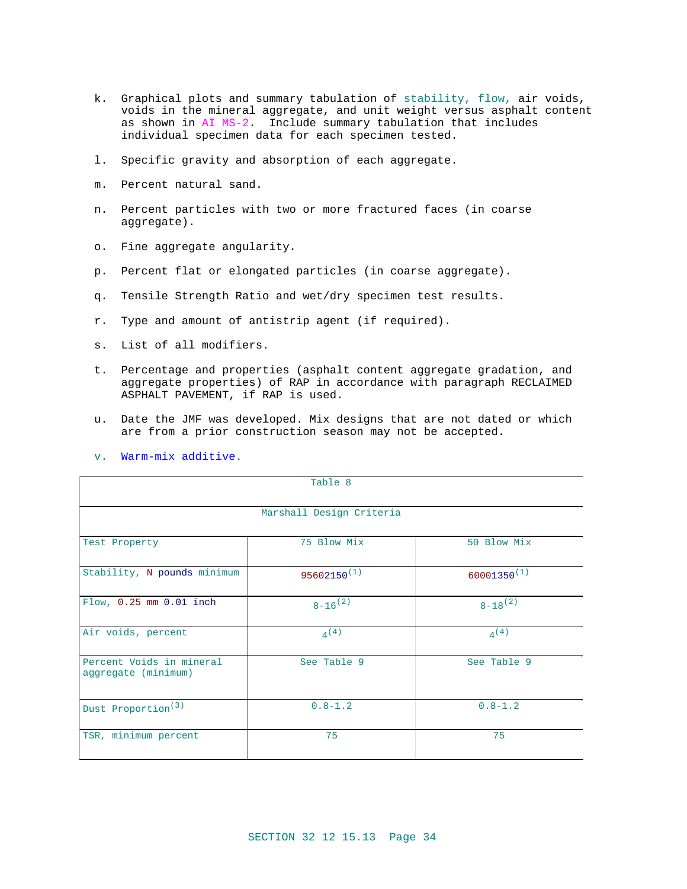k. Graphical plots and summary tabulation of stability, flow, air voids, voids in the mineral aggregate, and unit weight versus asphalt content as shown in AI MS-2. Include summary tabulation that includes individual specimen data for each specimen tested.

l. Specific gravity and absorption of each aggregate.

m. Percent natural sand.

n. Percent particles with two or more fractured faces (in coarse aggregate).

o. Fine aggregate angularity.

p. Percent flat or elongated particles (in coarse aggregate).

q. Tensile Strength Ratio and wet/dry specimen test results.

r. Type and amount of antistrip agent (if required).

s. List of all modifiers.

t. Percentage and properties (asphalt content aggregate gradation, and aggregate properties) of RAP in accordance with paragraph RECLAIMED ASPHALT PAVEMENT, if RAP is used.

u. Date the JMF was developed. Mix designs that are not dated or which are from a prior construction season may not be accepted.

v. Warm-mix additive.

| Table 8 | | |
|---|---|---|
| Marshall Design Criteria | | |
| Test Property | 75 Blow Mix | 50 Blow Mix |
| Stability, N pounds minimum | 95602150 [1] | 60001350 [1] |
| Flow, 0.25 mm 0.01 inch | 8-16 [2] | 8-18 [2] |
| Air voids, percent | 4 [4] | 4 [4] |
| Percent Voids in mineral aggregate (minimum) | See Table 9 | See Table 9 |
| Dust Proportion [3] | 0.8-1.2 | 0.8-1.2 |
| TSR, minimum percent | 75 | 75 |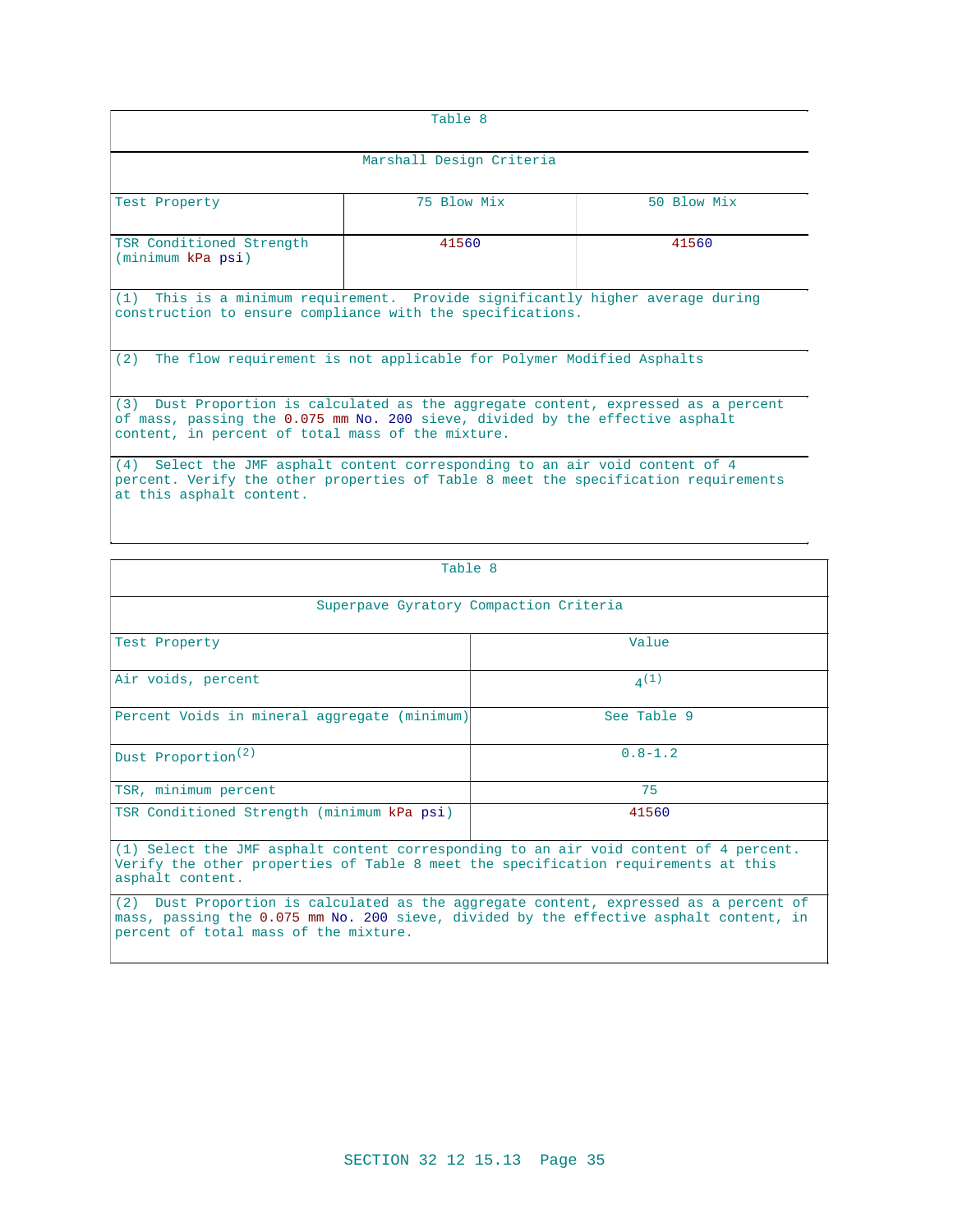| Table 8 | | |
|---|---|---|
| Marshall Design Criteria | | |
| Test Property | 75 Blow Mix | 50 Blow Mix |
| TSR Conditioned Strength (minimum kPa psi) | 41560 | 41560 |
| (1) This is a minimum requirement. Provide significantly higher average during construction to ensure compliance with the specifications. | | |
| (2) The flow requirement is not applicable for Polymer Modified Asphalts | | |
| (3) Dust Proportion is calculated as the aggregate content, expressed as a percent of mass, passing the 0.075 mm No. 200 sieve, divided by the effective asphalt content, in percent of total mass of the mixture. | | |
| (4) Select the JMF asphalt content corresponding to an air void content of 4 percent. Verify the other properties of Table 8 meet the specification requirements at this asphalt content. | | |

| Table 8 | |
|---|---|
| Superpave Gyratory Compaction Criteria | |
| Test Property | Value |
| Air voids, percent | 4(1) |
| Percent Voids in mineral aggregate (minimum) | See Table 9 |
| Dust Proportion(2) | 0.8-1.2 |
| TSR, minimum percent | 75 |
| TSR Conditioned Strength (minimum kPa psi) | 41560 |
| (1) Select the JMF asphalt content corresponding to an air void content of 4 percent. Verify the other properties of Table 8 meet the specification requirements at this asphalt content. | |
| (2) Dust Proportion is calculated as the aggregate content, expressed as a percent of mass, passing the 0.075 mm No. 200 sieve, divided by the effective asphalt content, in percent of total mass of the mixture. | |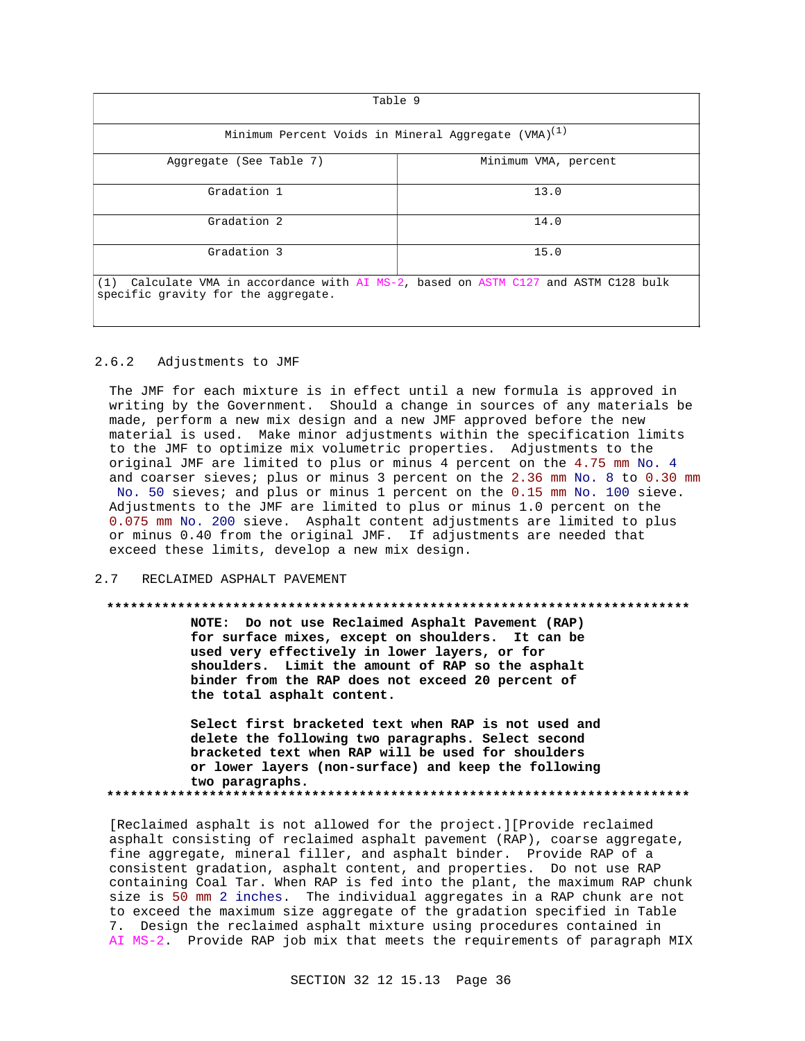| Table 9 | |
|---|---|
| Minimum Percent Voids in Mineral Aggregate (VMA)[1] | |
| Aggregate (See Table 7) | Minimum VMA, percent |
| Gradation 1 | 13.0 |
| Gradation 2 | 14.0 |
| Gradation 3 | 15.0 |
| (1) Calculate VMA in accordance with AI MS-2, based on ASTM C127 and ASTM C128 bulk specific gravity for the aggregate. | |

### 2.6.2 Adjustments to JMF

The JMF for each mixture is in effect until a new formula is approved in writing by the Government. Should a change in sources of any materials be made, perform a new mix design and a new JMF approved before the new material is used. Make minor adjustments within the specification limits to the JMF to optimize mix volumetric properties. Adjustments to the original JMF are limited to plus or minus 4 percent on the 4.75 mm No. 4 and coarser sieves; plus or minus 3 percent on the 2.36 mm No. 8 to 0.30 mm No. 50 sieves; and plus or minus 1 percent on the 0.15 mm No. 100 sieve. Adjustments to the JMF are limited to plus or minus 1.0 percent on the 0.075 mm No. 200 sieve. Asphalt content adjustments are limited to plus or minus 0.40 from the original JMF. If adjustments are needed that exceed these limits, develop a new mix design.

## 2.7 RECLAIMED ASPHALT PAVEMENT

**************************************************************************

**NOTE: Do not use Reclaimed Asphalt Pavement (RAP) for surface mixes, except on shoulders. It can be used very effectively in lower layers, or for shoulders. Limit the amount of RAP so the asphalt binder from the RAP does not exceed 20 percent of the total asphalt content.**

**Select first bracketed text when RAP is not used and delete the following two paragraphs. Select second bracketed text when RAP will be used for shoulders or lower layers (non-surface) and keep the following two paragraphs.**

**************************************************************************

[Reclaimed asphalt is not allowed for the project.][Provide reclaimed asphalt consisting of reclaimed asphalt pavement (RAP), coarse aggregate, fine aggregate, mineral filler, and asphalt binder. Provide RAP of a consistent gradation, asphalt content, and properties. Do not use RAP containing Coal Tar. When RAP is fed into the plant, the maximum RAP chunk size is 50 mm 2 inches. The individual aggregates in a RAP chunk are not to exceed the maximum size aggregate of the gradation specified in Table 7. Design the reclaimed asphalt mixture using procedures contained in AI MS-2. Provide RAP job mix that meets the requirements of paragraph MIX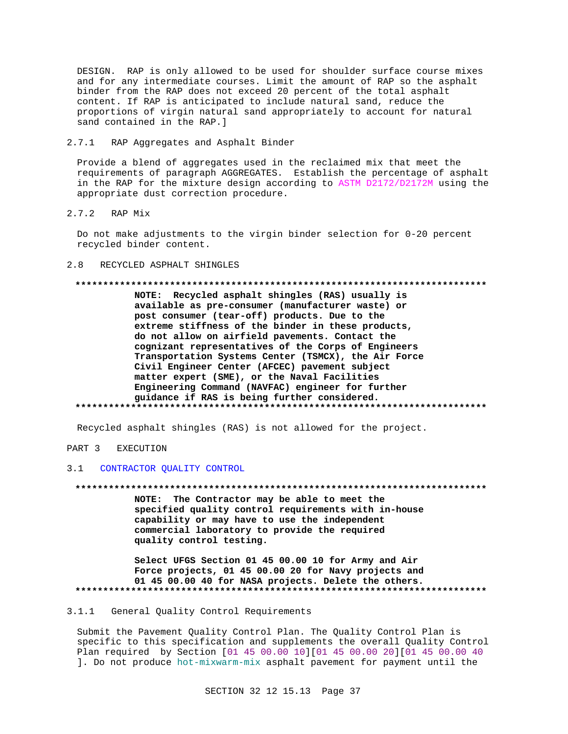DESIGN. RAP is only allowed to be used for shoulder surface course mixes and for any intermediate courses. Limit the amount of RAP so the asphalt binder from the RAP does not exceed 20 percent of the total asphalt content. If RAP is anticipated to include natural sand, reduce the proportions of virgin natural sand appropriately to account for natural sand contained in the RAP.]

### 2.7.1 RAP Aggregates and Asphalt Binder

Provide a blend of aggregates used in the reclaimed mix that meet the requirements of paragraph AGGREGATES. Establish the percentage of asphalt in the RAP for the mixture design according to ASTM D2172/D2172M using the appropriate dust correction procedure.

### 2.7.2 RAP Mix

Do not make adjustments to the virgin binder selection for 0-20 percent recycled binder content.

## 2.8 RECYCLED ASPHALT SHINGLES

**************************************************************************

**NOTE: Recycled asphalt shingles (RAS) usually is available as pre-consumer (manufacturer waste) or post consumer (tear-off) products. Due to the extreme stiffness of the binder in these products, do not allow on airfield pavements. Contact the cognizant representatives of the Corps of Engineers Transportation Systems Center (TSMCX), the Air Force Civil Engineer Center (AFCEC) pavement subject matter expert (SME), or the Naval Facilities Engineering Command (NAVFAC) engineer for further guidance if RAS is being further considered.**

**************************************************************************

Recycled asphalt shingles (RAS) is not allowed for the project.

# PART 3 EXECUTION

## 3.1 CONTRACTOR QUALITY CONTROL

**************************************************************************

**NOTE: The Contractor may be able to meet the specified quality control requirements with in-house capability or may have to use the independent commercial laboratory to provide the required quality control testing.**

**Select UFGS Section 01 45 00.00 10 for Army and Air Force projects, 01 45 00.00 20 for Navy projects and 01 45 00.00 40 for NASA projects. Delete the others.**

**************************************************************************

### 3.1.1 General Quality Control Requirements

Submit the Pavement Quality Control Plan. The Quality Control Plan is specific to this specification and supplements the overall Quality Control Plan required by Section [01 45 00.00 10][01 45 00.00 20][01 45 00.00 40 ]. Do not produce hot-mixwarm-mix asphalt pavement for payment until the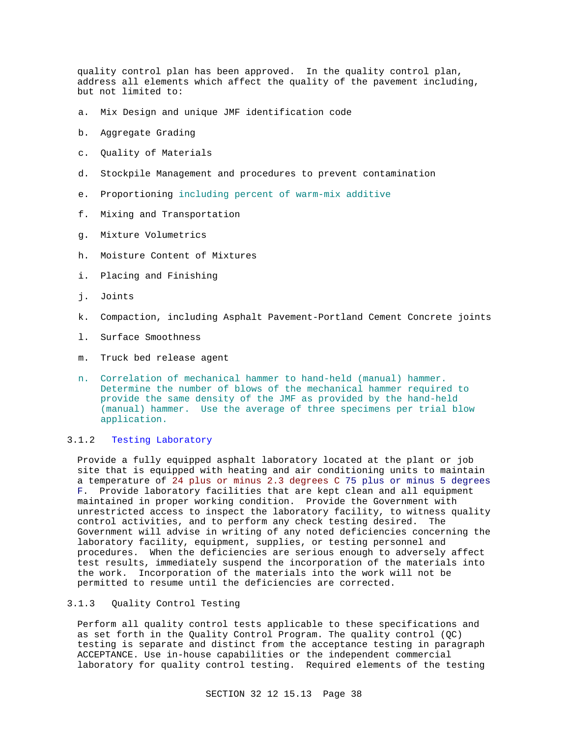quality control plan has been approved. In the quality control plan, address all elements which affect the quality of the pavement including, but not limited to:

a. Mix Design and unique JMF identification code

b. Aggregate Grading

c. Quality of Materials

d. Stockpile Management and procedures to prevent contamination

e. Proportioning including percent of warm-mix additive

f. Mixing and Transportation

g. Mixture Volumetrics

h. Moisture Content of Mixtures

i. Placing and Finishing

j. Joints

k. Compaction, including Asphalt Pavement-Portland Cement Concrete joints

l. Surface Smoothness

m. Truck bed release agent

n. Correlation of mechanical hammer to hand-held (manual) hammer. Determine the number of blows of the mechanical hammer required to provide the same density of the JMF as provided by the hand-held (manual) hammer. Use the average of three specimens per trial blow application.

### 3.1.2 Testing Laboratory

Provide a fully equipped asphalt laboratory located at the plant or job site that is equipped with heating and air conditioning units to maintain a temperature of 24 plus or minus 2.3 degrees C 75 plus or minus 5 degrees F. Provide laboratory facilities that are kept clean and all equipment maintained in proper working condition. Provide the Government with unrestricted access to inspect the laboratory facility, to witness quality control activities, and to perform any check testing desired. The Government will advise in writing of any noted deficiencies concerning the laboratory facility, equipment, supplies, or testing personnel and procedures. When the deficiencies are serious enough to adversely affect test results, immediately suspend the incorporation of the materials into the work. Incorporation of the materials into the work will not be permitted to resume until the deficiencies are corrected.

### 3.1.3 Quality Control Testing

Perform all quality control tests applicable to these specifications and as set forth in the Quality Control Program. The quality control (QC) testing is separate and distinct from the acceptance testing in paragraph ACCEPTANCE. Use in-house capabilities or the independent commercial laboratory for quality control testing. Required elements of the testing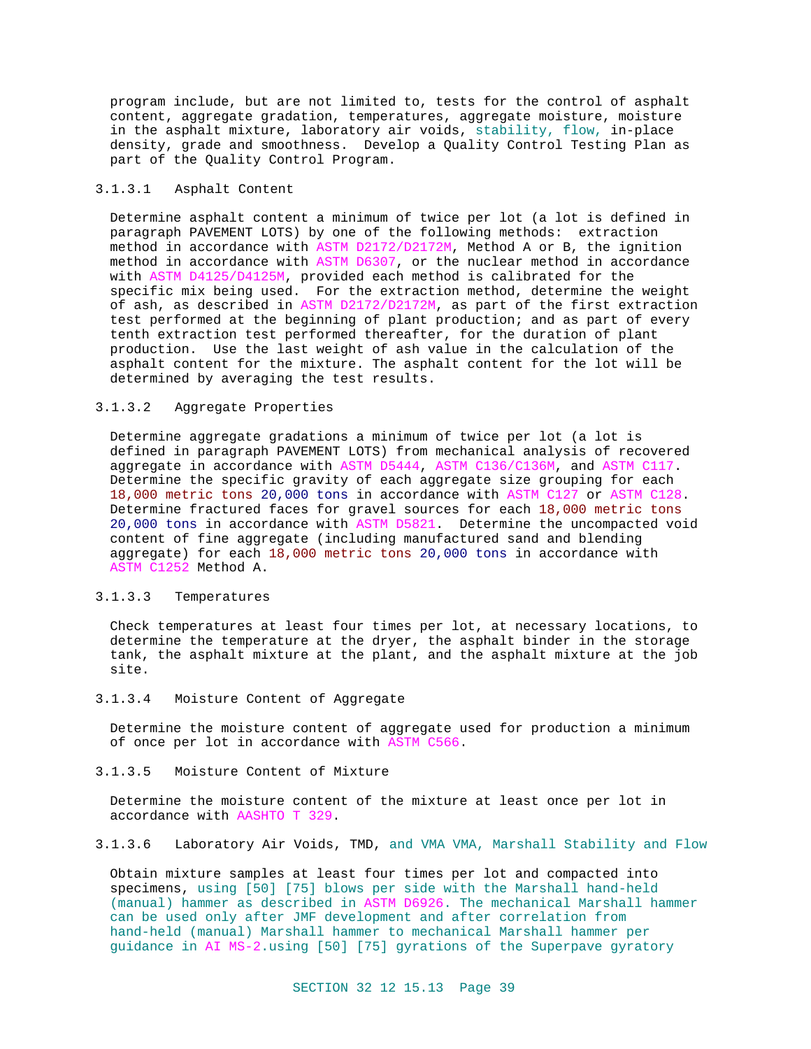program include, but are not limited to, tests for the control of asphalt content, aggregate gradation, temperatures, aggregate moisture, moisture in the asphalt mixture, laboratory air voids, stability, flow, in-place density, grade and smoothness. Develop a Quality Control Testing Plan as part of the Quality Control Program.

#### 3.1.3.1 Asphalt Content

Determine asphalt content a minimum of twice per lot (a lot is defined in paragraph PAVEMENT LOTS) by one of the following methods: extraction method in accordance with ASTM D2172/D2172M, Method A or B, the ignition method in accordance with ASTM D6307, or the nuclear method in accordance with ASTM D4125/D4125M, provided each method is calibrated for the specific mix being used. For the extraction method, determine the weight of ash, as described in ASTM D2172/D2172M, as part of the first extraction test performed at the beginning of plant production; and as part of every tenth extraction test performed thereafter, for the duration of plant production. Use the last weight of ash value in the calculation of the asphalt content for the mixture. The asphalt content for the lot will be determined by averaging the test results.

#### 3.1.3.2 Aggregate Properties

Determine aggregate gradations a minimum of twice per lot (a lot is defined in paragraph PAVEMENT LOTS) from mechanical analysis of recovered aggregate in accordance with ASTM D5444, ASTM C136/C136M, and ASTM C117. Determine the specific gravity of each aggregate size grouping for each 18,000 metric tons 20,000 tons in accordance with ASTM C127 or ASTM C128. Determine fractured faces for gravel sources for each 18,000 metric tons 20,000 tons in accordance with ASTM D5821. Determine the uncompacted void content of fine aggregate (including manufactured sand and blending aggregate) for each 18,000 metric tons 20,000 tons in accordance with ASTM C1252 Method A.

#### 3.1.3.3 Temperatures

Check temperatures at least four times per lot, at necessary locations, to determine the temperature at the dryer, the asphalt binder in the storage tank, the asphalt mixture at the plant, and the asphalt mixture at the job site.

#### 3.1.3.4 Moisture Content of Aggregate

Determine the moisture content of aggregate used for production a minimum of once per lot in accordance with ASTM C566.

#### 3.1.3.5 Moisture Content of Mixture

Determine the moisture content of the mixture at least once per lot in accordance with AASHTO T 329.

#### 3.1.3.6 Laboratory Air Voids, TMD, and VMA VMA, Marshall Stability and Flow

Obtain mixture samples at least four times per lot and compacted into specimens, using [50] [75] blows per side with the Marshall hand-held (manual) hammer as described in ASTM D6926. The mechanical Marshall hammer can be used only after JMF development and after correlation from hand-held (manual) Marshall hammer to mechanical Marshall hammer per guidance in AI MS-2.using [50] [75] gyrations of the Superpave gyratory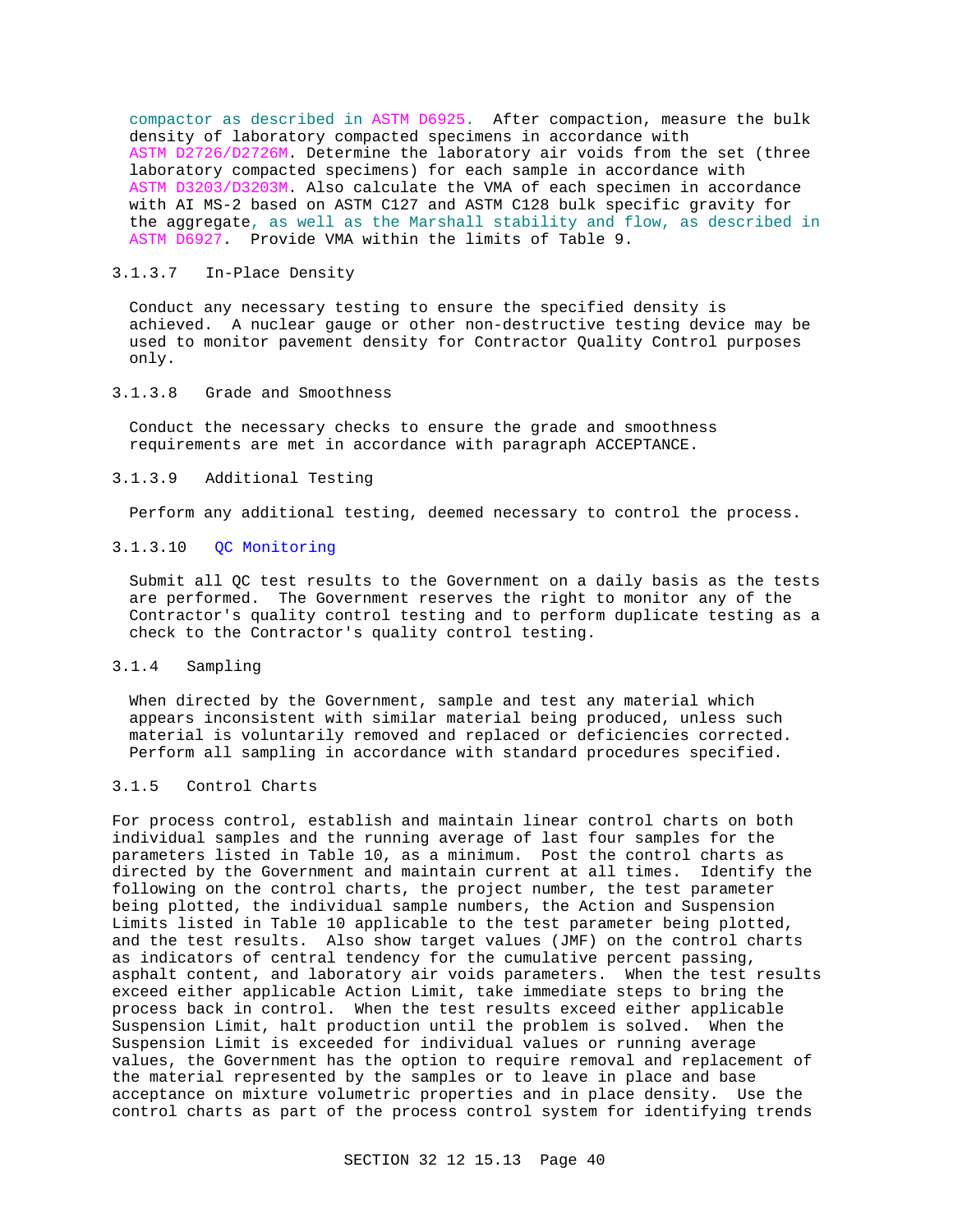compactor as described in ASTM D6925. After compaction, measure the bulk density of laboratory compacted specimens in accordance with ASTM D2726/D2726M. Determine the laboratory air voids from the set (three laboratory compacted specimens) for each sample in accordance with ASTM D3203/D3203M. Also calculate the VMA of each specimen in accordance with AI MS-2 based on ASTM C127 and ASTM C128 bulk specific gravity for the aggregate, as well as the Marshall stability and flow, as described in ASTM D6927. Provide VMA within the limits of Table 9.

#### 3.1.3.7 In-Place Density

Conduct any necessary testing to ensure the specified density is achieved. A nuclear gauge or other non-destructive testing device may be used to monitor pavement density for Contractor Quality Control purposes only.

#### 3.1.3.8 Grade and Smoothness

Conduct the necessary checks to ensure the grade and smoothness requirements are met in accordance with paragraph ACCEPTANCE.

#### 3.1.3.9 Additional Testing

Perform any additional testing, deemed necessary to control the process.

#### 3.1.3.10 QC Monitoring

Submit all QC test results to the Government on a daily basis as the tests are performed. The Government reserves the right to monitor any of the Contractor's quality control testing and to perform duplicate testing as a check to the Contractor's quality control testing.

### 3.1.4 Sampling

When directed by the Government, sample and test any material which appears inconsistent with similar material being produced, unless such material is voluntarily removed and replaced or deficiencies corrected. Perform all sampling in accordance with standard procedures specified.

### 3.1.5 Control Charts

For process control, establish and maintain linear control charts on both individual samples and the running average of last four samples for the parameters listed in Table 10, as a minimum. Post the control charts as directed by the Government and maintain current at all times. Identify the following on the control charts, the project number, the test parameter being plotted, the individual sample numbers, the Action and Suspension Limits listed in Table 10 applicable to the test parameter being plotted, and the test results. Also show target values (JMF) on the control charts as indicators of central tendency for the cumulative percent passing, asphalt content, and laboratory air voids parameters. When the test results exceed either applicable Action Limit, take immediate steps to bring the process back in control. When the test results exceed either applicable Suspension Limit, halt production until the problem is solved. When the Suspension Limit is exceeded for individual values or running average values, the Government has the option to require removal and replacement of the material represented by the samples or to leave in place and base acceptance on mixture volumetric properties and in place density. Use the control charts as part of the process control system for identifying trends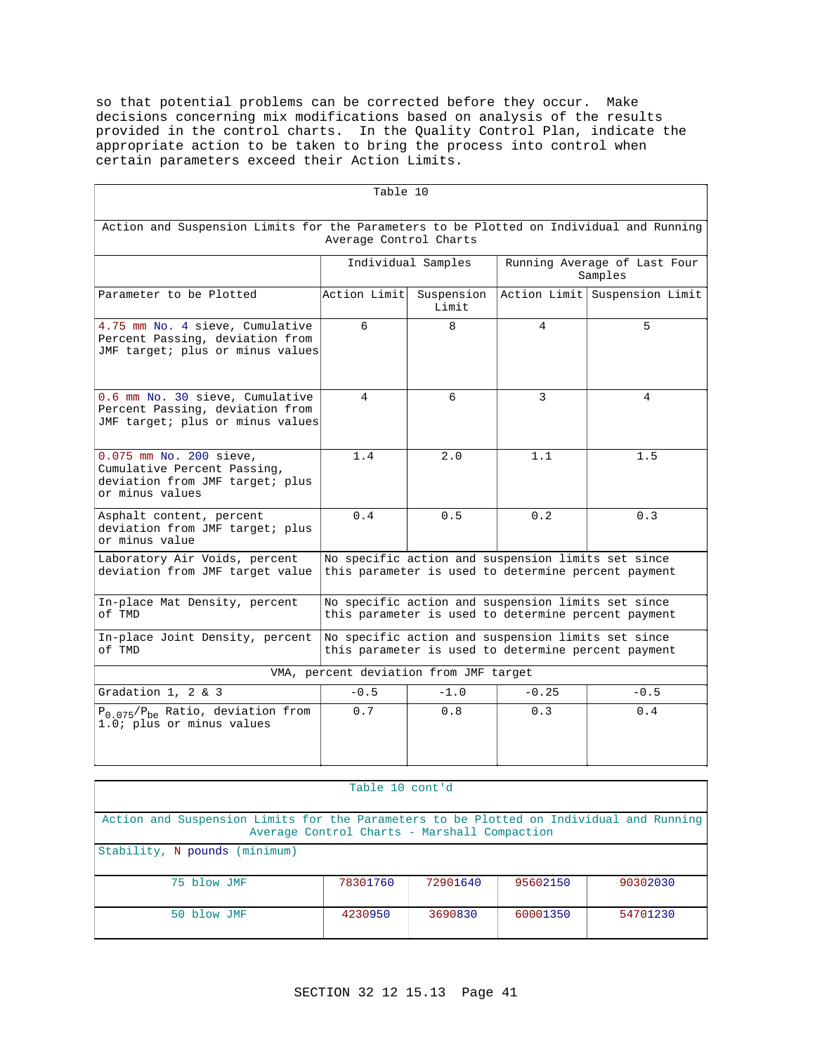so that potential problems can be corrected before they occur. Make decisions concerning mix modifications based on analysis of the results provided in the control charts. In the Quality Control Plan, indicate the appropriate action to be taken to bring the process into control when certain parameters exceed their Action Limits.

Table 10

Action and Suspension Limits for the Parameters to be Plotted on Individual and Running Average Control Charts

| | Individual Samples | | Running Average of Last Four Samples | |
|---|---|---|---|---|
| Parameter to be Plotted | Action Limit | Suspension Limit | Action Limit | Suspension Limit |
| 4.75 mm No. 4 sieve, Cumulative Percent Passing, deviation from JMF target; plus or minus values | 6 | 8 | 4 | 5 |
| 0.6 mm No. 30 sieve, Cumulative Percent Passing, deviation from JMF target; plus or minus values | 4 | 6 | 3 | 4 |
| 0.075 mm No. 200 sieve, Cumulative Percent Passing, deviation from JMF target; plus or minus values | 1.4 | 2.0 | 1.1 | 1.5 |
| Asphalt content, percent deviation from JMF target; plus or minus value | 0.4 | 0.5 | 0.2 | 0.3 |
| Laboratory Air Voids, percent deviation from JMF target value | No specific action and suspension limits set since this parameter is used to determine percent payment | | | |
| In-place Mat Density, percent of TMD | No specific action and suspension limits set since this parameter is used to determine percent payment | | | |
| In-place Joint Density, percent of TMD | No specific action and suspension limits set since this parameter is used to determine percent payment | | | |
| VMA, percent deviation from JMF target | | | | |
| Gradation 1, 2 & 3 | -0.5 | -1.0 | -0.25 | -0.5 |
| $P_{0.075}/P_{be}$ Ratio, deviation from 1.0; plus or minus values | 0.7 | 0.8 | 0.3 | 0.4 |

Table 10 cont'd

Action and Suspension Limits for the Parameters to be Plotted on Individual and Running Average Control Charts - Marshall Compaction

| Stability, N pounds (minimum) | | | | |
|---|---|---|---|---|
| 75 blow JMF | 78301760 | 72901640 | 95602150 | 90302030 |
| 50 blow JMF | 4230950 | 3690830 | 60001350 | 54701230 |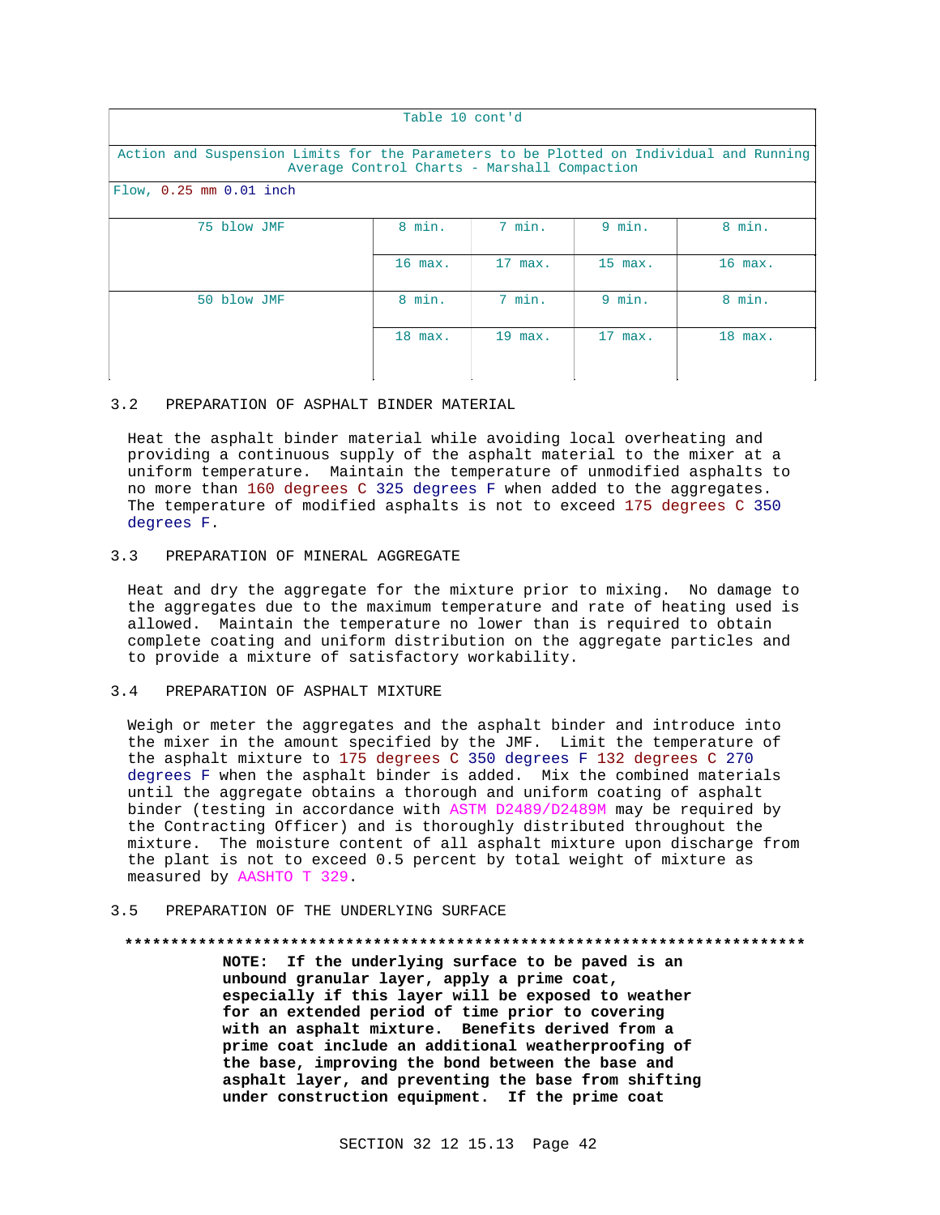| Table 10 cont'd | | | | |
|---|---|---|---|---|
| Action and Suspension Limits for the Parameters to be Plotted on Individual and Running Average Control Charts - Marshall Compaction | | | | |
| Flow, 0.25 mm 0.01 inch | | | | |
| 75 blow JMF | 8 min. | 7 min. | 9 min. | 8 min. |
| | 16 max. | 17 max. | 15 max. | 16 max. |
| 50 blow JMF | 8 min. | 7 min. | 9 min. | 8 min. |
| | 18 max. | 19 max. | 17 max. | 18 max. |

## 3.2 PREPARATION OF ASPHALT BINDER MATERIAL

Heat the asphalt binder material while avoiding local overheating and providing a continuous supply of the asphalt material to the mixer at a uniform temperature. Maintain the temperature of unmodified asphalts to no more than 160 degrees C 325 degrees F when added to the aggregates. The temperature of modified asphalts is not to exceed 175 degrees C 350 degrees F.

## 3.3 PREPARATION OF MINERAL AGGREGATE

Heat and dry the aggregate for the mixture prior to mixing. No damage to the aggregates due to the maximum temperature and rate of heating used is allowed. Maintain the temperature no lower than is required to obtain complete coating and uniform distribution on the aggregate particles and to provide a mixture of satisfactory workability.

## 3.4 PREPARATION OF ASPHALT MIXTURE

Weigh or meter the aggregates and the asphalt binder and introduce into the mixer in the amount specified by the JMF. Limit the temperature of the asphalt mixture to 175 degrees C 350 degrees F 132 degrees C 270 degrees F when the asphalt binder is added. Mix the combined materials until the aggregate obtains a thorough and uniform coating of asphalt binder (testing in accordance with ASTM D2489/D2489M may be required by the Contracting Officer) and is thoroughly distributed throughout the mixture. The moisture content of all asphalt mixture upon discharge from the plant is not to exceed 0.5 percent by total weight of mixture as measured by AASHTO T 329.

## 3.5 PREPARATION OF THE UNDERLYING SURFACE

**************************************************************************

**NOTE: If the underlying surface to be paved is an unbound granular layer, apply a prime coat, especially if this layer will be exposed to weather for an extended period of time prior to covering with an asphalt mixture. Benefits derived from a prime coat include an additional weatherproofing of the base, improving the bond between the base and asphalt layer, and preventing the base from shifting under construction equipment. If the prime coat**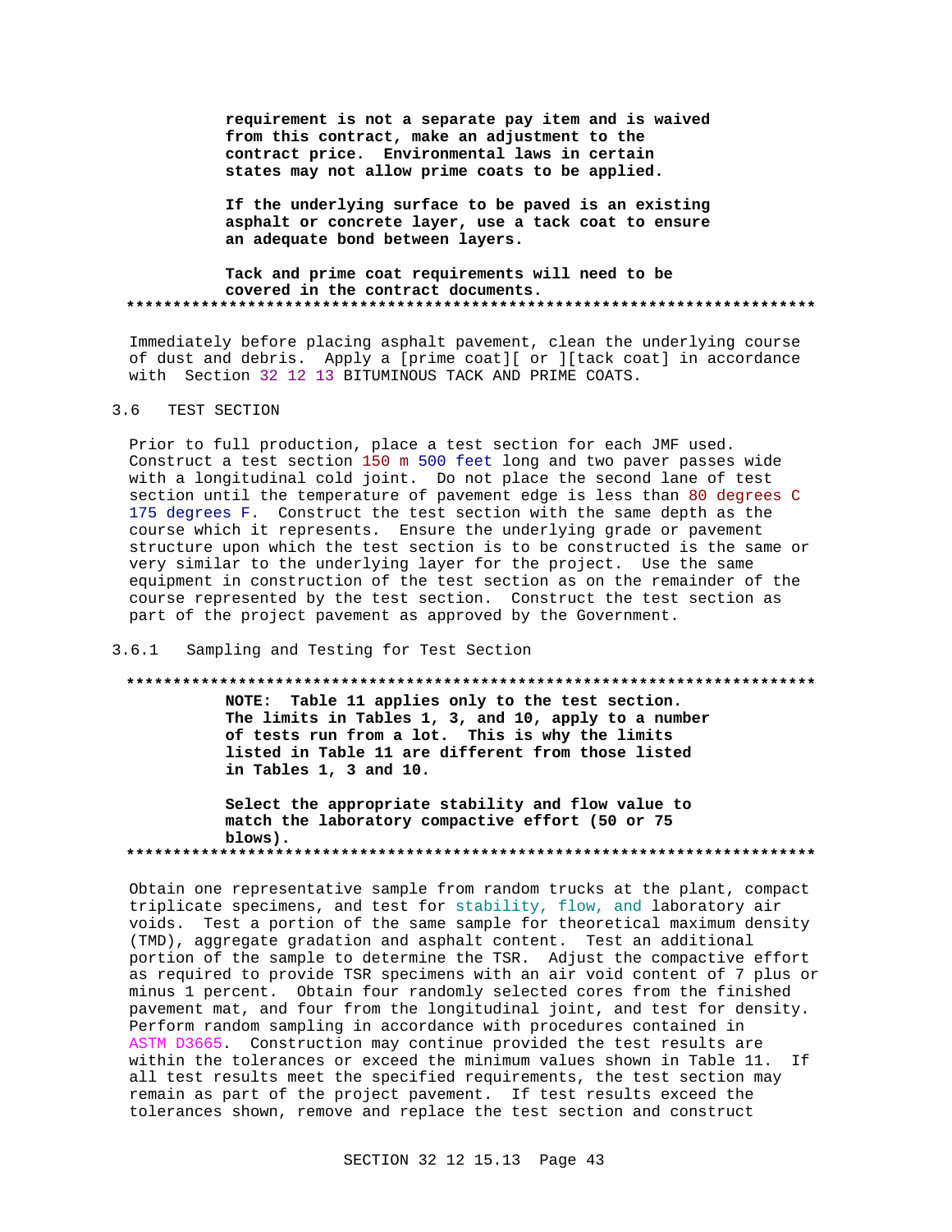**requirement is not a separate pay item and is waived from this contract, make an adjustment to the contract price. Environmental laws in certain states may not allow prime coats to be applied.**

**If the underlying surface to be paved is an existing asphalt or concrete layer, use a tack coat to ensure an adequate bond between layers.**

**Tack and prime coat requirements will need to be covered in the contract documents.**

**************************************************************************

Immediately before placing asphalt pavement, clean the underlying course of dust and debris. Apply a [prime coat][ or ][tack coat] in accordance with Section 32 12 13 BITUMINOUS TACK AND PRIME COATS.

## 3.6 TEST SECTION

Prior to full production, place a test section for each JMF used. Construct a test section 150 m 500 feet long and two paver passes wide with a longitudinal cold joint. Do not place the second lane of test section until the temperature of pavement edge is less than 80 degrees C 175 degrees F. Construct the test section with the same depth as the course which it represents. Ensure the underlying grade or pavement structure upon which the test section is to be constructed is the same or very similar to the underlying layer for the project. Use the same equipment in construction of the test section as on the remainder of the course represented by the test section. Construct the test section as part of the project pavement as approved by the Government.

### 3.6.1 Sampling and Testing for Test Section

**************************************************************************

**NOTE: Table 11 applies only to the test section. The limits in Tables 1, 3, and 10, apply to a number of tests run from a lot. This is why the limits listed in Table 11 are different from those listed in Tables 1, 3 and 10.**

**Select the appropriate stability and flow value to match the laboratory compactive effort (50 or 75 blows).**

**************************************************************************

Obtain one representative sample from random trucks at the plant, compact triplicate specimens, and test for stability, flow, and laboratory air voids. Test a portion of the same sample for theoretical maximum density (TMD), aggregate gradation and asphalt content. Test an additional portion of the sample to determine the TSR. Adjust the compactive effort as required to provide TSR specimens with an air void content of 7 plus or minus 1 percent. Obtain four randomly selected cores from the finished pavement mat, and four from the longitudinal joint, and test for density. Perform random sampling in accordance with procedures contained in ASTM D3665. Construction may continue provided the test results are within the tolerances or exceed the minimum values shown in Table 11. If all test results meet the specified requirements, the test section may remain as part of the project pavement. If test results exceed the tolerances shown, remove and replace the test section and construct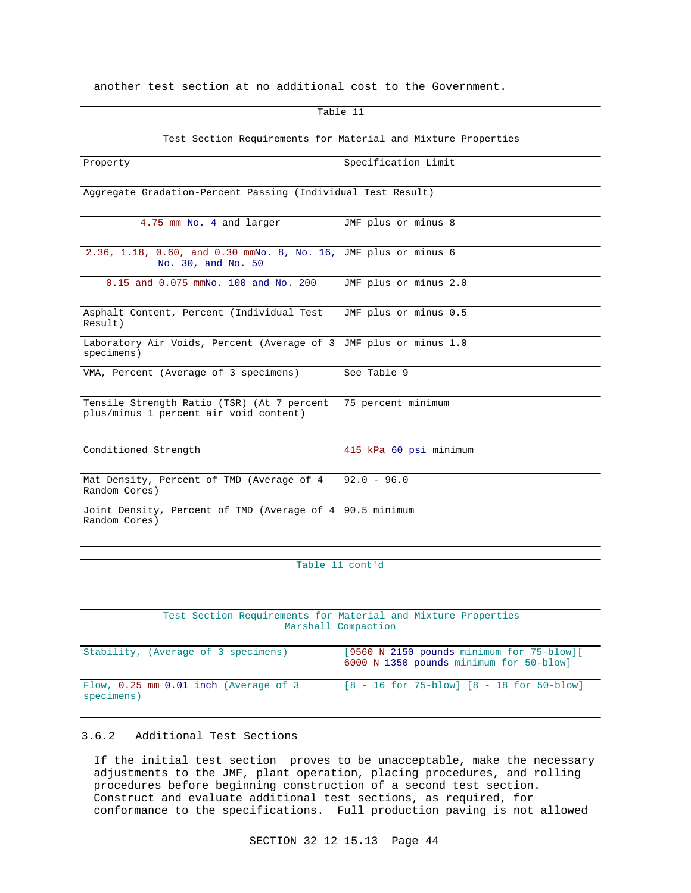another test section at no additional cost to the Government.

| Table 11 | |
|---|---|
| Test Section Requirements for Material and Mixture Properties | |
| Property | Specification Limit |
| Aggregate Gradation-Percent Passing (Individual Test Result) | |
| 4.75 mm No. 4 and larger | JMF plus or minus 8 |
| 2.36, 1.18, 0.60, and 0.30 mmNo. 8, No. 16, No. 30, and No. 50 | JMF plus or minus 6 |
| 0.15 and 0.075 mmNo. 100 and No. 200 | JMF plus or minus 2.0 |
| Asphalt Content, Percent (Individual Test Result) | JMF plus or minus 0.5 |
| Laboratory Air Voids, Percent (Average of 3 specimens) | JMF plus or minus 1.0 |
| VMA, Percent (Average of 3 specimens) | See Table 9 |
| Tensile Strength Ratio (TSR) (At 7 percent plus/minus 1 percent air void content) | 75 percent minimum |
| Conditioned Strength | 415 kPa 60 psi minimum |
| Mat Density, Percent of TMD (Average of 4 Random Cores) | 92.0 - 96.0 |
| Joint Density, Percent of TMD (Average of 4 Random Cores) | 90.5 minimum |

| Table 11 cont'd | |
|---|---|
| Test Section Requirements for Material and Mixture Properties Marshall Compaction | |
| Stability, (Average of 3 specimens) | [9560 N 2150 pounds minimum for 75-blow][ 6000 N 1350 pounds minimum for 50-blow] |
| Flow, 0.25 mm 0.01 inch (Average of 3 specimens) | [8 - 16 for 75-blow] [8 - 18 for 50-blow] |

### 3.6.2 Additional Test Sections

If the initial test section proves to be unacceptable, make the necessary adjustments to the JMF, plant operation, placing procedures, and rolling procedures before beginning construction of a second test section. Construct and evaluate additional test sections, as required, for conformance to the specifications. Full production paving is not allowed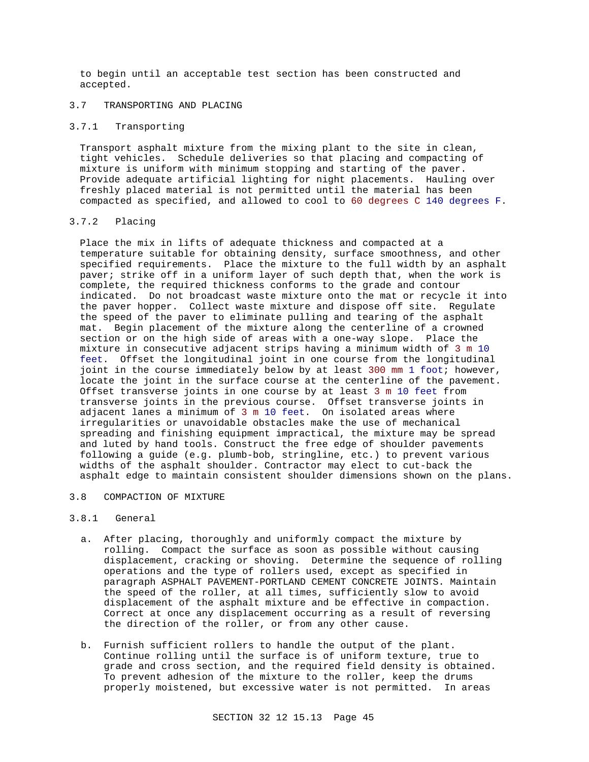to begin until an acceptable test section has been constructed and accepted.

## 3.7 TRANSPORTING AND PLACING

### 3.7.1 Transporting

Transport asphalt mixture from the mixing plant to the site in clean, tight vehicles. Schedule deliveries so that placing and compacting of mixture is uniform with minimum stopping and starting of the paver. Provide adequate artificial lighting for night placements. Hauling over freshly placed material is not permitted until the material has been compacted as specified, and allowed to cool to 60 degrees C 140 degrees F.

### 3.7.2 Placing

Place the mix in lifts of adequate thickness and compacted at a temperature suitable for obtaining density, surface smoothness, and other specified requirements. Place the mixture to the full width by an asphalt paver; strike off in a uniform layer of such depth that, when the work is complete, the required thickness conforms to the grade and contour indicated. Do not broadcast waste mixture onto the mat or recycle it into the paver hopper. Collect waste mixture and dispose off site. Regulate the speed of the paver to eliminate pulling and tearing of the asphalt mat. Begin placement of the mixture along the centerline of a crowned section or on the high side of areas with a one-way slope. Place the mixture in consecutive adjacent strips having a minimum width of 3 m 10 feet. Offset the longitudinal joint in one course from the longitudinal joint in the course immediately below by at least 300 mm 1 foot; however, locate the joint in the surface course at the centerline of the pavement. Offset transverse joints in one course by at least 3 m 10 feet from transverse joints in the previous course. Offset transverse joints in adjacent lanes a minimum of 3 m 10 feet. On isolated areas where irregularities or unavoidable obstacles make the use of mechanical spreading and finishing equipment impractical, the mixture may be spread and luted by hand tools. Construct the free edge of shoulder pavements following a guide (e.g. plumb-bob, stringline, etc.) to prevent various widths of the asphalt shoulder. Contractor may elect to cut-back the asphalt edge to maintain consistent shoulder dimensions shown on the plans.

## 3.8 COMPACTION OF MIXTURE

### 3.8.1 General

a. After placing, thoroughly and uniformly compact the mixture by rolling. Compact the surface as soon as possible without causing displacement, cracking or shoving. Determine the sequence of rolling operations and the type of rollers used, except as specified in paragraph ASPHALT PAVEMENT-PORTLAND CEMENT CONCRETE JOINTS. Maintain the speed of the roller, at all times, sufficiently slow to avoid displacement of the asphalt mixture and be effective in compaction. Correct at once any displacement occurring as a result of reversing the direction of the roller, or from any other cause.

b. Furnish sufficient rollers to handle the output of the plant. Continue rolling until the surface is of uniform texture, true to grade and cross section, and the required field density is obtained. To prevent adhesion of the mixture to the roller, keep the drums properly moistened, but excessive water is not permitted. In areas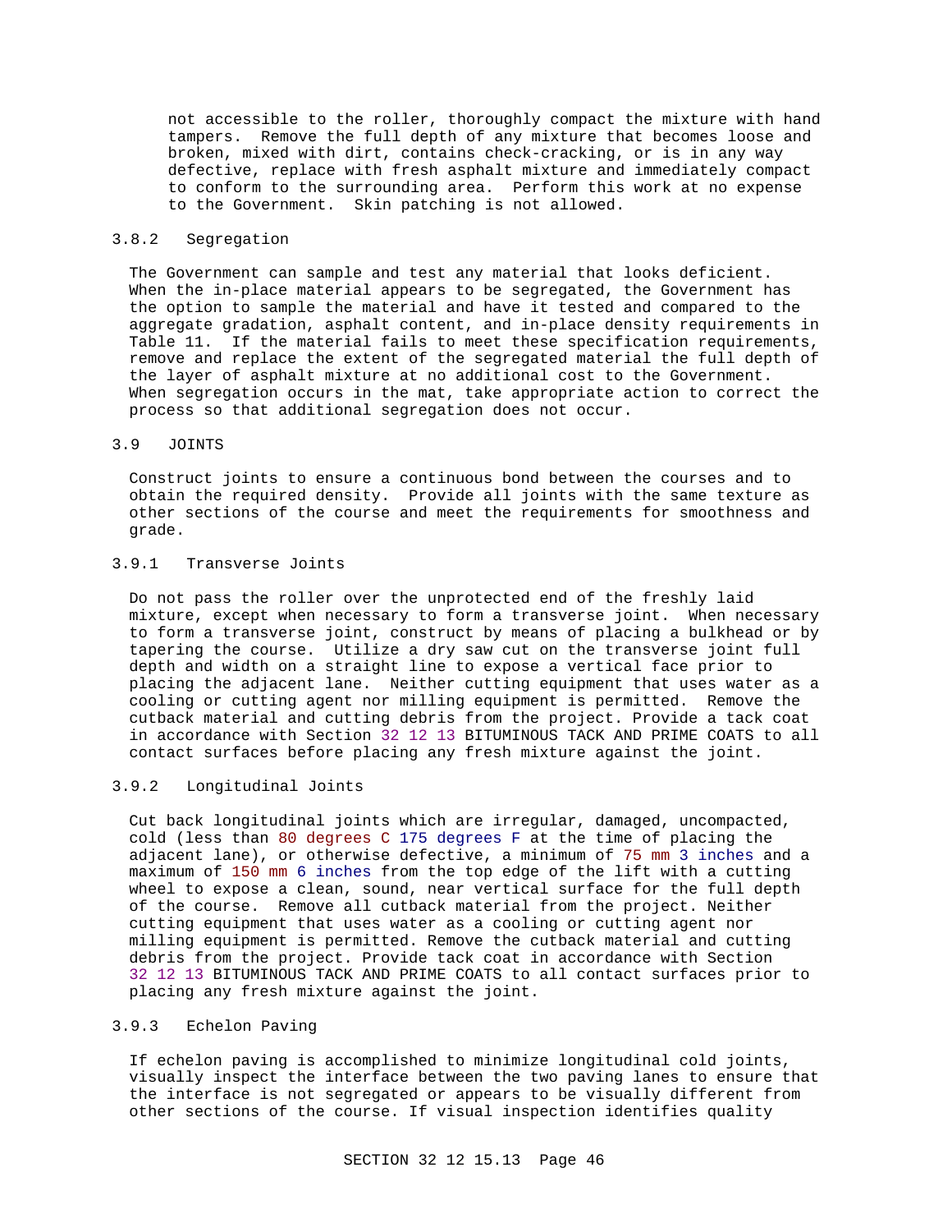not accessible to the roller, thoroughly compact the mixture with hand tampers. Remove the full depth of any mixture that becomes loose and broken, mixed with dirt, contains check-cracking, or is in any way defective, replace with fresh asphalt mixture and immediately compact to conform to the surrounding area. Perform this work at no expense to the Government. Skin patching is not allowed.

#### 3.8.2 Segregation

The Government can sample and test any material that looks deficient. When the in-place material appears to be segregated, the Government has the option to sample the material and have it tested and compared to the aggregate gradation, asphalt content, and in-place density requirements in Table 11. If the material fails to meet these specification requirements, remove and replace the extent of the segregated material the full depth of the layer of asphalt mixture at no additional cost to the Government. When segregation occurs in the mat, take appropriate action to correct the process so that additional segregation does not occur.

### 3.9 JOINTS

Construct joints to ensure a continuous bond between the courses and to obtain the required density. Provide all joints with the same texture as other sections of the course and meet the requirements for smoothness and grade.

#### 3.9.1 Transverse Joints

Do not pass the roller over the unprotected end of the freshly laid mixture, except when necessary to form a transverse joint. When necessary to form a transverse joint, construct by means of placing a bulkhead or by tapering the course. Utilize a dry saw cut on the transverse joint full depth and width on a straight line to expose a vertical face prior to placing the adjacent lane. Neither cutting equipment that uses water as a cooling or cutting agent nor milling equipment is permitted. Remove the cutback material and cutting debris from the project. Provide a tack coat in accordance with Section 32 12 13 BITUMINOUS TACK AND PRIME COATS to all contact surfaces before placing any fresh mixture against the joint.

#### 3.9.2 Longitudinal Joints

Cut back longitudinal joints which are irregular, damaged, uncompacted, cold (less than 80 degrees C 175 degrees F at the time of placing the adjacent lane), or otherwise defective, a minimum of 75 mm 3 inches and a maximum of 150 mm 6 inches from the top edge of the lift with a cutting wheel to expose a clean, sound, near vertical surface for the full depth of the course. Remove all cutback material from the project. Neither cutting equipment that uses water as a cooling or cutting agent nor milling equipment is permitted. Remove the cutback material and cutting debris from the project. Provide tack coat in accordance with Section 32 12 13 BITUMINOUS TACK AND PRIME COATS to all contact surfaces prior to placing any fresh mixture against the joint.

#### 3.9.3 Echelon Paving

If echelon paving is accomplished to minimize longitudinal cold joints, visually inspect the interface between the two paving lanes to ensure that the interface is not segregated or appears to be visually different from other sections of the course. If visual inspection identifies quality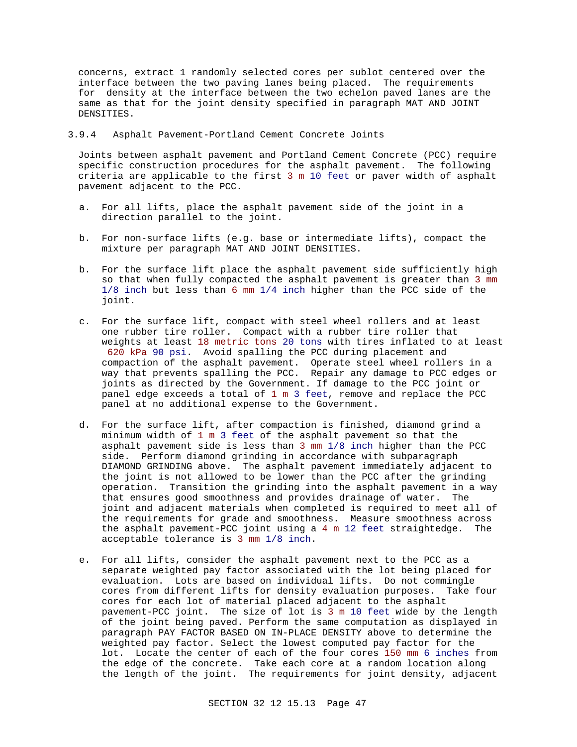concerns, extract 1 randomly selected cores per sublot centered over the interface between the two paving lanes being placed. The requirements for density at the interface between the two echelon paved lanes are the same as that for the joint density specified in paragraph MAT AND JOINT DENSITIES.

### 3.9.4 Asphalt Pavement-Portland Cement Concrete Joints

Joints between asphalt pavement and Portland Cement Concrete (PCC) require specific construction procedures for the asphalt pavement. The following criteria are applicable to the first 3 m 10 feet or paver width of asphalt pavement adjacent to the PCC.

a. For all lifts, place the asphalt pavement side of the joint in a direction parallel to the joint.

b. For non-surface lifts (e.g. base or intermediate lifts), compact the mixture per paragraph MAT AND JOINT DENSITIES.

b. For the surface lift place the asphalt pavement side sufficiently high so that when fully compacted the asphalt pavement is greater than 3 mm 1/8 inch but less than 6 mm 1/4 inch higher than the PCC side of the joint.

c. For the surface lift, compact with steel wheel rollers and at least one rubber tire roller. Compact with a rubber tire roller that weights at least 18 metric tons 20 tons with tires inflated to at least 620 kPa 90 psi. Avoid spalling the PCC during placement and compaction of the asphalt pavement. Operate steel wheel rollers in a way that prevents spalling the PCC. Repair any damage to PCC edges or joints as directed by the Government. If damage to the PCC joint or panel edge exceeds a total of 1 m 3 feet, remove and replace the PCC panel at no additional expense to the Government.

d. For the surface lift, after compaction is finished, diamond grind a minimum width of 1 m 3 feet of the asphalt pavement so that the asphalt pavement side is less than 3 mm 1/8 inch higher than the PCC side. Perform diamond grinding in accordance with subparagraph DIAMOND GRINDING above. The asphalt pavement immediately adjacent to the joint is not allowed to be lower than the PCC after the grinding operation. Transition the grinding into the asphalt pavement in a way that ensures good smoothness and provides drainage of water. The joint and adjacent materials when completed is required to meet all of the requirements for grade and smoothness. Measure smoothness across the asphalt pavement-PCC joint using a 4 m 12 feet straightedge. The acceptable tolerance is 3 mm 1/8 inch.

e. For all lifts, consider the asphalt pavement next to the PCC as a separate weighted pay factor associated with the lot being placed for evaluation. Lots are based on individual lifts. Do not commingle cores from different lifts for density evaluation purposes. Take four cores for each lot of material placed adjacent to the asphalt pavement-PCC joint. The size of lot is 3 m 10 feet wide by the length of the joint being paved. Perform the same computation as displayed in paragraph PAY FACTOR BASED ON IN-PLACE DENSITY above to determine the weighted pay factor. Select the lowest computed pay factor for the lot. Locate the center of each of the four cores 150 mm 6 inches from the edge of the concrete. Take each core at a random location along the length of the joint. The requirements for joint density, adjacent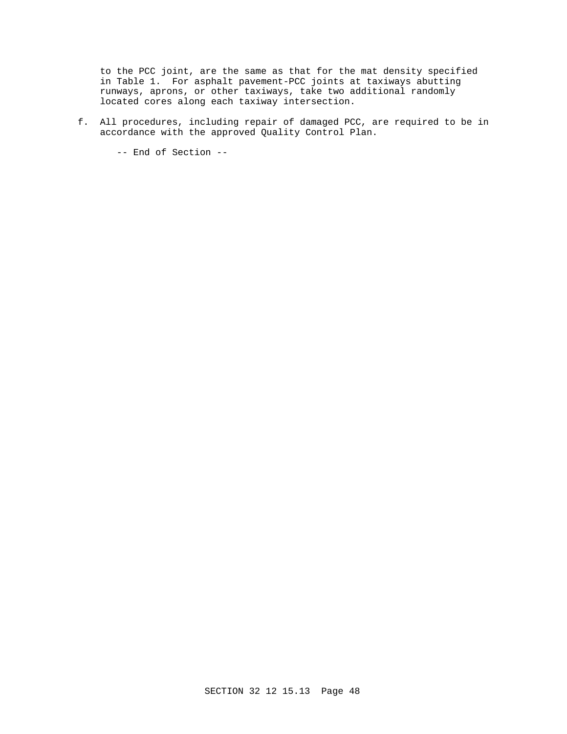to the PCC joint, are the same as that for the mat density specified in Table 1. For asphalt pavement-PCC joints at taxiways abutting runways, aprons, or other taxiways, take two additional randomly located cores along each taxiway intersection.

f. All procedures, including repair of damaged PCC, are required to be in accordance with the approved Quality Control Plan.

-- End of Section --